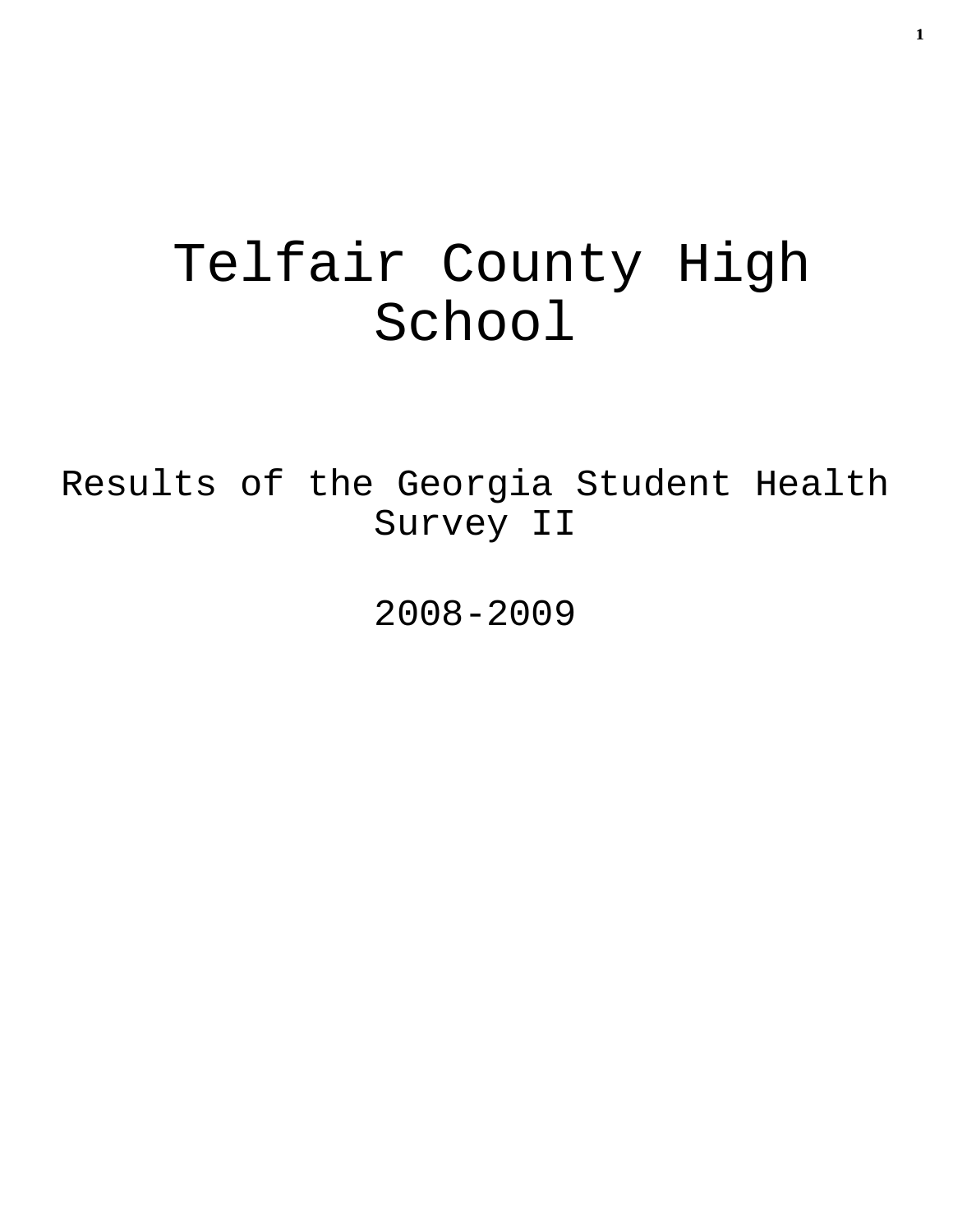# Telfair County High School

Results of the Georgia Student Health Survey II

2008-2009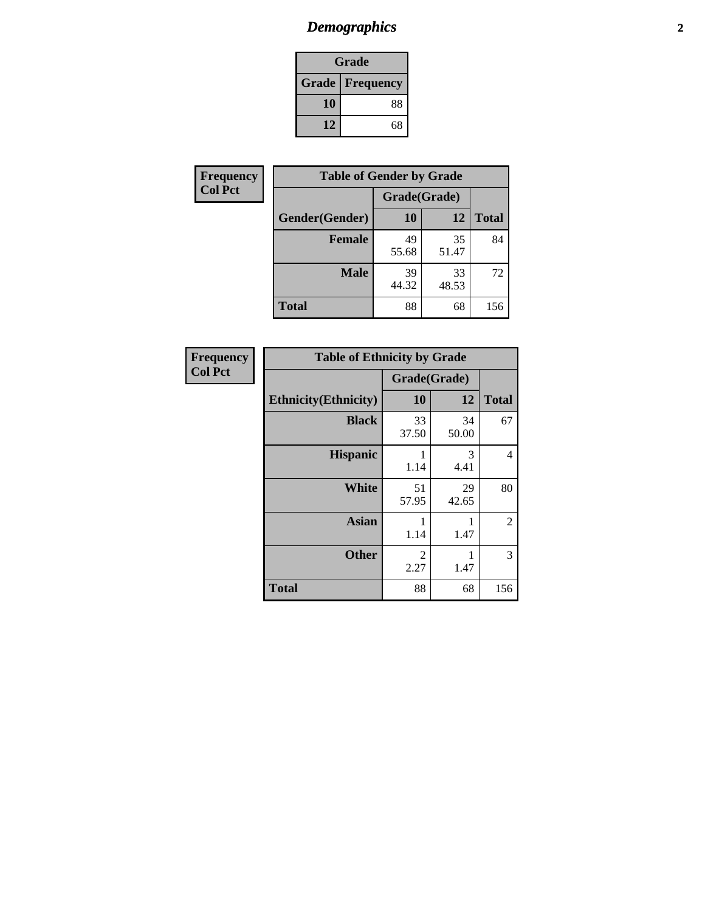# *Demographics*

| Grade | |
|---|---|
| **Grade** | **Frequency** |
| **10** | 88 |
| **12** | 68 |

**Frequency**
**Col Pct**

| **Table of Gender by Grade** | | | |
|---|---|---|---|
| | **Grade(Grade)** | | |
| **Gender(Gender)** | **10** | **12** | **Total** |
| **Female** | 49<br>55.68 | 35<br>51.47 | 84 |
| **Male** | 39<br>44.32 | 33<br>48.53 | 72 |
| **Total** | 88 | 68 | 156 |

**Frequency**
**Col Pct**

| **Table of Ethnicity by Grade** | | | |
|---|---|---|---|
| | **Grade(Grade)** | | |
| **Ethnicity(Ethnicity)** | **10** | **12** | **Total** |
| **Black** | 33<br>37.50 | 34<br>50.00 | 67 |
| **Hispanic** | 1<br>1.14 | 3<br>4.41 | 4 |
| **White** | 51<br>57.95 | 29<br>42.65 | 80 |
| **Asian** | 1<br>1.14 | 1<br>1.47 | 2 |
| **Other** | 2<br>2.27 | 1<br>1.47 | 3 |
| **Total** | 88 | 68 | 156 |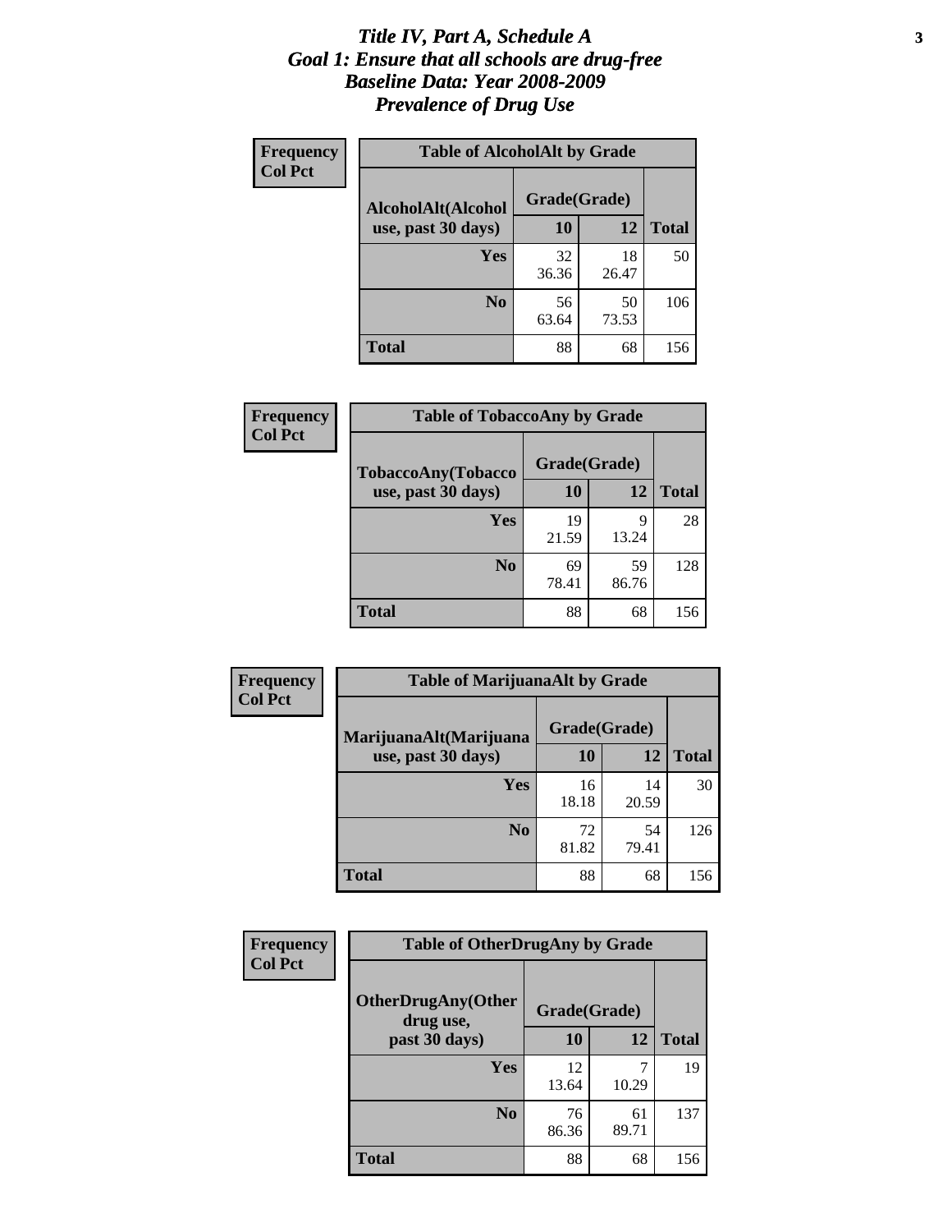# *Title IV, Part A, Schedule A*
# *Goal 1: Ensure that all schools are drug-free*
# *Baseline Data: Year 2008-2009*
# *Prevalence of Drug Use*

**Frequency**
**Col Pct**

| Table of AlcoholAlt by Grade | | | |
|---|---|---|---|
| AlcoholAlt(Alcohol use, past 30 days) | Grade(Grade) | | |
| | 10 | 12 | Total |
| Yes | 32<br>36.36 | 18<br>26.47 | 50 |
| No | 56<br>63.64 | 50<br>73.53 | 106 |
| Total | 88 | 68 | 156 |

**Frequency**
**Col Pct**

| Table of TobaccoAny by Grade | | | |
|---|---|---|---|
| TobaccoAny(Tobacco use, past 30 days) | Grade(Grade) | | |
| | 10 | 12 | Total |
| Yes | 19<br>21.59 | 9<br>13.24 | 28 |
| No | 69<br>78.41 | 59<br>86.76 | 128 |
| Total | 88 | 68 | 156 |

**Frequency**
**Col Pct**

| Table of MarijuanaAlt by Grade | | | |
|---|---|---|---|
| MarijuanaAlt(Marijuana use, past 30 days) | Grade(Grade) | | |
| | 10 | 12 | Total |
| Yes | 16<br>18.18 | 14<br>20.59 | 30 |
| No | 72<br>81.82 | 54<br>79.41 | 126 |
| Total | 88 | 68 | 156 |

**Frequency**
**Col Pct**

| Table of OtherDrugAny by Grade | | | |
|---|---|---|---|
| OtherDrugAny(Other drug use, past 30 days) | Grade(Grade) | | |
| | 10 | 12 | Total |
| Yes | 12<br>13.64 | 7<br>10.29 | 19 |
| No | 76<br>86.36 | 61<br>89.71 | 137 |
| Total | 88 | 68 | 156 |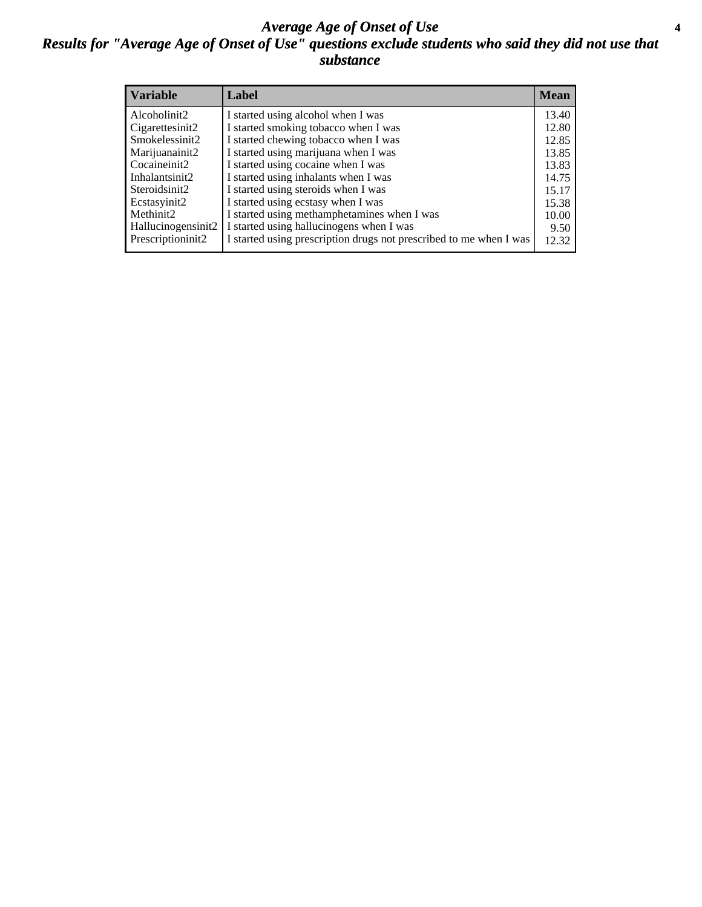# Average Age of Onset of Use

## Results for "Average Age of Onset of Use" questions exclude students who said they did not use that substance

| Variable | Label | Mean |
|---|---|---|
| Alcoholinit2 | I started using alcohol when I was | 13.40 |
| Cigarettesinit2 | I started smoking tobacco when I was | 12.80 |
| Smokelessinit2 | I started chewing tobacco when I was | 12.85 |
| Marijuanainit2 | I started using marijuana when I was | 13.85 |
| Cocaineinit2 | I started using cocaine when I was | 13.83 |
| Inhalantsinit2 | I started using inhalants when I was | 14.75 |
| Steroidsinit2 | I started using steroids when I was | 15.17 |
| Ecstasyinit2 | I started using ecstasy when I was | 15.38 |
| Methinit2 | I started using methamphetamines when I was | 10.00 |
| Hallucinogensinit2 | I started using hallucinogens when I was | 9.50 |
| Prescriptioninit2 | I started using prescription drugs not prescribed to me when I was | 12.32 |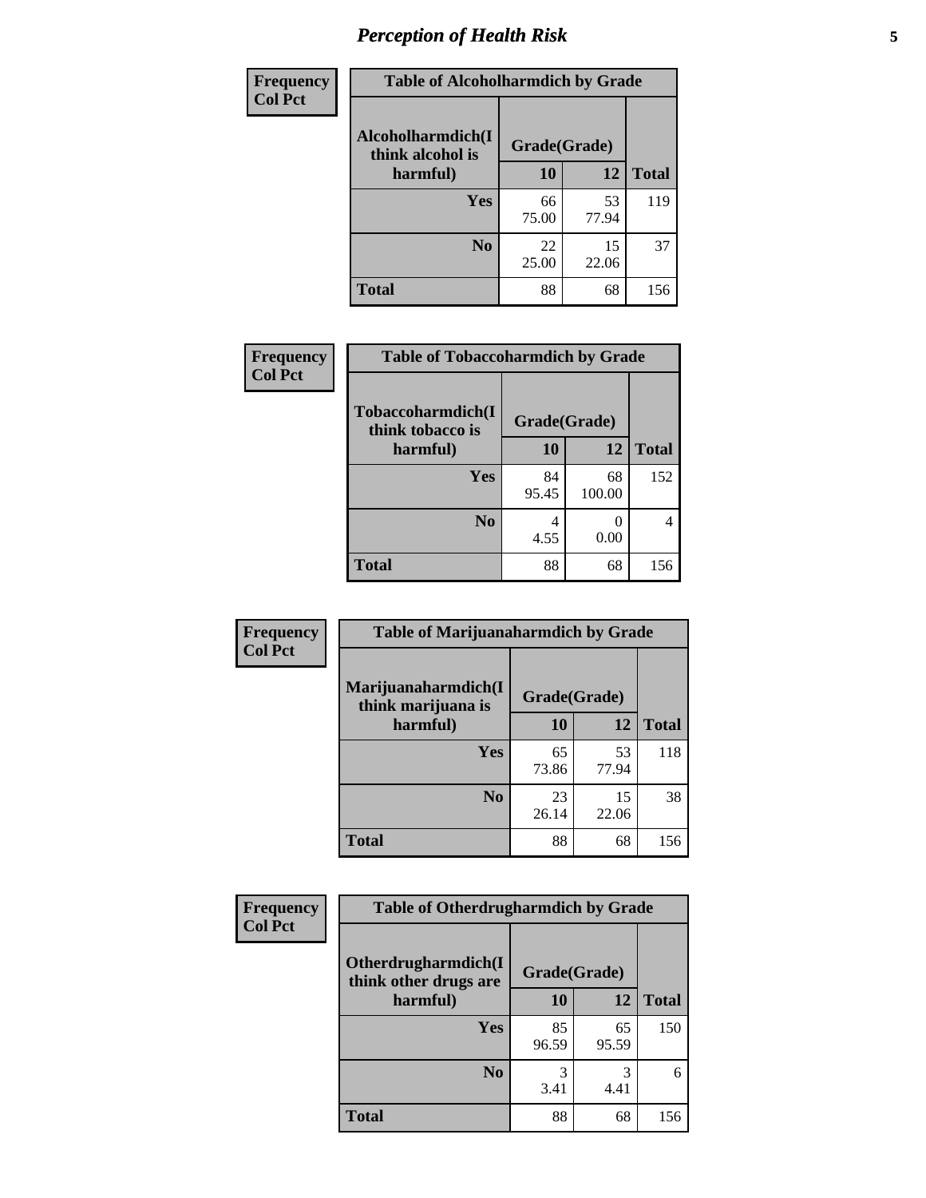# Perception of Health Risk

**Frequency**
**Col Pct**

| Table of Alcoholharmdich by Grade | | | |
|---|---|---|---|
| Alcoholharmdich(I think alcohol is harmful) | Grade(Grade) | | |
| | 10 | 12 | Total |
| Yes | 66<br>75.00 | 53<br>77.94 | 119 |
| No | 22<br>25.00 | 15<br>22.06 | 37 |
| Total | 88 | 68 | 156 |

**Frequency**
**Col Pct**

| Table of Tobaccoharmdich by Grade | | | |
|---|---|---|---|
| Tobaccoharmdich(I think tobacco is harmful) | Grade(Grade) | | |
| | 10 | 12 | Total |
| Yes | 84<br>95.45 | 68<br>100.00 | 152 |
| No | 4<br>4.55 | 0<br>0.00 | 4 |
| Total | 88 | 68 | 156 |

**Frequency**
**Col Pct**

| Table of Marijuanaharmdich by Grade | | | |
|---|---|---|---|
| Marijuanaharmdich(I think marijuana is harmful) | Grade(Grade) | | |
| | 10 | 12 | Total |
| Yes | 65<br>73.86 | 53<br>77.94 | 118 |
| No | 23<br>26.14 | 15<br>22.06 | 38 |
| Total | 88 | 68 | 156 |

**Frequency**
**Col Pct**

| Table of Otherdrugharmdich by Grade | | | |
|---|---|---|---|
| Otherdrugharmdich(I think other drugs are harmful) | Grade(Grade) | | |
| | 10 | 12 | Total |
| Yes | 85<br>96.59 | 65<br>95.59 | 150 |
| No | 3<br>3.41 | 3<br>4.41 | 6 |
| Total | 88 | 68 | 156 |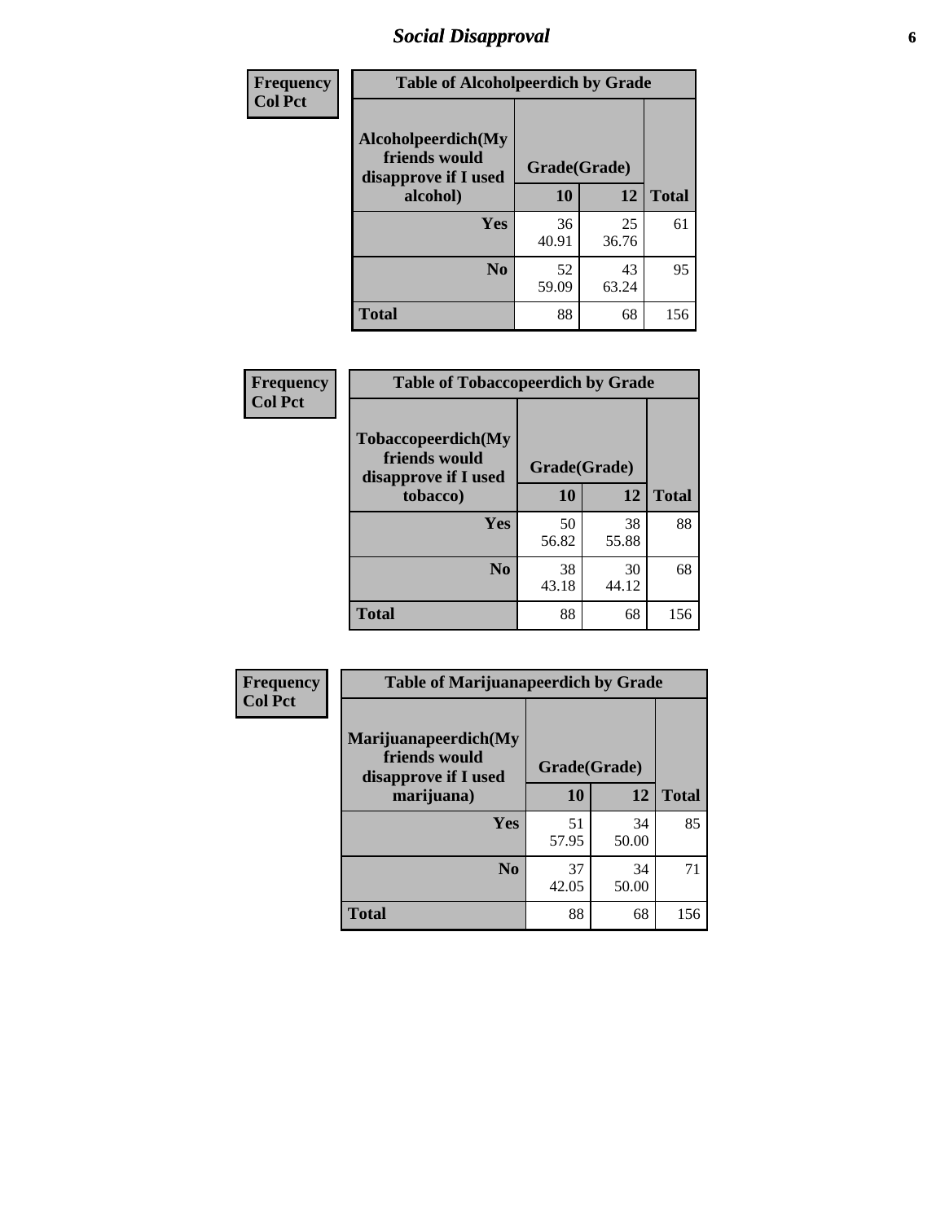# Social Disapproval

| Frequency<br>Col Pct | | | |
|---|---|---|---|

**Table of Alcoholpeerdich by Grade**

| Alcoholpeerdich(My friends would disapprove if I used alcohol) | Grade(Grade) | | |
|---|---|---|---|
| | 10 | 12 | Total |
| Yes | 36<br>40.91 | 25<br>36.76 | 61 |
| No | 52<br>59.09 | 43<br>63.24 | 95 |
| Total | 88 | 68 | 156 |

| Frequency<br>Col Pct | | | |
|---|---|---|---|

**Table of Tobaccopeerdich by Grade**

| Tobaccopeerdich(My friends would disapprove if I used tobacco) | Grade(Grade) | | |
|---|---|---|---|
| | 10 | 12 | Total |
| Yes | 50<br>56.82 | 38<br>55.88 | 88 |
| No | 38<br>43.18 | 30<br>44.12 | 68 |
| Total | 88 | 68 | 156 |

| Frequency<br>Col Pct | | | |
|---|---|---|---|

**Table of Marijuanapeerdich by Grade**

| Marijuanapeerdich(My friends would disapprove if I used marijuana) | Grade(Grade) | | |
|---|---|---|---|
| | 10 | 12 | Total |
| Yes | 51<br>57.95 | 34<br>50.00 | 85 |
| No | 37<br>42.05 | 34<br>50.00 | 71 |
| Total | 88 | 68 | 156 |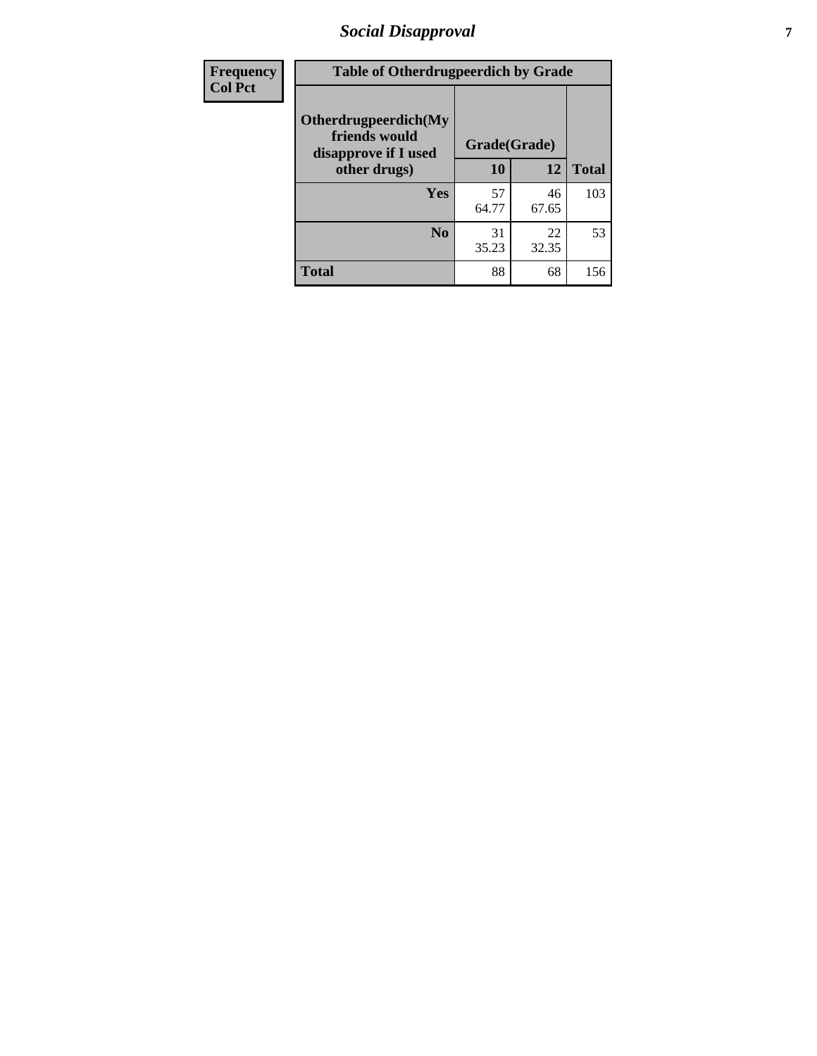| Frequency Col Pct | Table of Otherdrugpeerdich by Grade | | |
|---|---|---|---|
| **Otherdrugpeerdich(My friends would disapprove if I used other drugs)** | **Grade(Grade)** | | |
| | **10** | **12** | **Total** |
| **Yes** | 57<br>64.77 | 46<br>67.65 | 103 |
| **No** | 31<br>35.23 | 22<br>32.35 | 53 |
| **Total** | 88 | 68 | 156 |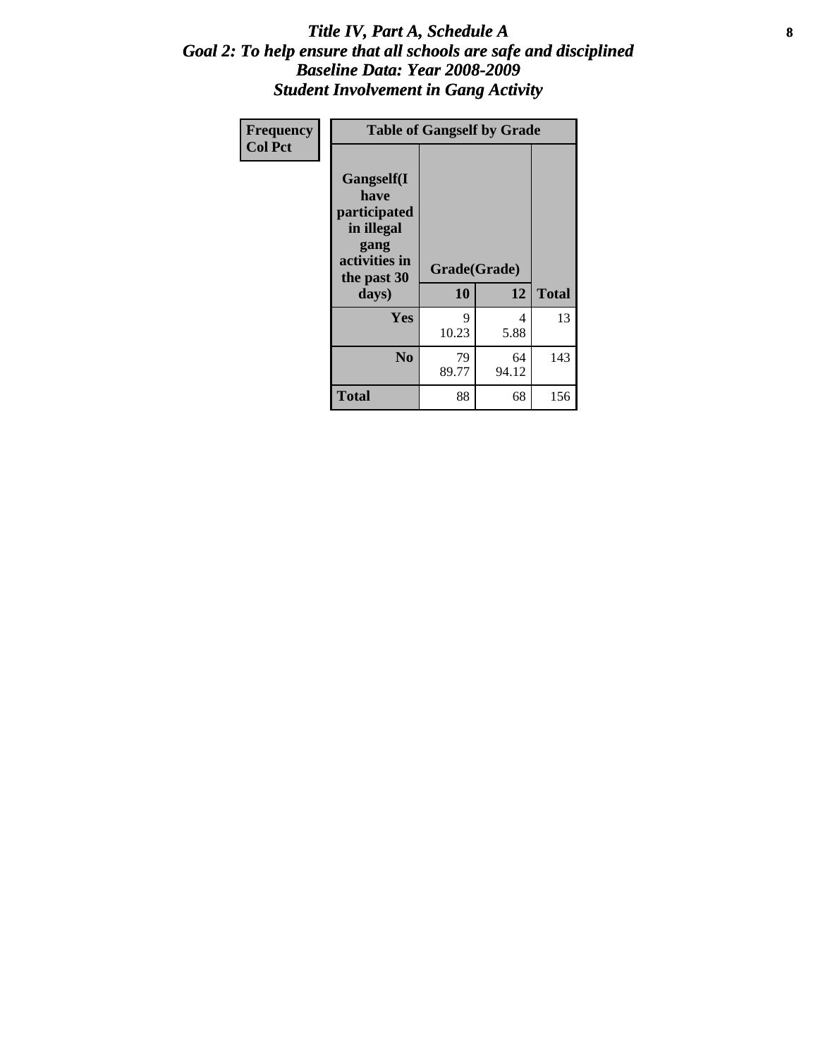# *Title IV, Part A, Schedule A*
## *Goal 2: To help ensure that all schools are safe and disciplined*
## *Baseline Data: Year 2008-2009*
## *Student Involvement in Gang Activity*

| Frequency<br>Col Pct | Table of Gangself by Grade | | |
|---|---|---|---|
| Gangself(I have participated in illegal gang activities in the past 30 days) | Grade(Grade) | | |
| | 10 | 12 | Total |
| Yes | 9<br>10.23 | 4<br>5.88 | 13 |
| No | 79<br>89.77 | 64<br>94.12 | 143 |
| Total | 88 | 68 | 156 |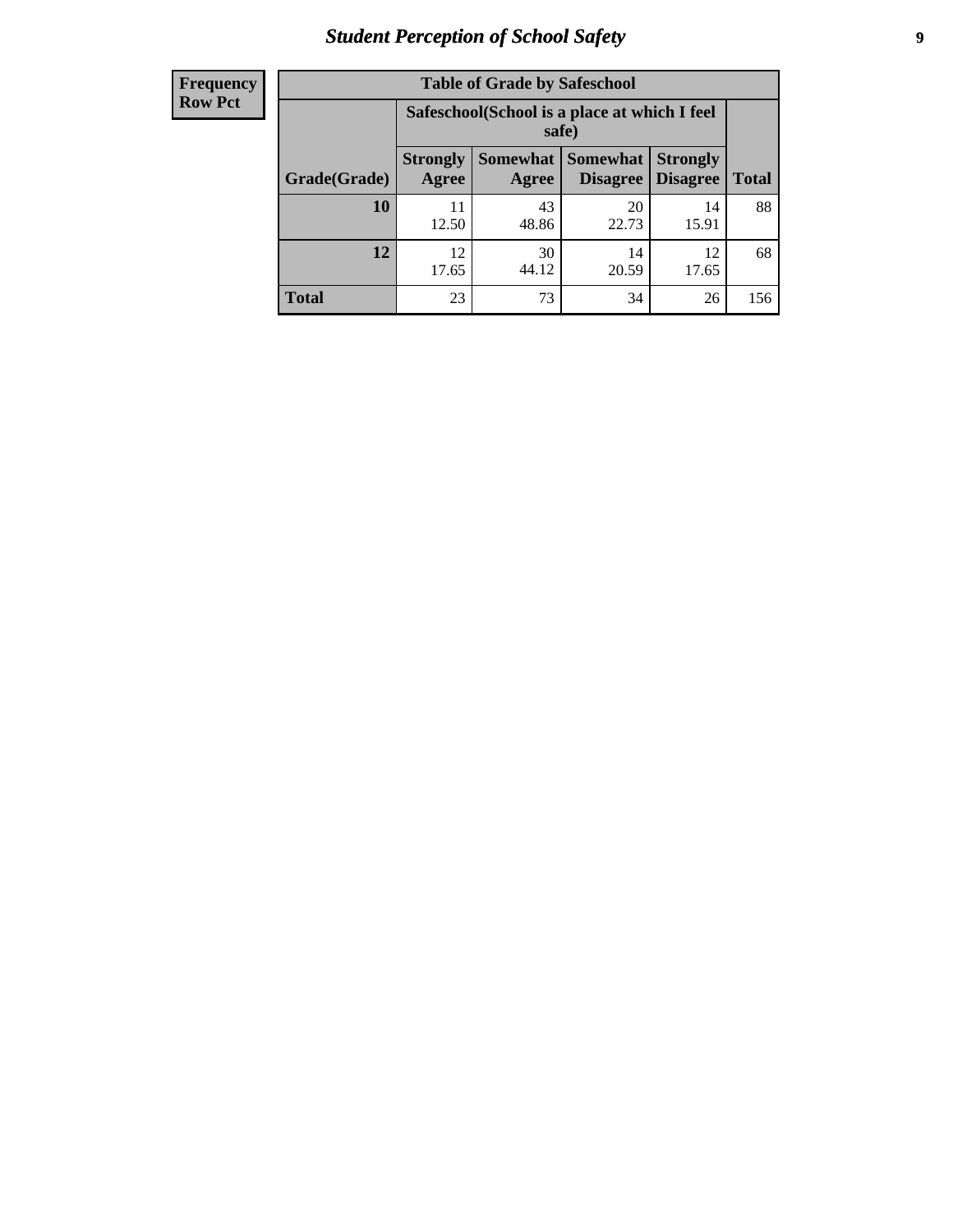| Frequency Row Pct |
|---|

| Table of Grade by Safeschool | | | | | |
|---|---|---|---|---|---|
| | Safeschool(School is a place at which I feel safe) | | | | |
| Grade(Grade) | Strongly Agree | Somewhat Agree | Somewhat Disagree | Strongly Disagree | Total |
| 10 | 11<br>12.50 | 43<br>48.86 | 20<br>22.73 | 14<br>15.91 | 88 |
| 12 | 12<br>17.65 | 30<br>44.12 | 14<br>20.59 | 12<br>17.65 | 68 |
| Total | 23 | 73 | 34 | 26 | 156 |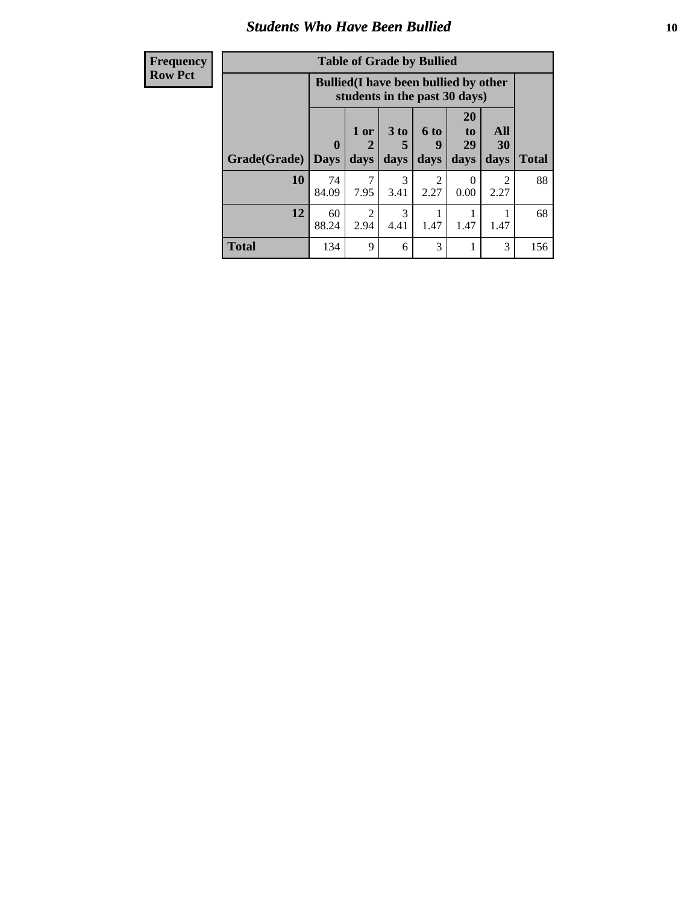## Students Who Have Been Bullied

| Frequency<br>Row Pct | Table of Grade by Bullied | | | | | | |
|---|---|---|---|---|---|---|---|
| | Bullied(I have been bullied by other students in the past 30 days) | | | | | | |
| Grade(Grade) | 0 Days | 1 or 2 days | 3 to 5 days | 6 to 9 days | 20 to 29 days | All 30 days | Total |
| 10 | 74<br>84.09 | 7<br>7.95 | 3<br>3.41 | 2<br>2.27 | 0<br>0.00 | 2<br>2.27 | 88 |
| 12 | 60<br>88.24 | 2<br>2.94 | 3<br>4.41 | 1<br>1.47 | 1<br>1.47 | 1<br>1.47 | 68 |
| Total | 134 | 9 | 6 | 3 | 1 | 3 | 156 |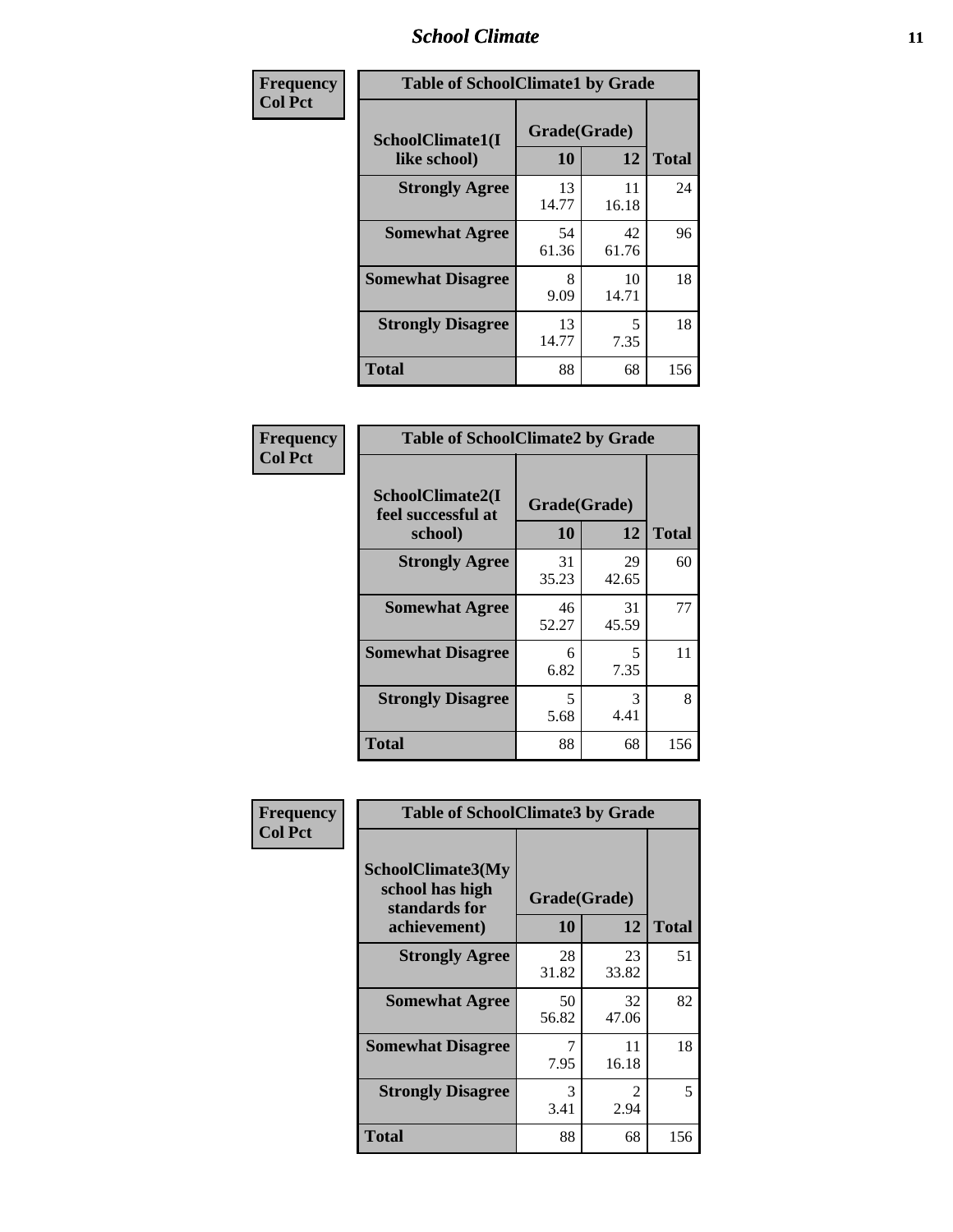| Frequency<br>Col Pct | Table of SchoolClimate1 by Grade | | |
|---|---|---|---|
| **SchoolClimate1(I like school)** | **Grade(Grade)** | | |
| | **10** | **12** | **Total** |
| **Strongly Agree** | 13<br>14.77 | 11<br>16.18 | 24 |
| **Somewhat Agree** | 54<br>61.36 | 42<br>61.76 | 96 |
| **Somewhat Disagree** | 8<br>9.09 | 10<br>14.71 | 18 |
| **Strongly Disagree** | 13<br>14.77 | 5<br>7.35 | 18 |
| **Total** | 88 | 68 | 156 |

| Frequency<br>Col Pct | Table of SchoolClimate2 by Grade | | |
|---|---|---|---|
| **SchoolClimate2(I feel successful at school)** | **Grade(Grade)** | | |
| | **10** | **12** | **Total** |
| **Strongly Agree** | 31<br>35.23 | 29<br>42.65 | 60 |
| **Somewhat Agree** | 46<br>52.27 | 31<br>45.59 | 77 |
| **Somewhat Disagree** | 6<br>6.82 | 5<br>7.35 | 11 |
| **Strongly Disagree** | 5<br>5.68 | 3<br>4.41 | 8 |
| **Total** | 88 | 68 | 156 |

| Frequency<br>Col Pct | Table of SchoolClimate3 by Grade | | |
|---|---|---|---|
| **SchoolClimate3(My school has high standards for achievement)** | **Grade(Grade)** | | |
| | **10** | **12** | **Total** |
| **Strongly Agree** | 28<br>31.82 | 23<br>33.82 | 51 |
| **Somewhat Agree** | 50<br>56.82 | 32<br>47.06 | 82 |
| **Somewhat Disagree** | 7<br>7.95 | 11<br>16.18 | 18 |
| **Strongly Disagree** | 3<br>3.41 | 2<br>2.94 | 5 |
| **Total** | 88 | 68 | 156 |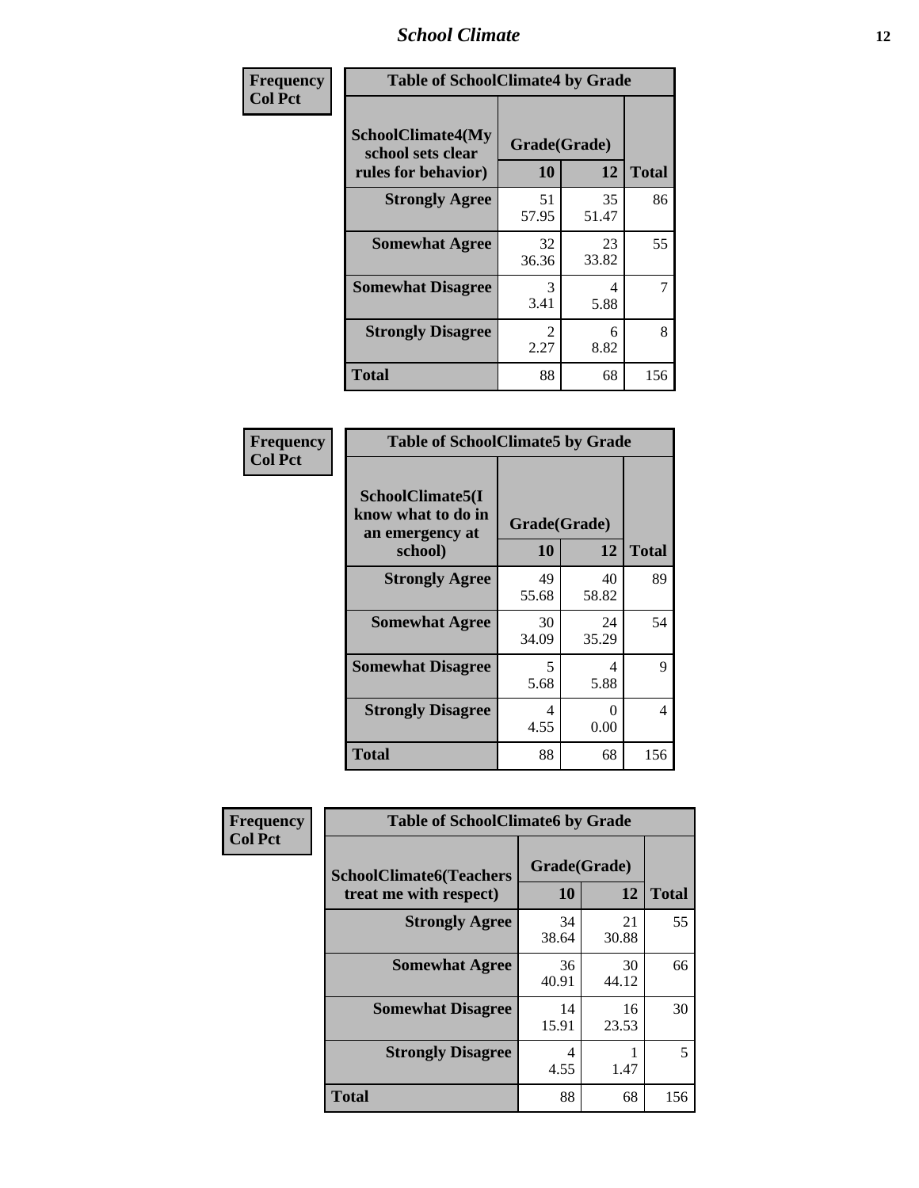| Frequency<br>Col Pct | Table of SchoolClimate4 by Grade | | |
|---|---|---|---|
| SchoolClimate4(My school sets clear rules for behavior) | Grade(Grade) | | |
| | 10 | 12 | Total |
| Strongly Agree | 51<br>57.95 | 35<br>51.47 | 86 |
| Somewhat Agree | 32<br>36.36 | 23<br>33.82 | 55 |
| Somewhat Disagree | 3<br>3.41 | 4<br>5.88 | 7 |
| Strongly Disagree | 2<br>2.27 | 6<br>8.82 | 8 |
| Total | 88 | 68 | 156 |

| Frequency<br>Col Pct | Table of SchoolClimate5 by Grade | | |
|---|---|---|---|
| SchoolClimate5(I know what to do in an emergency at school) | Grade(Grade) | | |
| | 10 | 12 | Total |
| Strongly Agree | 49<br>55.68 | 40<br>58.82 | 89 |
| Somewhat Agree | 30<br>34.09 | 24<br>35.29 | 54 |
| Somewhat Disagree | 5<br>5.68 | 4<br>5.88 | 9 |
| Strongly Disagree | 4<br>4.55 | 0<br>0.00 | 4 |
| Total | 88 | 68 | 156 |

| Frequency<br>Col Pct | Table of SchoolClimate6 by Grade | | |
|---|---|---|---|
| SchoolClimate6(Teachers treat me with respect) | Grade(Grade) | | |
| | 10 | 12 | Total |
| Strongly Agree | 34<br>38.64 | 21<br>30.88 | 55 |
| Somewhat Agree | 36<br>40.91 | 30<br>44.12 | 66 |
| Somewhat Disagree | 14<br>15.91 | 16<br>23.53 | 30 |
| Strongly Disagree | 4<br>4.55 | 1<br>1.47 | 5 |
| Total | 88 | 68 | 156 |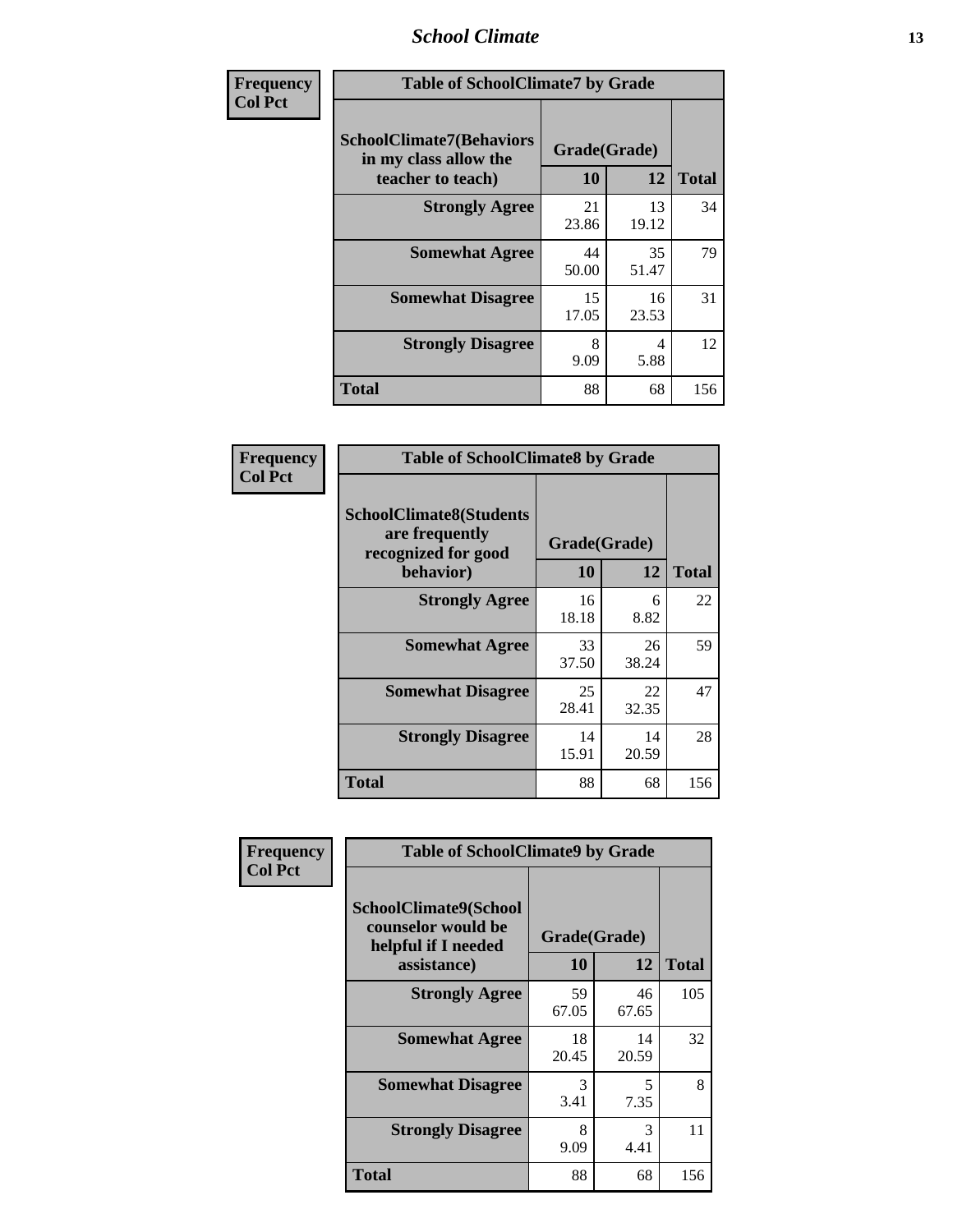| Frequency<br>Col Pct | Table of SchoolClimate7 by Grade | | |
|---|---|---|---|
| SchoolClimate7(Behaviors in my class allow the teacher to teach) | Grade(Grade) | | |
| | 10 | 12 | Total |
| Strongly Agree | 21<br>23.86 | 13<br>19.12 | 34 |
| Somewhat Agree | 44<br>50.00 | 35<br>51.47 | 79 |
| Somewhat Disagree | 15<br>17.05 | 16<br>23.53 | 31 |
| Strongly Disagree | 8<br>9.09 | 4<br>5.88 | 12 |
| Total | 88 | 68 | 156 |

| Frequency<br>Col Pct | Table of SchoolClimate8 by Grade | | |
|---|---|---|---|
| SchoolClimate8(Students are frequently recognized for good behavior) | Grade(Grade) | | |
| | 10 | 12 | Total |
| Strongly Agree | 16<br>18.18 | 6<br>8.82 | 22 |
| Somewhat Agree | 33<br>37.50 | 26<br>38.24 | 59 |
| Somewhat Disagree | 25<br>28.41 | 22<br>32.35 | 47 |
| Strongly Disagree | 14<br>15.91 | 14<br>20.59 | 28 |
| Total | 88 | 68 | 156 |

| Frequency<br>Col Pct | Table of SchoolClimate9 by Grade | | |
|---|---|---|---|
| SchoolClimate9(School counselor would be helpful if I needed assistance) | Grade(Grade) | | |
| | 10 | 12 | Total |
| Strongly Agree | 59<br>67.05 | 46<br>67.65 | 105 |
| Somewhat Agree | 18<br>20.45 | 14<br>20.59 | 32 |
| Somewhat Disagree | 3<br>3.41 | 5<br>7.35 | 8 |
| Strongly Disagree | 8<br>9.09 | 3<br>4.41 | 11 |
| Total | 88 | 68 | 156 |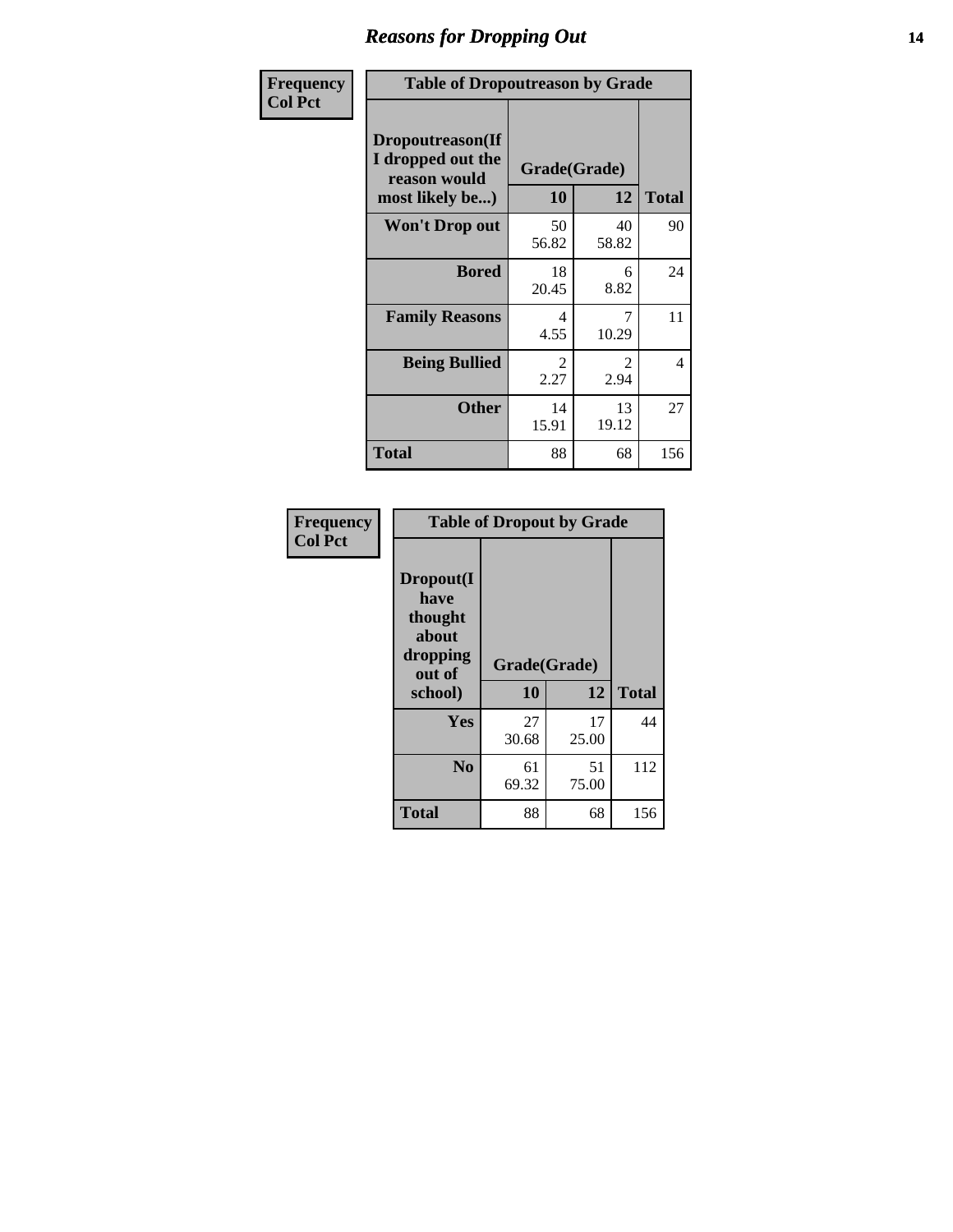# Reasons for Dropping Out

**Frequency**
**Col Pct**

| Table of Dropoutreason by Grade | | | |
|---|---|---|---|
| Dropoutreason(If I dropped out the reason would most likely be...) | Grade(Grade) | | |
| | 10 | 12 | Total |
| Won't Drop out | 50<br>56.82 | 40<br>58.82 | 90 |
| Bored | 18<br>20.45 | 6<br>8.82 | 24 |
| Family Reasons | 4<br>4.55 | 7<br>10.29 | 11 |
| Being Bullied | 2<br>2.27 | 2<br>2.94 | 4 |
| Other | 14<br>15.91 | 13<br>19.12 | 27 |
| Total | 88 | 68 | 156 |

**Frequency**
**Col Pct**

| Table of Dropout by Grade | | | |
|---|---|---|---|
| Dropout(I have thought about dropping out of school) | Grade(Grade) | | |
| | 10 | 12 | Total |
| Yes | 27<br>30.68 | 17<br>25.00 | 44 |
| No | 61<br>69.32 | 51<br>75.00 | 112 |
| Total | 88 | 68 | 156 |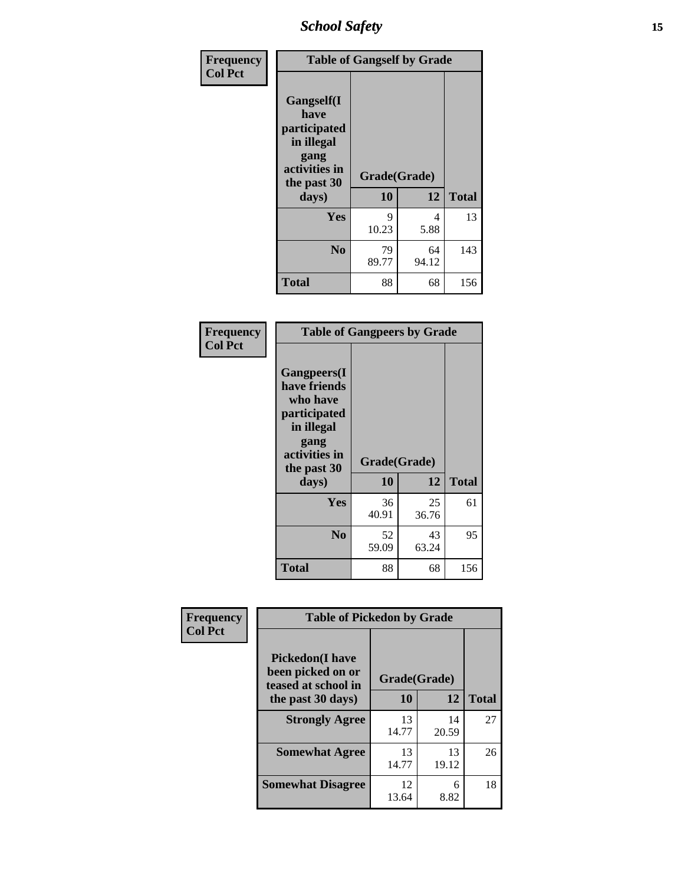| Frequency<br>Col Pct | Table of Gangself by Grade | | |
|---|---|---|---|
| Gangself(I have participated in illegal gang activities in the past 30 days) | Grade(Grade) | | |
| | 10 | 12 | Total |
| Yes | 9<br>10.23 | 4<br>5.88 | 13 |
| No | 79<br>89.77 | 64<br>94.12 | 143 |
| Total | 88 | 68 | 156 |

| Frequency<br>Col Pct | Table of Gangpeers by Grade | | |
|---|---|---|---|
| Gangpeers(I have friends who have participated in illegal gang activities in the past 30 days) | Grade(Grade) | | |
| | 10 | 12 | Total |
| Yes | 36<br>40.91 | 25<br>36.76 | 61 |
| No | 52<br>59.09 | 43<br>63.24 | 95 |
| Total | 88 | 68 | 156 |

| Frequency<br>Col Pct | Table of Pickedon by Grade | | |
|---|---|---|---|
| Pickedon(I have been picked on or teased at school in the past 30 days) | Grade(Grade) | | |
| | 10 | 12 | Total |
| Strongly Agree | 13<br>14.77 | 14<br>20.59 | 27 |
| Somewhat Agree | 13<br>14.77 | 13<br>19.12 | 26 |
| Somewhat Disagree | 12<br>13.64 | 6<br>8.82 | 18 |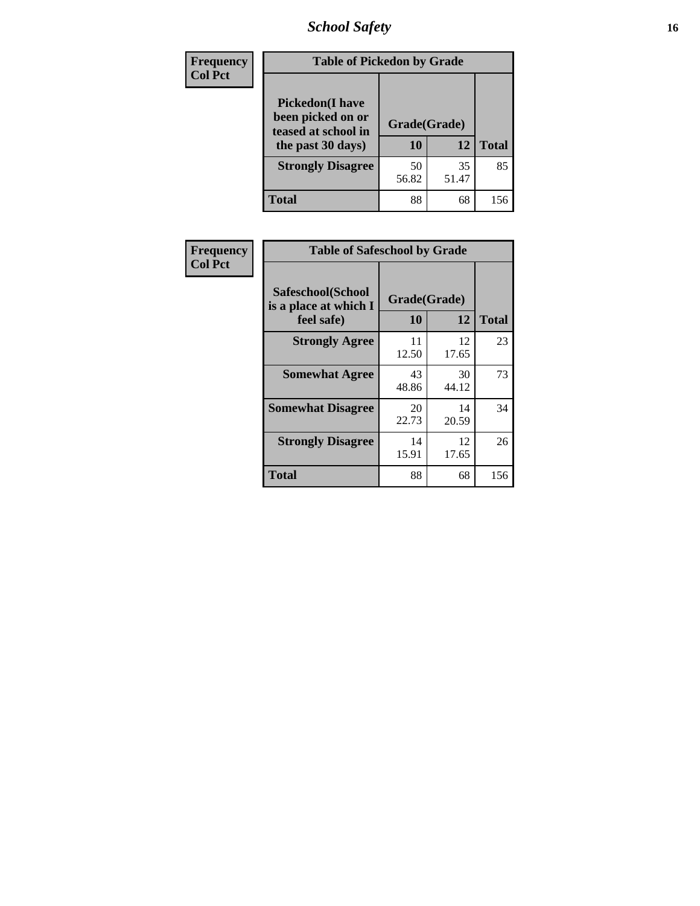| Frequency<br>Col Pct | Table of Pickedon by Grade | | |
|---|---|---|---|
| Pickedon(I have been picked on or teased at school in the past 30 days) | Grade(Grade) | | |
| | 10 | 12 | Total |
| Strongly Disagree | 50<br>56.82 | 35<br>51.47 | 85 |
| Total | 88 | 68 | 156 |

| Frequency<br>Col Pct | Table of Safeschool by Grade | | |
|---|---|---|---|
| Safeschool(School is a place at which I feel safe) | Grade(Grade) | | |
| | 10 | 12 | Total |
| Strongly Agree | 11<br>12.50 | 12<br>17.65 | 23 |
| Somewhat Agree | 43<br>48.86 | 30<br>44.12 | 73 |
| Somewhat Disagree | 20<br>22.73 | 14<br>20.59 | 34 |
| Strongly Disagree | 14<br>15.91 | 12<br>17.65 | 26 |
| Total | 88 | 68 | 156 |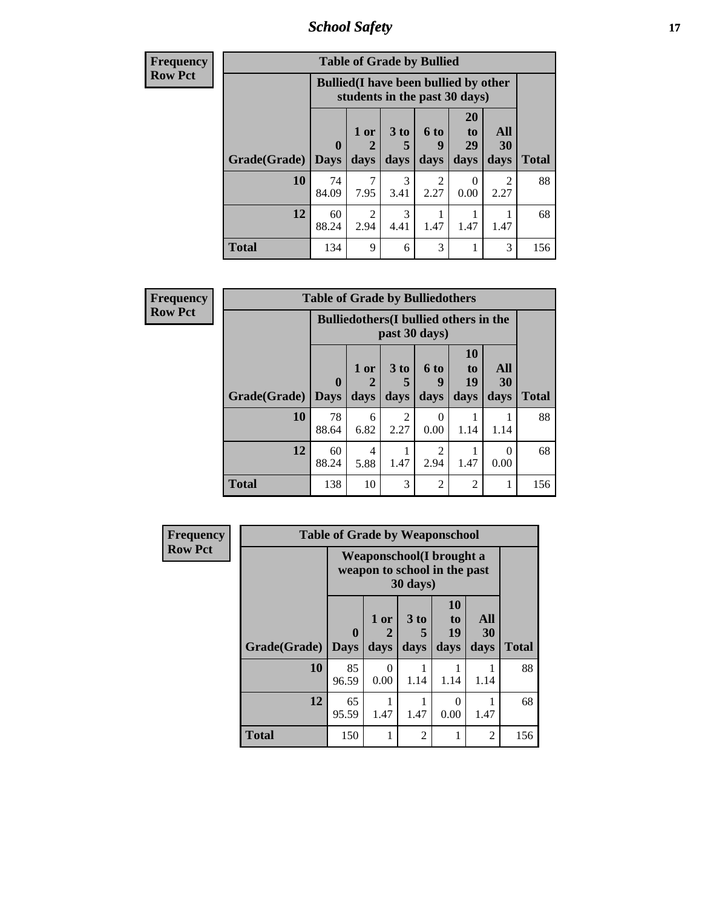**Frequency**
**Row Pct**

| Table of Grade by Bullied | | | | | | | |
|---|---|---|---|---|---|---|---|
| | Bullied(I have been bullied by other students in the past 30 days) | | | | | | |
| Grade(Grade) | 0 Days | 1 or 2 days | 3 to 5 days | 6 to 9 days | 20 to 29 days | All 30 days | Total |
| **10** | 74<br>84.09 | 7<br>7.95 | 3<br>3.41 | 2<br>2.27 | 0<br>0.00 | 2<br>2.27 | 88 |
| **12** | 60<br>88.24 | 2<br>2.94 | 3<br>4.41 | 1<br>1.47 | 1<br>1.47 | 1<br>1.47 | 68 |
| **Total** | 134 | 9 | 6 | 3 | 1 | 3 | 156 |

**Frequency**
**Row Pct**

| Table of Grade by Bulliedothers | | | | | | | |
|---|---|---|---|---|---|---|---|
| | Bulliedothers(I bullied others in the past 30 days) | | | | | | |
| Grade(Grade) | 0 Days | 1 or 2 days | 3 to 5 days | 6 to 9 days | 10 to 19 days | All 30 days | Total |
| **10** | 78<br>88.64 | 6<br>6.82 | 2<br>2.27 | 0<br>0.00 | 1<br>1.14 | 1<br>1.14 | 88 |
| **12** | 60<br>88.24 | 4<br>5.88 | 1<br>1.47 | 2<br>2.94 | 1<br>1.47 | 0<br>0.00 | 68 |
| **Total** | 138 | 10 | 3 | 2 | 2 | 1 | 156 |

**Frequency**
**Row Pct**

| Table of Grade by Weaponschool | | | | | | |
|---|---|---|---|---|---|---|
| | Weaponschool(I brought a weapon to school in the past 30 days) | | | | | |
| Grade(Grade) | 0 Days | 1 or 2 days | 3 to 5 days | 10 to 19 days | All 30 days | Total |
| **10** | 85<br>96.59 | 0<br>0.00 | 1<br>1.14 | 1<br>1.14 | 1<br>1.14 | 88 |
| **12** | 65<br>95.59 | 1<br>1.47 | 1<br>1.47 | 0<br>0.00 | 1<br>1.47 | 68 |
| **Total** | 150 | 1 | 2 | 1 | 2 | 156 |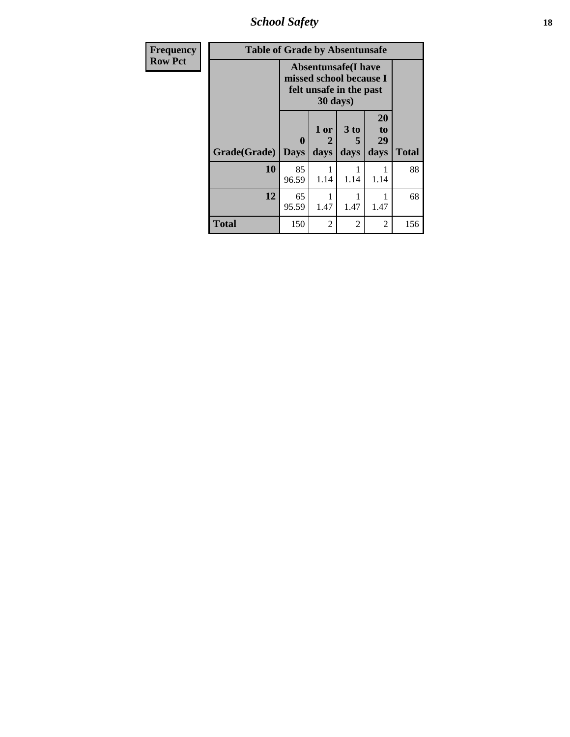| Frequency<br>Row Pct |
|---|

**Table of Grade by Absentunsafe**

| | Absentunsafe(I have missed school because I felt unsafe in the past 30 days) | | | | |
|---|---|---|---|---|---|
| Grade(Grade) | 0 Days | 1 or 2 days | 3 to 5 days | 20 to 29 days | Total |
| **10** | 85<br>96.59 | 1<br>1.14 | 1<br>1.14 | 1<br>1.14 | 88 |
| **12** | 65<br>95.59 | 1<br>1.47 | 1<br>1.47 | 1<br>1.47 | 68 |
| **Total** | 150 | 2 | 2 | 2 | 156 |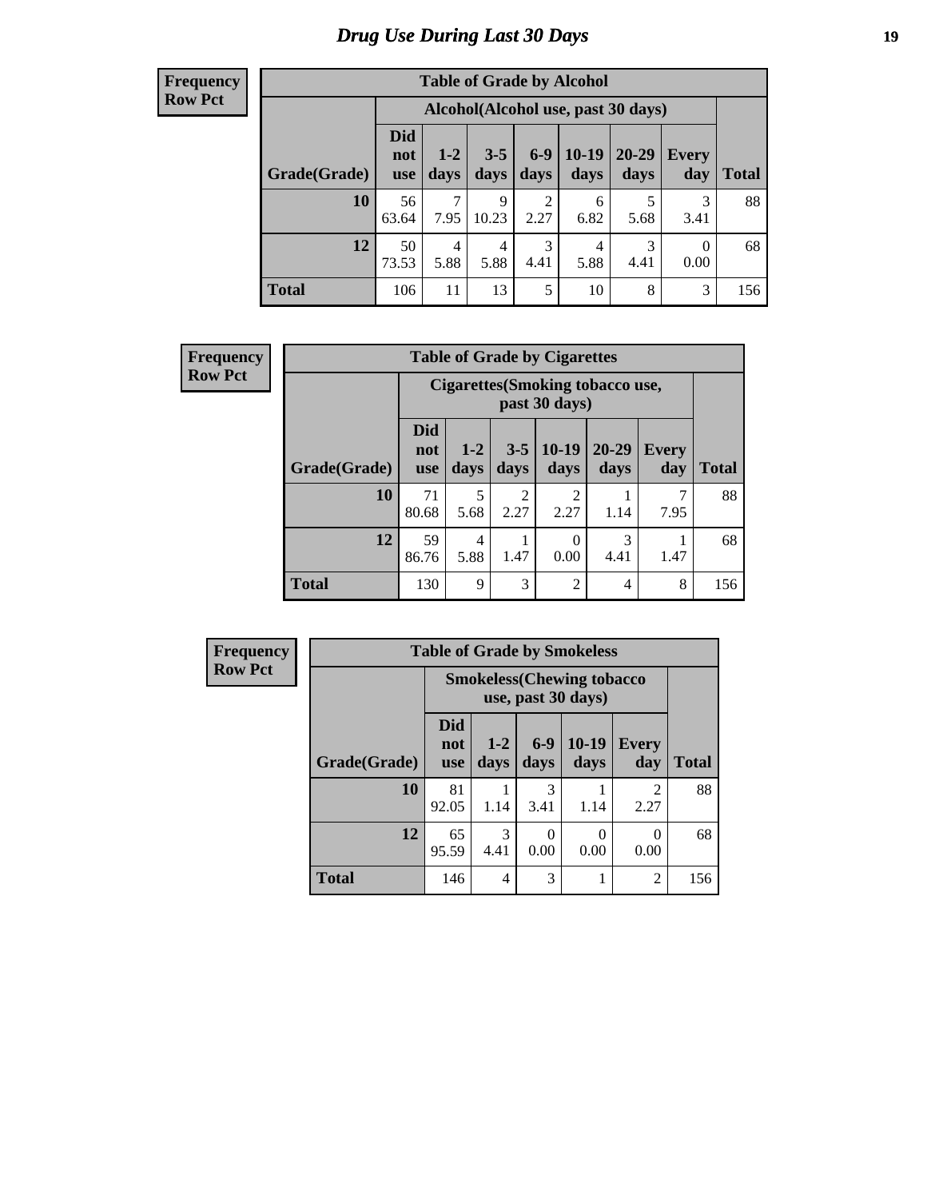# Drug Use During Last 30 Days

**Frequency**
**Row Pct**

| Table of Grade by Alcohol | | | | | | | | |
|---|---|---|---|---|---|---|---|---|
| | Alcohol(Alcohol use, past 30 days) | | | | | | | |
| Grade(Grade) | Did not use | 1-2 days | 3-5 days | 6-9 days | 10-19 days | 20-29 days | Every day | Total |
| **10** | 56<br>63.64 | 7<br>7.95 | 9<br>10.23 | 2<br>2.27 | 6<br>6.82 | 5<br>5.68 | 3<br>3.41 | 88 |
| **12** | 50<br>73.53 | 4<br>5.88 | 4<br>5.88 | 3<br>4.41 | 4<br>5.88 | 3<br>4.41 | 0<br>0.00 | 68 |
| **Total** | 106 | 11 | 13 | 5 | 10 | 8 | 3 | 156 |

**Frequency**
**Row Pct**

| Table of Grade by Cigarettes | | | | | | | |
|---|---|---|---|---|---|---|---|
| | Cigarettes(Smoking tobacco use, past 30 days) | | | | | | |
| Grade(Grade) | Did not use | 1-2 days | 3-5 days | 10-19 days | 20-29 days | Every day | Total |
| **10** | 71<br>80.68 | 5<br>5.68 | 2<br>2.27 | 2<br>2.27 | 1<br>1.14 | 7<br>7.95 | 88 |
| **12** | 59<br>86.76 | 4<br>5.88 | 1<br>1.47 | 0<br>0.00 | 3<br>4.41 | 1<br>1.47 | 68 |
| **Total** | 130 | 9 | 3 | 2 | 4 | 8 | 156 |

**Frequency**
**Row Pct**

| Table of Grade by Smokeless | | | | | | |
|---|---|---|---|---|---|---|
| | Smokeless(Chewing tobacco use, past 30 days) | | | | | |
| Grade(Grade) | Did not use | 1-2 days | 6-9 days | 10-19 days | Every day | Total |
| **10** | 81<br>92.05 | 1<br>1.14 | 3<br>3.41 | 1<br>1.14 | 2<br>2.27 | 88 |
| **12** | 65<br>95.59 | 3<br>4.41 | 0<br>0.00 | 0<br>0.00 | 0<br>0.00 | 68 |
| **Total** | 146 | 4 | 3 | 1 | 2 | 156 |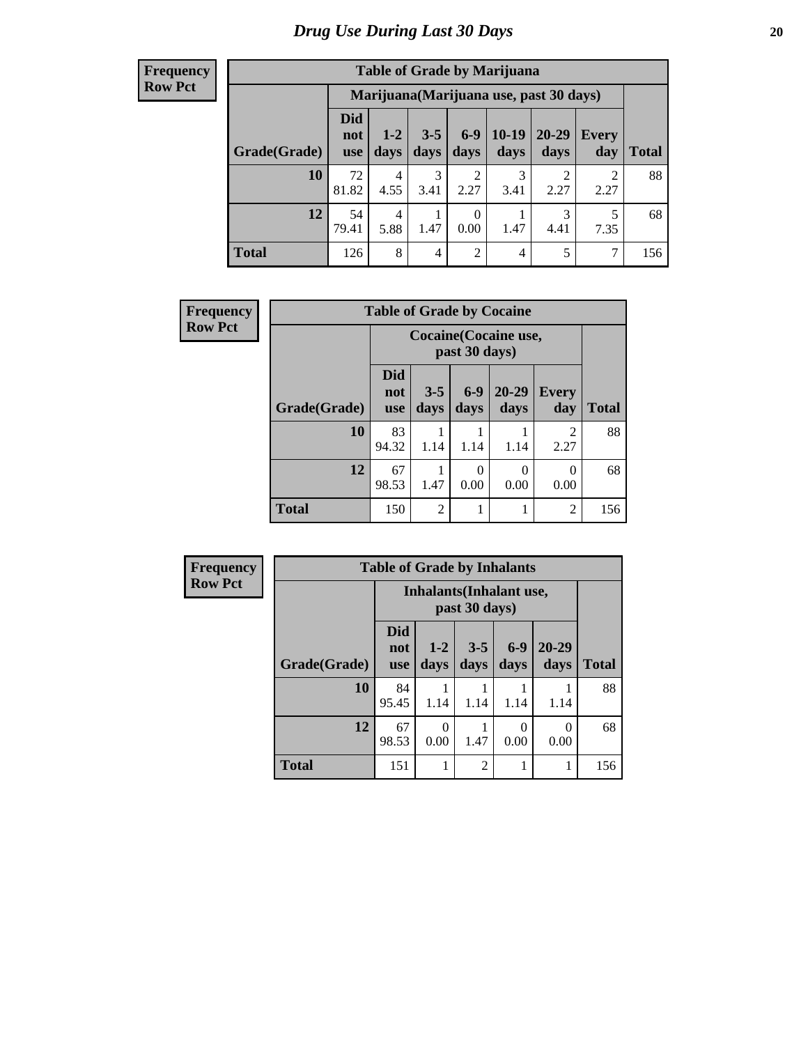# Drug Use During Last 30 Days

**Frequency**
**Row Pct**

| Table of Grade by Marijuana | | | | | | | | |
|---|---|---|---|---|---|---|---|---|
| | Marijuana(Marijuana use, past 30 days) | | | | | | | |
| Grade(Grade) | Did not use | 1-2 days | 3-5 days | 6-9 days | 10-19 days | 20-29 days | Every day | Total |
| **10** | 72<br>81.82 | 4<br>4.55 | 3<br>3.41 | 2<br>2.27 | 3<br>3.41 | 2<br>2.27 | 2<br>2.27 | 88 |
| **12** | 54<br>79.41 | 4<br>5.88 | 1<br>1.47 | 0<br>0.00 | 1<br>1.47 | 3<br>4.41 | 5<br>7.35 | 68 |
| **Total** | 126 | 8 | 4 | 2 | 4 | 5 | 7 | 156 |

**Frequency**
**Row Pct**

| Table of Grade by Cocaine | | | | | | |
|---|---|---|---|---|---|---|
| | Cocaine(Cocaine use, past 30 days) | | | | | |
| Grade(Grade) | Did not use | 3-5 days | 6-9 days | 20-29 days | Every day | Total |
| **10** | 83<br>94.32 | 1<br>1.14 | 1<br>1.14 | 1<br>1.14 | 2<br>2.27 | 88 |
| **12** | 67<br>98.53 | 1<br>1.47 | 0<br>0.00 | 0<br>0.00 | 0<br>0.00 | 68 |
| **Total** | 150 | 2 | 1 | 1 | 2 | 156 |

**Frequency**
**Row Pct**

| Table of Grade by Inhalants | | | | | | |
|---|---|---|---|---|---|---|
| | Inhalants(Inhalant use, past 30 days) | | | | | |
| Grade(Grade) | Did not use | 1-2 days | 3-5 days | 6-9 days | 20-29 days | Total |
| **10** | 84<br>95.45 | 1<br>1.14 | 1<br>1.14 | 1<br>1.14 | 1<br>1.14 | 88 |
| **12** | 67<br>98.53 | 0<br>0.00 | 1<br>1.47 | 0<br>0.00 | 0<br>0.00 | 68 |
| **Total** | 151 | 1 | 2 | 1 | 1 | 156 |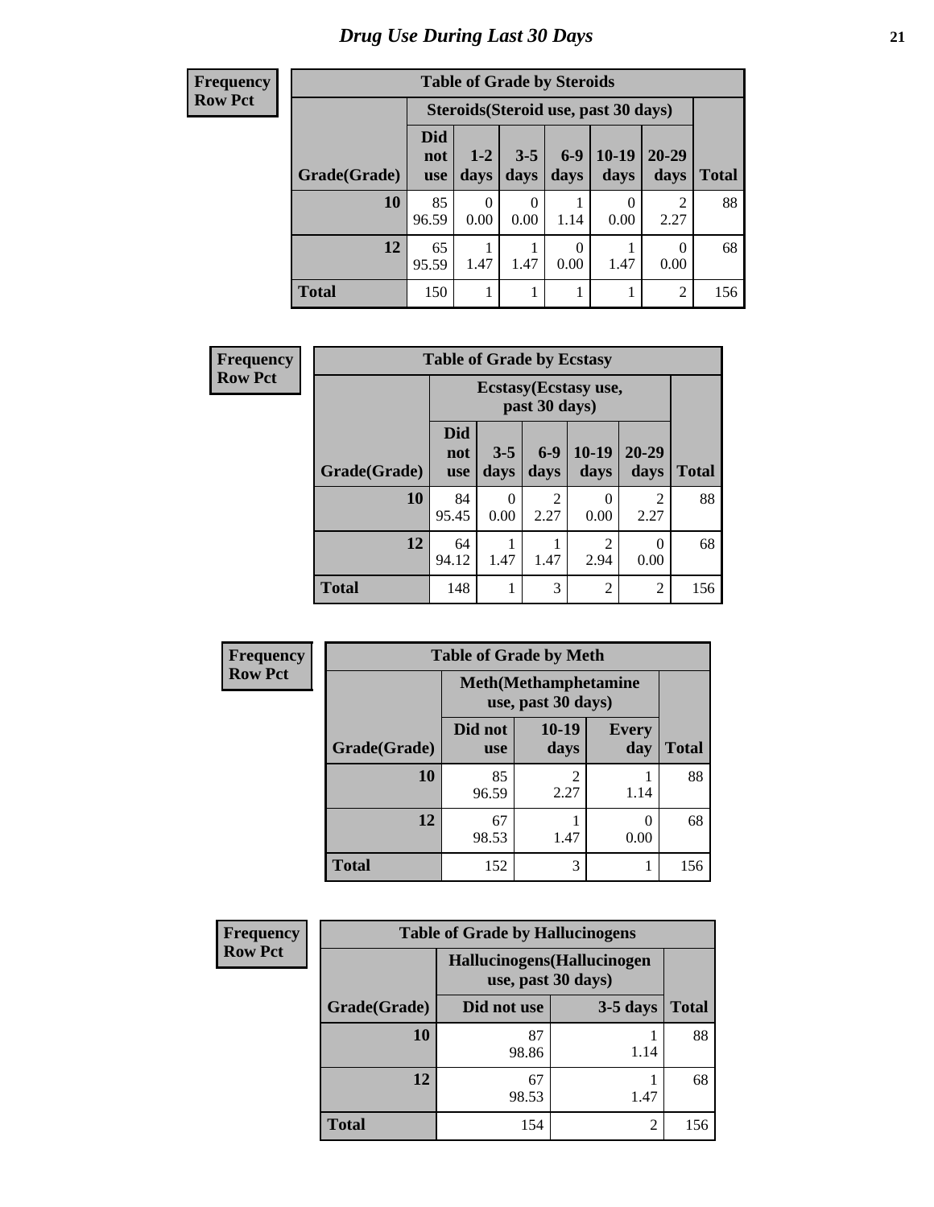# Drug Use During Last 30 Days

**Frequency**
**Row Pct**

| Table of Grade by Steroids | | | | | | | |
|---|---|---|---|---|---|---|---|
| | Steroids(Steroid use, past 30 days) | | | | | | |
| Grade(Grade) | Did not use | 1-2 days | 3-5 days | 6-9 days | 10-19 days | 20-29 days | Total |
| **10** | 85<br>96.59 | 0<br>0.00 | 0<br>0.00 | 1<br>1.14 | 0<br>0.00 | 2<br>2.27 | 88 |
| **12** | 65<br>95.59 | 1<br>1.47 | 1<br>1.47 | 0<br>0.00 | 1<br>1.47 | 0<br>0.00 | 68 |
| **Total** | 150 | 1 | 1 | 1 | 1 | 2 | 156 |

**Frequency**
**Row Pct**

| Table of Grade by Ecstasy | | | | | | |
|---|---|---|---|---|---|---|
| | Ecstasy(Ecstasy use, past 30 days) | | | | | |
| Grade(Grade) | Did not use | 3-5 days | 6-9 days | 10-19 days | 20-29 days | Total |
| **10** | 84<br>95.45 | 0<br>0.00 | 2<br>2.27 | 0<br>0.00 | 2<br>2.27 | 88 |
| **12** | 64<br>94.12 | 1<br>1.47 | 1<br>1.47 | 2<br>2.94 | 0<br>0.00 | 68 |
| **Total** | 148 | 1 | 3 | 2 | 2 | 156 |

**Frequency**
**Row Pct**

| Table of Grade by Meth | | | | |
|---|---|---|---|---|
| | Meth(Methamphetamine use, past 30 days) | | | |
| Grade(Grade) | Did not use | 10-19 days | Every day | Total |
| **10** | 85<br>96.59 | 2<br>2.27 | 1<br>1.14 | 88 |
| **12** | 67<br>98.53 | 1<br>1.47 | 0<br>0.00 | 68 |
| **Total** | 152 | 3 | 1 | 156 |

**Frequency**
**Row Pct**

| Table of Grade by Hallucinogens | | | |
|---|---|---|---|
| | Hallucinogens(Hallucinogen use, past 30 days) | | |
| Grade(Grade) | Did not use | 3-5 days | Total |
| **10** | 87<br>98.86 | 1<br>1.14 | 88 |
| **12** | 67<br>98.53 | 1<br>1.47 | 68 |
| **Total** | 154 | 2 | 156 |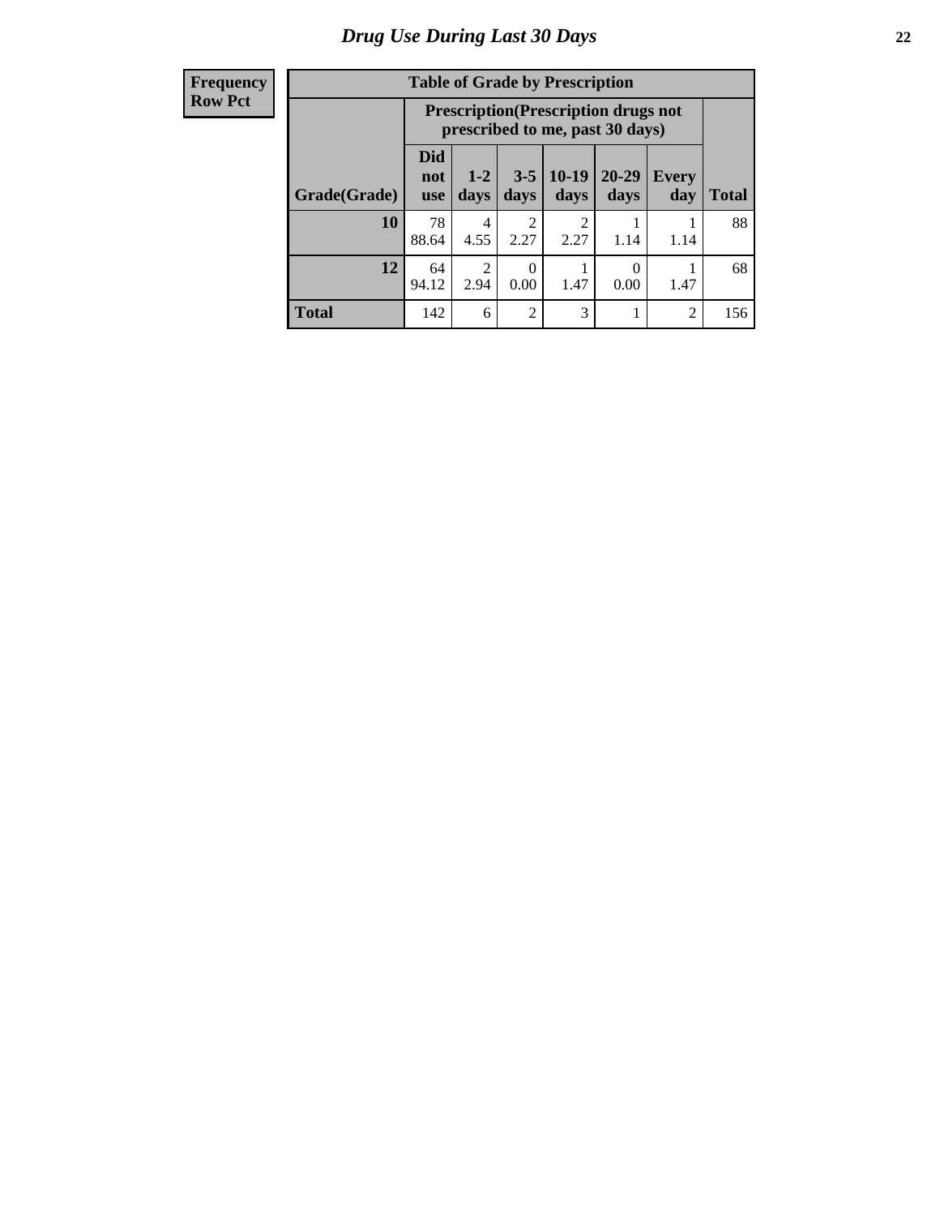# Drug Use During Last 30 Days

| Frequency<br>Row Pct | | | | | | | |
|---|---|---|---|---|---|---|---|
| **Table of Grade by Prescription** | | | | | | | |
| | **Prescription(Prescription drugs not prescribed to me, past 30 days)** | | | | | | |
| **Grade(Grade)** | **Did not use** | **1-2 days** | **3-5 days** | **10-19 days** | **20-29 days** | **Every day** | **Total** |
| **10** | 78<br>88.64 | 4<br>4.55 | 2<br>2.27 | 2<br>2.27 | 1<br>1.14 | 1<br>1.14 | 88 |
| **12** | 64<br>94.12 | 2<br>2.94 | 0<br>0.00 | 1<br>1.47 | 0<br>0.00 | 1<br>1.47 | 68 |
| **Total** | 142 | 6 | 2 | 3 | 1 | 2 | 156 |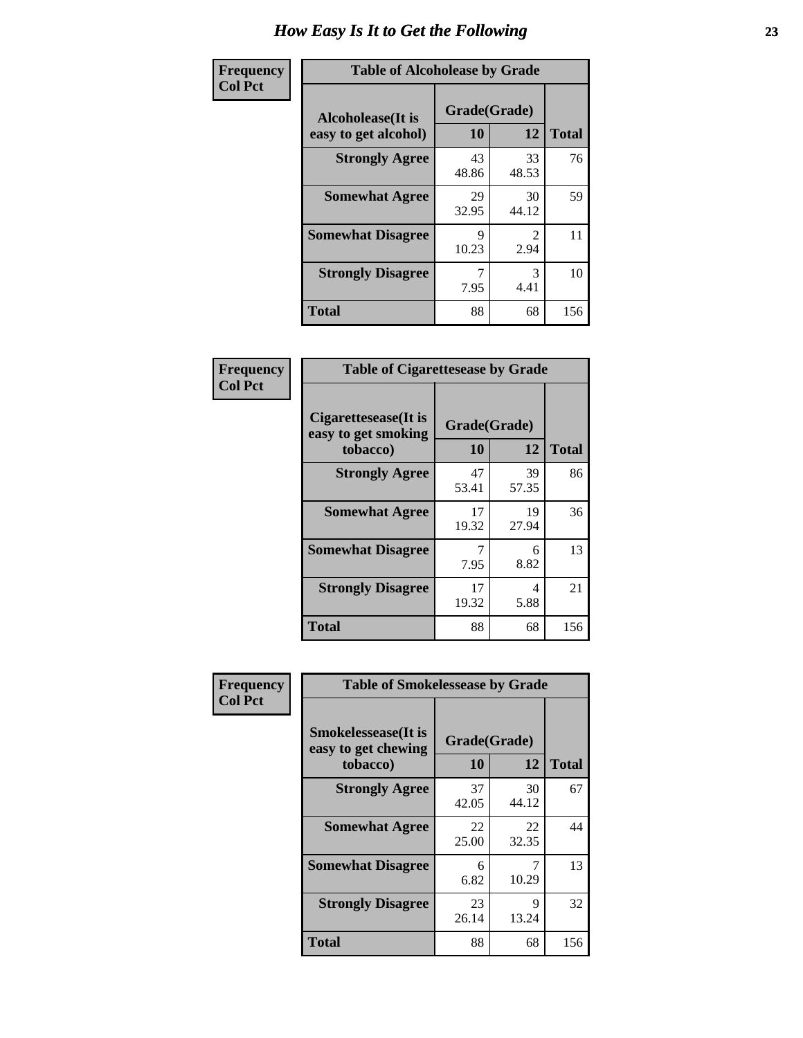# How Easy Is It to Get the Following

**Frequency**
**Col Pct**

**Table of Alcoholease by Grade**

| Alcoholease(It is easy to get alcohol) | Grade(Grade) | | Total |
|---|---|---|---|
| | 10 | 12 | |
| Strongly Agree | 43<br>48.86 | 33<br>48.53 | 76 |
| Somewhat Agree | 29<br>32.95 | 30<br>44.12 | 59 |
| Somewhat Disagree | 9<br>10.23 | 2<br>2.94 | 11 |
| Strongly Disagree | 7<br>7.95 | 3<br>4.41 | 10 |
| Total | 88 | 68 | 156 |

**Frequency**
**Col Pct**

**Table of Cigarettesease by Grade**

| Cigarettesease(It is easy to get smoking tobacco) | Grade(Grade) | | Total |
|---|---|---|---|
| | 10 | 12 | |
| Strongly Agree | 47<br>53.41 | 39<br>57.35 | 86 |
| Somewhat Agree | 17<br>19.32 | 19<br>27.94 | 36 |
| Somewhat Disagree | 7<br>7.95 | 6<br>8.82 | 13 |
| Strongly Disagree | 17<br>19.32 | 4<br>5.88 | 21 |
| Total | 88 | 68 | 156 |

**Frequency**
**Col Pct**

**Table of Smokelessease by Grade**

| Smokelessease(It is easy to get chewing tobacco) | Grade(Grade) | | Total |
|---|---|---|---|
| | 10 | 12 | |
| Strongly Agree | 37<br>42.05 | 30<br>44.12 | 67 |
| Somewhat Agree | 22<br>25.00 | 22<br>32.35 | 44 |
| Somewhat Disagree | 6<br>6.82 | 7<br>10.29 | 13 |
| Strongly Disagree | 23<br>26.14 | 9<br>13.24 | 32 |
| Total | 88 | 68 | 156 |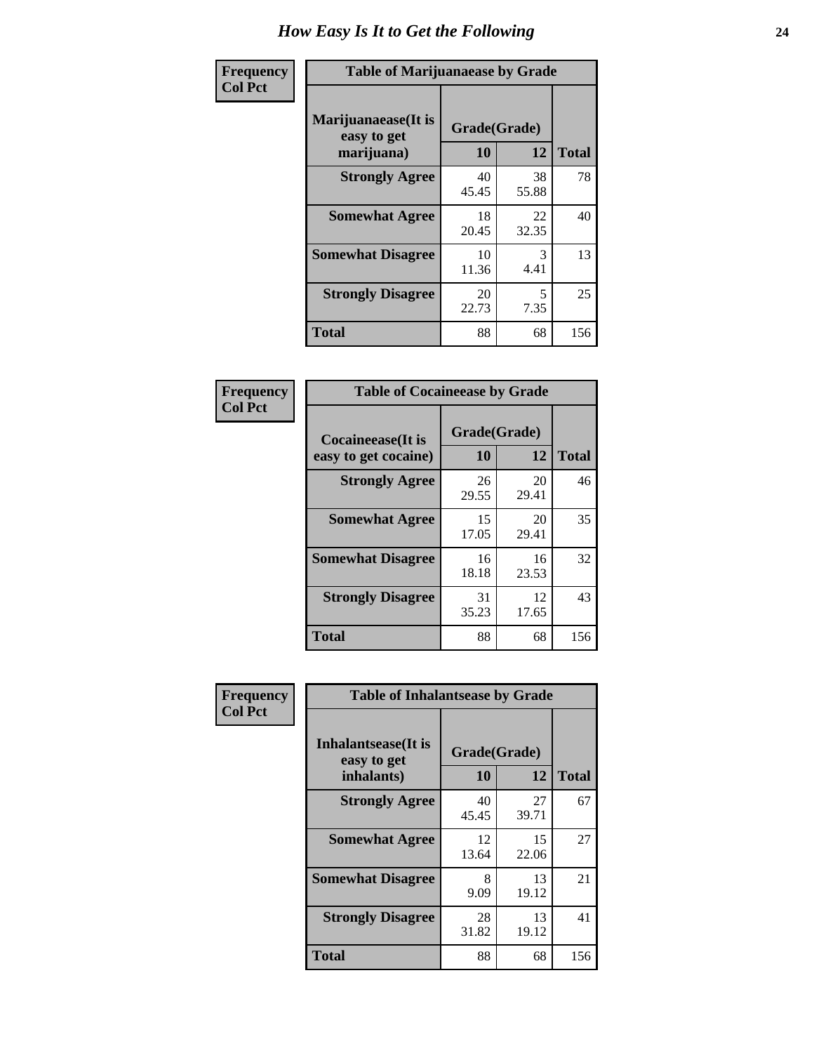# How Easy Is It to Get the Following

Frequency
Col Pct

| Table of Marijuanaease by Grade | | | |
|---|---|---|---|
| Marijuanaease(It is easy to get marijuana) | Grade(Grade) | | |
| | 10 | 12 | Total |
| Strongly Agree | 40<br>45.45 | 38<br>55.88 | 78 |
| Somewhat Agree | 18<br>20.45 | 22<br>32.35 | 40 |
| Somewhat Disagree | 10<br>11.36 | 3<br>4.41 | 13 |
| Strongly Disagree | 20<br>22.73 | 5<br>7.35 | 25 |
| Total | 88 | 68 | 156 |

Frequency
Col Pct

| Table of Cocaineease by Grade | | | |
|---|---|---|---|
| Cocaineease(It is easy to get cocaine) | Grade(Grade) | | |
| | 10 | 12 | Total |
| Strongly Agree | 26<br>29.55 | 20<br>29.41 | 46 |
| Somewhat Agree | 15<br>17.05 | 20<br>29.41 | 35 |
| Somewhat Disagree | 16<br>18.18 | 16<br>23.53 | 32 |
| Strongly Disagree | 31<br>35.23 | 12<br>17.65 | 43 |
| Total | 88 | 68 | 156 |

Frequency
Col Pct

| Table of Inhalantsease by Grade | | | |
|---|---|---|---|
| Inhalantsease(It is easy to get inhalants) | Grade(Grade) | | |
| | 10 | 12 | Total |
| Strongly Agree | 40<br>45.45 | 27<br>39.71 | 67 |
| Somewhat Agree | 12<br>13.64 | 15<br>22.06 | 27 |
| Somewhat Disagree | 8<br>9.09 | 13<br>19.12 | 21 |
| Strongly Disagree | 28<br>31.82 | 13<br>19.12 | 41 |
| Total | 88 | 68 | 156 |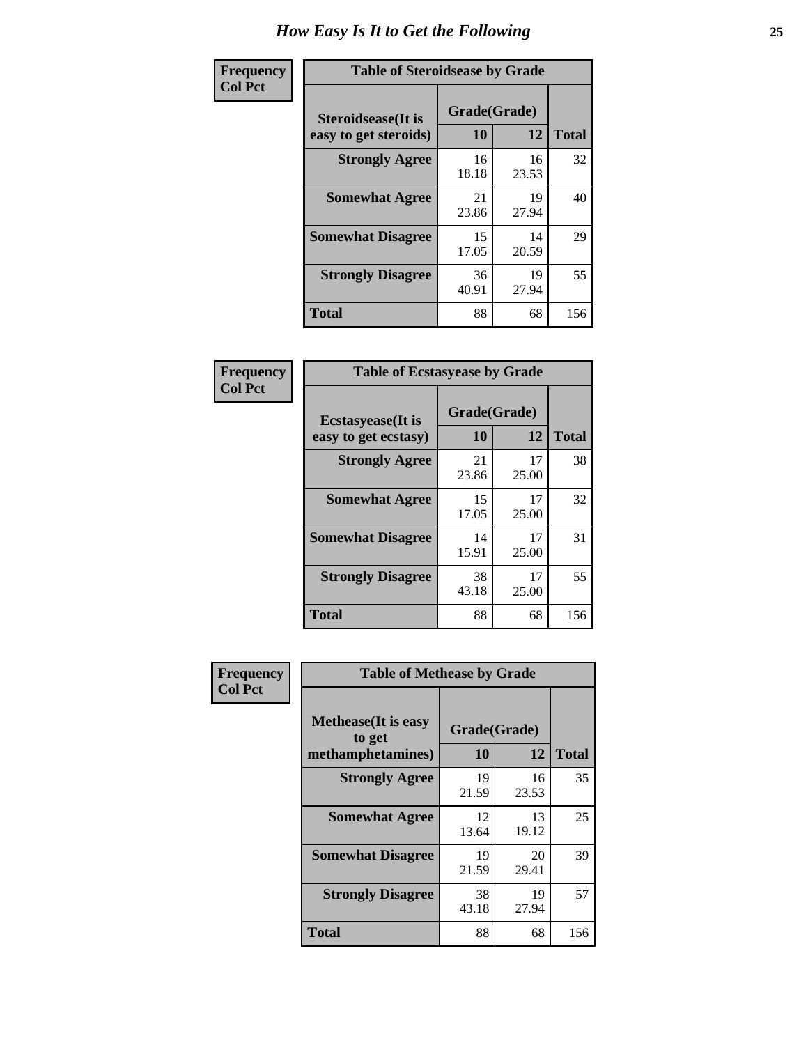# How Easy Is It to Get the Following

**Frequency**
**Col Pct**

| Table of Steroidsease by Grade | | | |
|---|---|---|---|
| Steroidsease(It is easy to get steroids) | Grade(Grade) | | Total |
| | 10 | 12 | |
| Strongly Agree | 16<br>18.18 | 16<br>23.53 | 32 |
| Somewhat Agree | 21<br>23.86 | 19<br>27.94 | 40 |
| Somewhat Disagree | 15<br>17.05 | 14<br>20.59 | 29 |
| Strongly Disagree | 36<br>40.91 | 19<br>27.94 | 55 |
| Total | 88 | 68 | 156 |

**Frequency**
**Col Pct**

| Table of Ecstasyease by Grade | | | |
|---|---|---|---|
| Ecstasyease(It is easy to get ecstasy) | Grade(Grade) | | Total |
| | 10 | 12 | |
| Strongly Agree | 21<br>23.86 | 17<br>25.00 | 38 |
| Somewhat Agree | 15<br>17.05 | 17<br>25.00 | 32 |
| Somewhat Disagree | 14<br>15.91 | 17<br>25.00 | 31 |
| Strongly Disagree | 38<br>43.18 | 17<br>25.00 | 55 |
| Total | 88 | 68 | 156 |

**Frequency**
**Col Pct**

| Table of Methease by Grade | | | |
|---|---|---|---|
| Methease(It is easy to get methamphetamines) | Grade(Grade) | | Total |
| | 10 | 12 | |
| Strongly Agree | 19<br>21.59 | 16<br>23.53 | 35 |
| Somewhat Agree | 12<br>13.64 | 13<br>19.12 | 25 |
| Somewhat Disagree | 19<br>21.59 | 20<br>29.41 | 39 |
| Strongly Disagree | 38<br>43.18 | 19<br>27.94 | 57 |
| Total | 88 | 68 | 156 |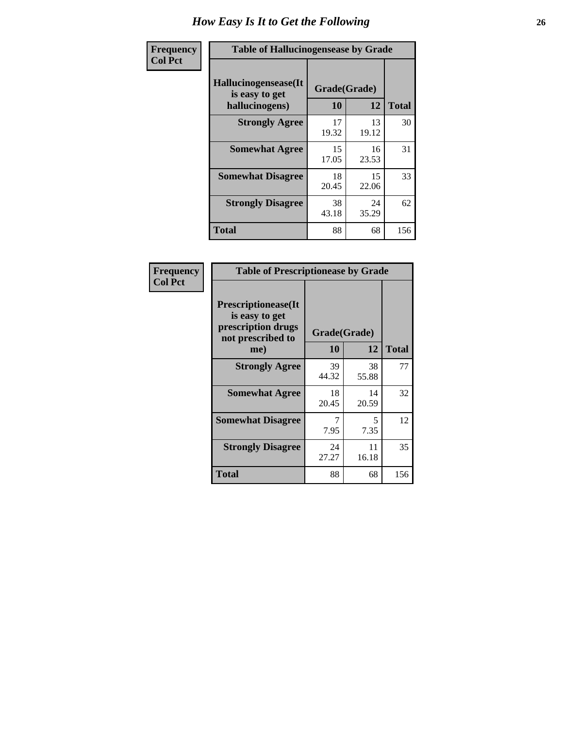# How Easy Is It to Get the Following

**Frequency**
**Col Pct**

**Table of Hallucinogensease by Grade**

| Hallucinogensease(It is easy to get hallucinogens) | Grade(Grade) 10 | 12 | Total |
|---|---|---|---|
| **Strongly Agree** | 17<br>19.32 | 13<br>19.12 | 30 |
| **Somewhat Agree** | 15<br>17.05 | 16<br>23.53 | 31 |
| **Somewhat Disagree** | 18<br>20.45 | 15<br>22.06 | 33 |
| **Strongly Disagree** | 38<br>43.18 | 24<br>35.29 | 62 |
| **Total** | 88 | 68 | 156 |

**Frequency**
**Col Pct**

**Table of Prescriptionease by Grade**

| Prescriptionease(It is easy to get prescription drugs not prescribed to me) | Grade(Grade) 10 | 12 | Total |
|---|---|---|---|
| **Strongly Agree** | 39<br>44.32 | 38<br>55.88 | 77 |
| **Somewhat Agree** | 18<br>20.45 | 14<br>20.59 | 32 |
| **Somewhat Disagree** | 7<br>7.95 | 5<br>7.35 | 12 |
| **Strongly Disagree** | 24<br>27.27 | 11<br>16.18 | 35 |
| **Total** | 88 | 68 | 156 |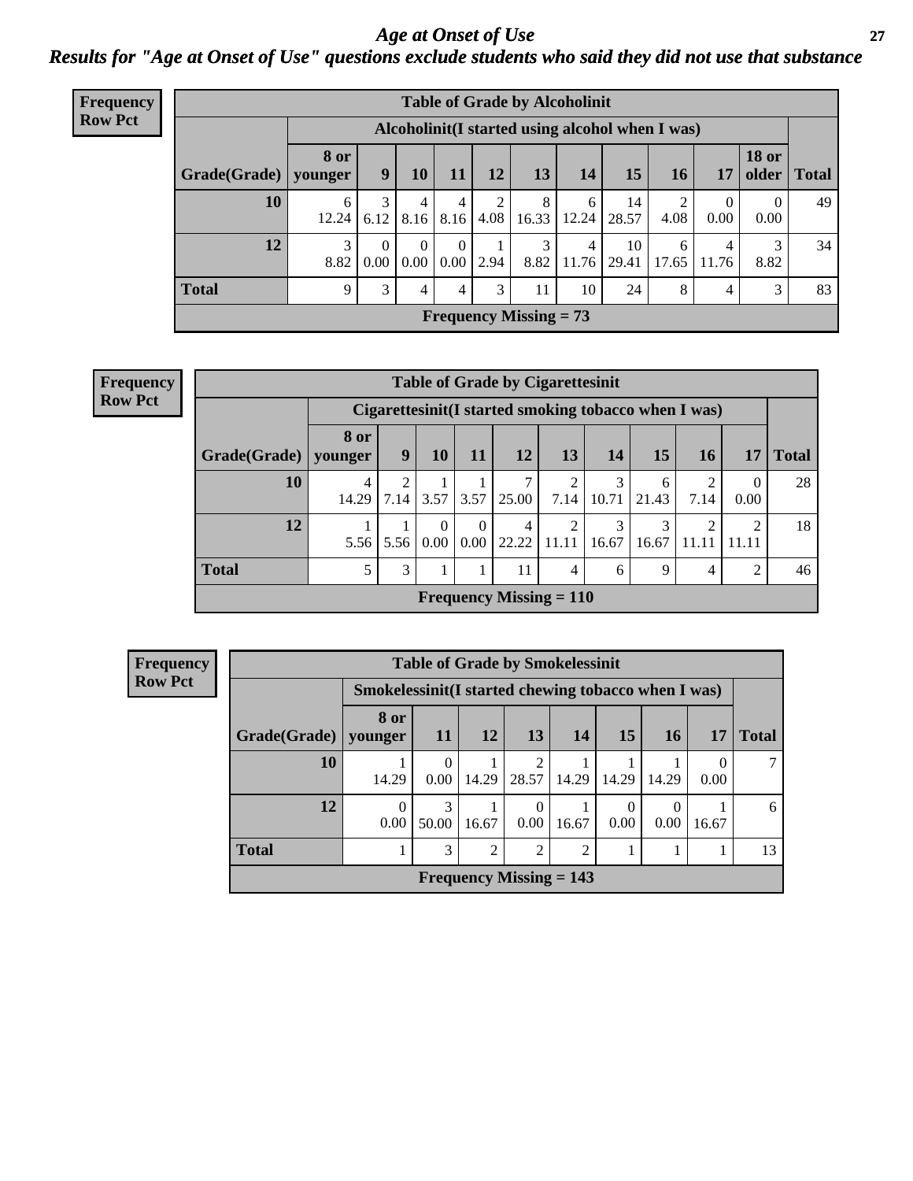# Age at Onset of Use

## Results for "Age at Onset of Use" questions exclude students who said they did not use that substance

**Frequency**
**Row Pct**

**Table of Grade by Alcoholinit**

| | Alcoholinit(I started using alcohol when I was) | | | | | | | | | | | |
|---|---|---|---|---|---|---|---|---|---|---|---|---|
| **Grade(Grade)** | **8 or younger** | **9** | **10** | **11** | **12** | **13** | **14** | **15** | **16** | **17** | **18 or older** | **Total** |
| **10** | 6<br>12.24 | 3<br>6.12 | 4<br>8.16 | 4<br>8.16 | 2<br>4.08 | 8<br>16.33 | 6<br>12.24 | 14<br>28.57 | 2<br>4.08 | 0<br>0.00 | 0<br>0.00 | 49 |
| **12** | 3<br>8.82 | 0<br>0.00 | 0<br>0.00 | 0<br>0.00 | 1<br>2.94 | 3<br>8.82 | 4<br>11.76 | 10<br>29.41 | 6<br>17.65 | 4<br>11.76 | 3<br>8.82 | 34 |
| **Total** | 9 | 3 | 4 | 4 | 3 | 11 | 10 | 24 | 8 | 4 | 3 | 83 |

**Frequency Missing = 73**

**Frequency**
**Row Pct**

**Table of Grade by Cigarettesinit**

| | Cigarettesinit(I started smoking tobacco when I was) | | | | | | | | | | |
|---|---|---|---|---|---|---|---|---|---|---|---|
| **Grade(Grade)** | **8 or younger** | **9** | **10** | **11** | **12** | **13** | **14** | **15** | **16** | **17** | **Total** |
| **10** | 4<br>14.29 | 2<br>7.14 | 1<br>3.57 | 1<br>3.57 | 7<br>25.00 | 2<br>7.14 | 3<br>10.71 | 6<br>21.43 | 2<br>7.14 | 0<br>0.00 | 28 |
| **12** | 1<br>5.56 | 1<br>5.56 | 0<br>0.00 | 0<br>0.00 | 4<br>22.22 | 2<br>11.11 | 3<br>16.67 | 3<br>16.67 | 2<br>11.11 | 2<br>11.11 | 18 |
| **Total** | 5 | 3 | 1 | 1 | 11 | 4 | 6 | 9 | 4 | 2 | 46 |

**Frequency Missing = 110**

**Frequency**
**Row Pct**

**Table of Grade by Smokelessinit**

| | Smokelessinit(I started chewing tobacco when I was) | | | | | | | | |
|---|---|---|---|---|---|---|---|---|---|
| **Grade(Grade)** | **8 or younger** | **11** | **12** | **13** | **14** | **15** | **16** | **17** | **Total** |
| **10** | 1<br>14.29 | 0<br>0.00 | 1<br>14.29 | 2<br>28.57 | 1<br>14.29 | 1<br>14.29 | 1<br>14.29 | 0<br>0.00 | 7 |
| **12** | 0<br>0.00 | 3<br>50.00 | 1<br>16.67 | 0<br>0.00 | 1<br>16.67 | 0<br>0.00 | 0<br>0.00 | 1<br>16.67 | 6 |
| **Total** | 1 | 3 | 2 | 2 | 2 | 1 | 1 | 1 | 13 |

**Frequency Missing = 143**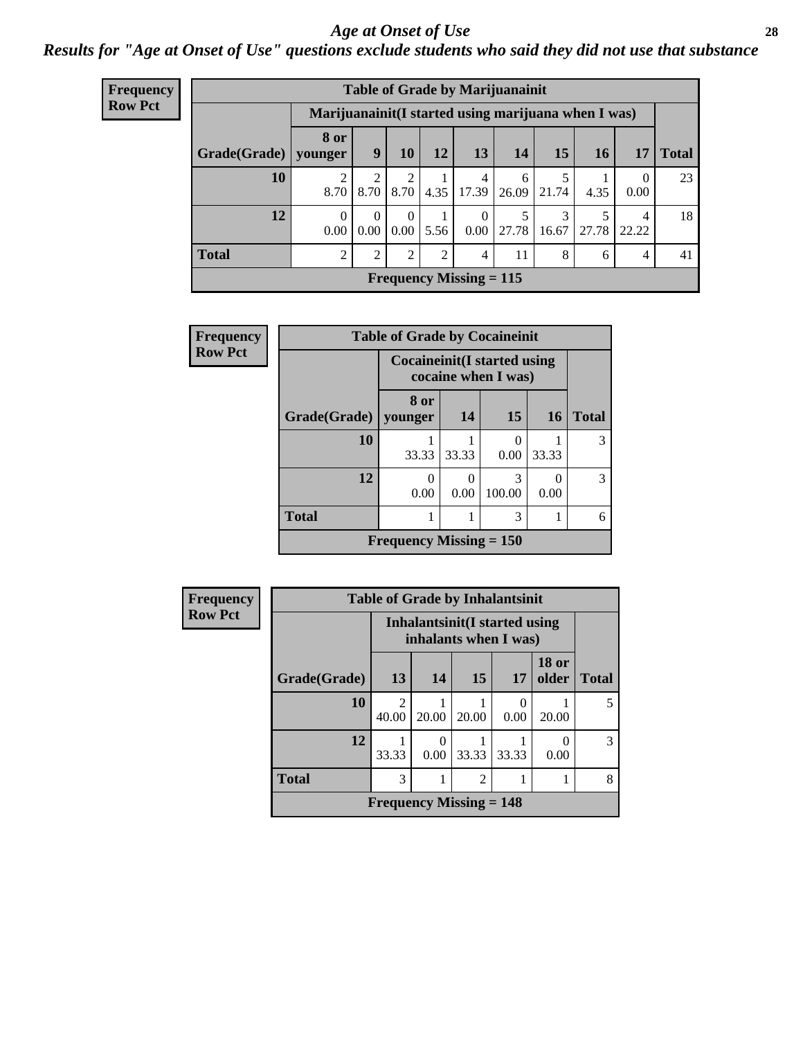# Age at Onset of Use

## Results for "Age at Onset of Use" questions exclude students who said they did not use that substance

**Frequency**
**Row Pct**

**Table of Grade by Marijuanainit**

| Grade(Grade) | Marijuanainit(I started using marijuana when I was) 8 or younger | 9 | 10 | 12 | 13 | 14 | 15 | 16 | 17 | Total |
|---|---|---|---|---|---|---|---|---|---|---|
| 10 | 2<br>8.70 | 2<br>8.70 | 2<br>8.70 | 1<br>4.35 | 4<br>17.39 | 6<br>26.09 | 5<br>21.74 | 1<br>4.35 | 0<br>0.00 | 23 |
| 12 | 0<br>0.00 | 0<br>0.00 | 0<br>0.00 | 1<br>5.56 | 0<br>0.00 | 5<br>27.78 | 3<br>16.67 | 5<br>27.78 | 4<br>22.22 | 18 |
| Total | 2 | 2 | 2 | 2 | 4 | 11 | 8 | 6 | 4 | 41 |

Frequency Missing = 115

**Frequency**
**Row Pct**

**Table of Grade by Cocaineinit**

| Grade(Grade) | Cocaineinit(I started using cocaine when I was) 8 or younger | 14 | 15 | 16 | Total |
|---|---|---|---|---|---|
| 10 | 1<br>33.33 | 1<br>33.33 | 0<br>0.00 | 1<br>33.33 | 3 |
| 12 | 0<br>0.00 | 0<br>0.00 | 3<br>100.00 | 0<br>0.00 | 3 |
| Total | 1 | 1 | 3 | 1 | 6 |

Frequency Missing = 150

**Frequency**
**Row Pct**

**Table of Grade by Inhalantsinit**

| Grade(Grade) | Inhalantsinit(I started using inhalants when I was) 13 | 14 | 15 | 17 | 18 or older | Total |
|---|---|---|---|---|---|---|
| 10 | 2<br>40.00 | 1<br>20.00 | 1<br>20.00 | 0<br>0.00 | 1<br>20.00 | 5 |
| 12 | 1<br>33.33 | 0<br>0.00 | 1<br>33.33 | 1<br>33.33 | 0<br>0.00 | 3 |
| Total | 3 | 1 | 2 | 1 | 1 | 8 |

Frequency Missing = 148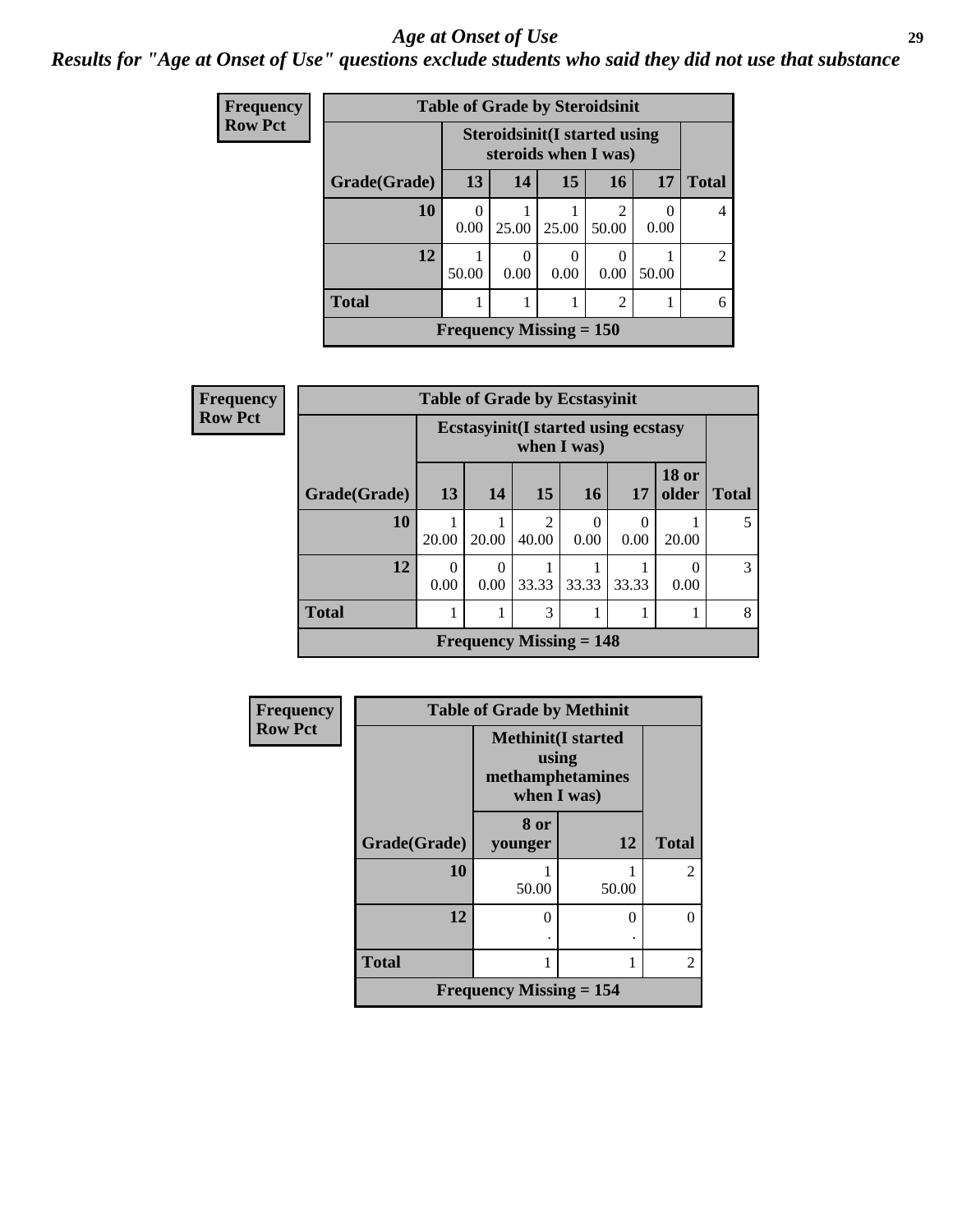# *Age at Onset of Use*

## *Results for "Age at Onset of Use" questions exclude students who said they did not use that substance*

| Frequency Row Pct |
|---|

**Table of Grade by Steroidsinit**

| Grade(Grade) | Steroidsinit(I started using steroids when I was) 13 | 14 | 15 | 16 | 17 | Total |
|---|---|---|---|---|---|---|
| **10** | 0<br>0.00 | 1<br>25.00 | 1<br>25.00 | 2<br>50.00 | 0<br>0.00 | 4 |
| **12** | 1<br>50.00 | 0<br>0.00 | 0<br>0.00 | 0<br>0.00 | 1<br>50.00 | 2 |
| **Total** | 1 | 1 | 1 | 2 | 1 | 6 |
| **Frequency Missing = 150** | | | | | | |

| Frequency Row Pct |
|---|

**Table of Grade by Ecstasyinit**

| Grade(Grade) | Ecstasyinit(I started using ecstasy when I was) 13 | 14 | 15 | 16 | 17 | 18 or older | Total |
|---|---|---|---|---|---|---|---|
| **10** | 1<br>20.00 | 1<br>20.00 | 2<br>40.00 | 0<br>0.00 | 0<br>0.00 | 1<br>20.00 | 5 |
| **12** | 0<br>0.00 | 0<br>0.00 | 1<br>33.33 | 1<br>33.33 | 1<br>33.33 | 0<br>0.00 | 3 |
| **Total** | 1 | 1 | 3 | 1 | 1 | 1 | 8 |
| **Frequency Missing = 148** | | | | | | | |

| Frequency Row Pct |
|---|

**Table of Grade by Methinit**

| Grade(Grade) | Methinit(I started using methamphetamines when I was) 8 or younger | 12 | Total |
|---|---|---|---|
| **10** | 1<br>50.00 | 1<br>50.00 | 2 |
| **12** | 0<br>. | 0<br>. | 0 |
| **Total** | 1 | 1 | 2 |
| **Frequency Missing = 154** | | | |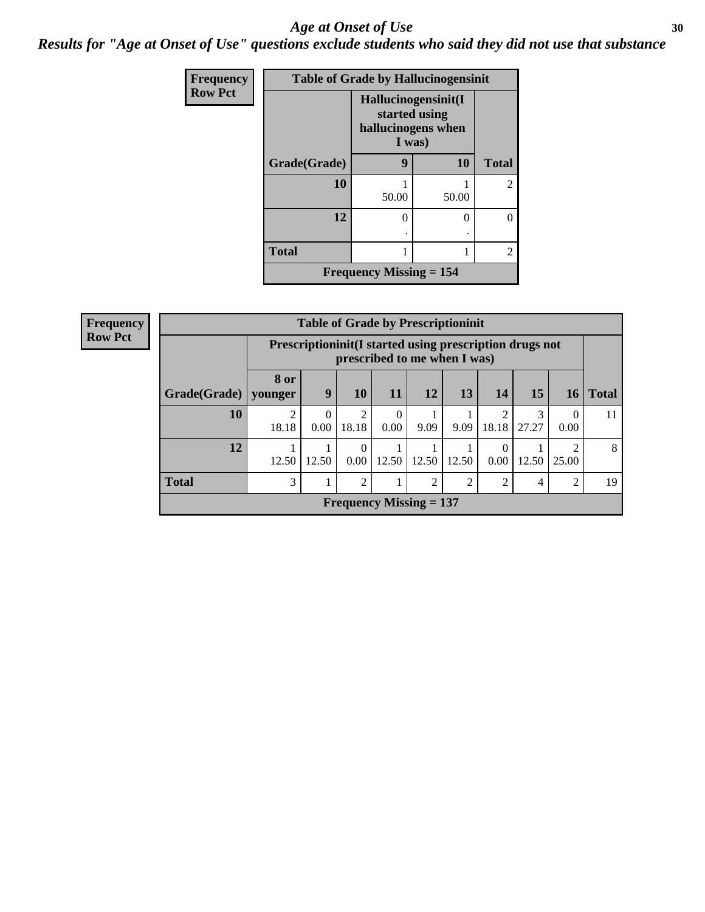# Age at Onset of Use

## Results for "Age at Onset of Use" questions exclude students who said they did not use that substance

Frequency
Row Pct

**Table of Grade by Hallucinogensinit**

| | Hallucinogensinit(I started using hallucinogens when I was) | | |
|---|---|---|---|
| **Grade(Grade)** | **9** | **10** | **Total** |
| **10** | 1<br>50.00 | 1<br>50.00 | 2 |
| **12** | 0<br>. | 0<br>. | 0 |
| **Total** | 1 | 1 | 2 |

**Frequency Missing = 154**

Frequency
Row Pct

**Table of Grade by Prescriptioninit**

| | Prescriptioninit(I started using prescription drugs not prescribed to me when I was) | | | | | | | | | |
|---|---|---|---|---|---|---|---|---|---|---|
| **Grade(Grade)** | **8 or younger** | **9** | **10** | **11** | **12** | **13** | **14** | **15** | **16** | **Total** |
| **10** | 2<br>18.18 | 0<br>0.00 | 2<br>18.18 | 0<br>0.00 | 1<br>9.09 | 1<br>9.09 | 2<br>18.18 | 3<br>27.27 | 0<br>0.00 | 11 |
| **12** | 1<br>12.50 | 1<br>12.50 | 0<br>0.00 | 1<br>12.50 | 1<br>12.50 | 1<br>12.50 | 0<br>0.00 | 1<br>12.50 | 2<br>25.00 | 8 |
| **Total** | 3 | 1 | 2 | 1 | 2 | 2 | 2 | 4 | 2 | 19 |

**Frequency Missing = 137**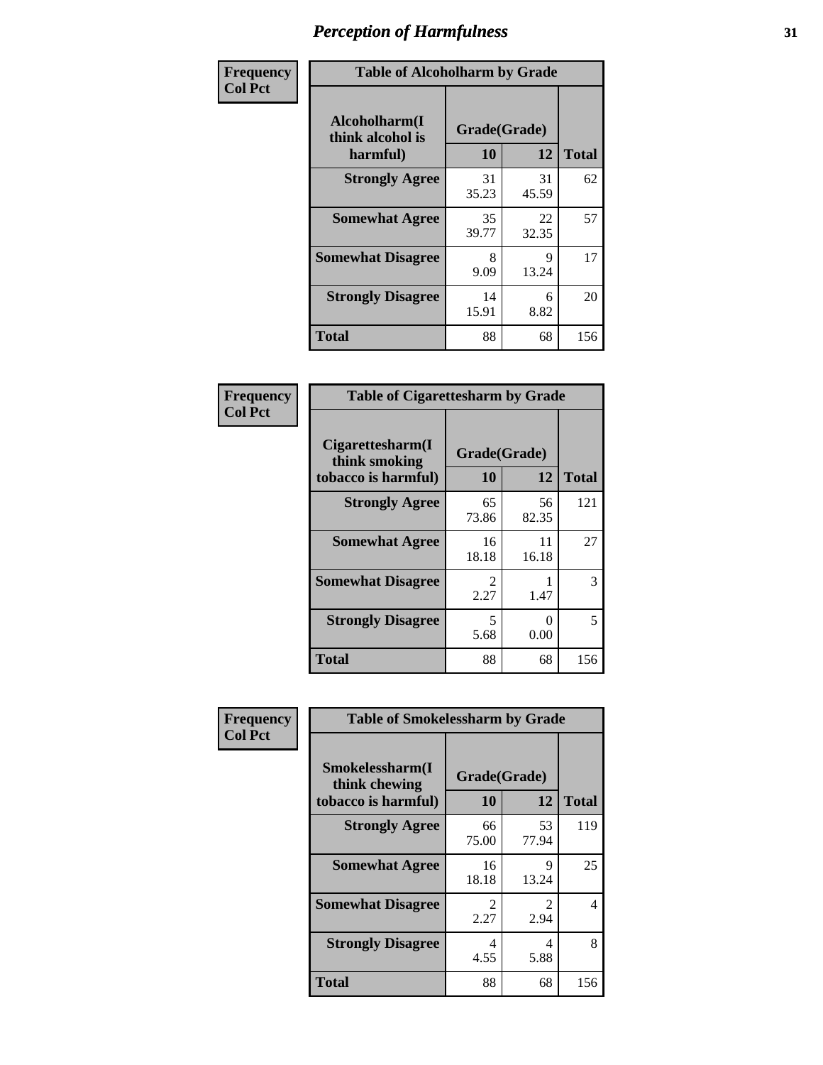# Perception of Harmfulness

**Frequency**
**Col Pct**

| Alcoholharm(I think alcohol is harmful) | Grade(Grade) 10 | 12 | Total |
|---|---|---|---|
| **Strongly Agree** | 31<br>35.23 | 31<br>45.59 | 62 |
| **Somewhat Agree** | 35<br>39.77 | 22<br>32.35 | 57 |
| **Somewhat Disagree** | 8<br>9.09 | 9<br>13.24 | 17 |
| **Strongly Disagree** | 14<br>15.91 | 6<br>8.82 | 20 |
| **Total** | 88 | 68 | 156 |

Table of Alcoholharm by Grade

**Frequency**
**Col Pct**

| Cigarettesharm(I think smoking tobacco is harmful) | Grade(Grade) 10 | 12 | Total |
|---|---|---|---|
| **Strongly Agree** | 65<br>73.86 | 56<br>82.35 | 121 |
| **Somewhat Agree** | 16<br>18.18 | 11<br>16.18 | 27 |
| **Somewhat Disagree** | 2<br>2.27 | 1<br>1.47 | 3 |
| **Strongly Disagree** | 5<br>5.68 | 0<br>0.00 | 5 |
| **Total** | 88 | 68 | 156 |

Table of Cigarettesharm by Grade

**Frequency**
**Col Pct**

| Smokelessharm(I think chewing tobacco is harmful) | Grade(Grade) 10 | 12 | Total |
|---|---|---|---|
| **Strongly Agree** | 66<br>75.00 | 53<br>77.94 | 119 |
| **Somewhat Agree** | 16<br>18.18 | 9<br>13.24 | 25 |
| **Somewhat Disagree** | 2<br>2.27 | 2<br>2.94 | 4 |
| **Strongly Disagree** | 4<br>4.55 | 4<br>5.88 | 8 |
| **Total** | 88 | 68 | 156 |

Table of Smokelessharm by Grade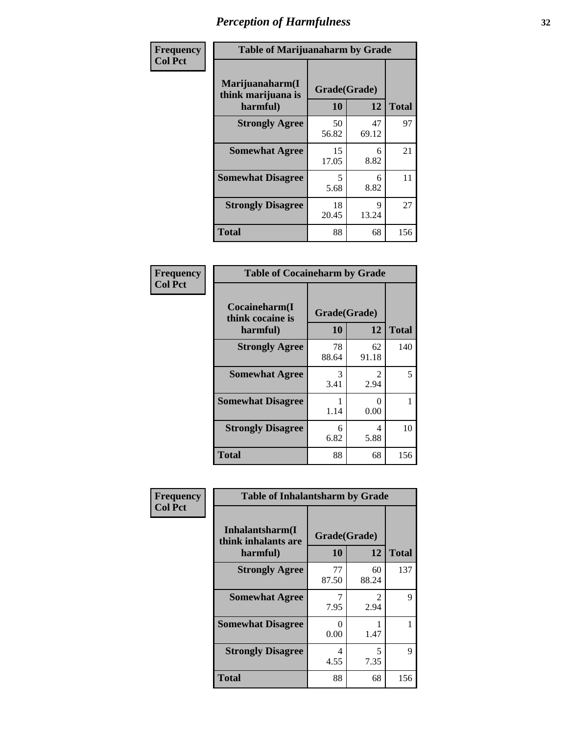# Perception of Harmfulness

| Frequency<br>Col Pct | Table of Marijuanaharm by Grade | | |
|---|---|---|---|
| Marijuanaharm(I think marijuana is harmful) | Grade(Grade) | | |
| | 10 | 12 | Total |
| Strongly Agree | 50<br>56.82 | 47<br>69.12 | 97 |
| Somewhat Agree | 15<br>17.05 | 6<br>8.82 | 21 |
| Somewhat Disagree | 5<br>5.68 | 6<br>8.82 | 11 |
| Strongly Disagree | 18<br>20.45 | 9<br>13.24 | 27 |
| Total | 88 | 68 | 156 |

| Frequency<br>Col Pct | Table of Cocaineharm by Grade | | |
|---|---|---|---|
| Cocaineharm(I think cocaine is harmful) | Grade(Grade) | | |
| | 10 | 12 | Total |
| Strongly Agree | 78<br>88.64 | 62<br>91.18 | 140 |
| Somewhat Agree | 3<br>3.41 | 2<br>2.94 | 5 |
| Somewhat Disagree | 1<br>1.14 | 0<br>0.00 | 1 |
| Strongly Disagree | 6<br>6.82 | 4<br>5.88 | 10 |
| Total | 88 | 68 | 156 |

| Frequency<br>Col Pct | Table of Inhalantsharm by Grade | | |
|---|---|---|---|
| Inhalantsharm(I think inhalants are harmful) | Grade(Grade) | | |
| | 10 | 12 | Total |
| Strongly Agree | 77<br>87.50 | 60<br>88.24 | 137 |
| Somewhat Agree | 7<br>7.95 | 2<br>2.94 | 9 |
| Somewhat Disagree | 0<br>0.00 | 1<br>1.47 | 1 |
| Strongly Disagree | 4<br>4.55 | 5<br>7.35 | 9 |
| Total | 88 | 68 | 156 |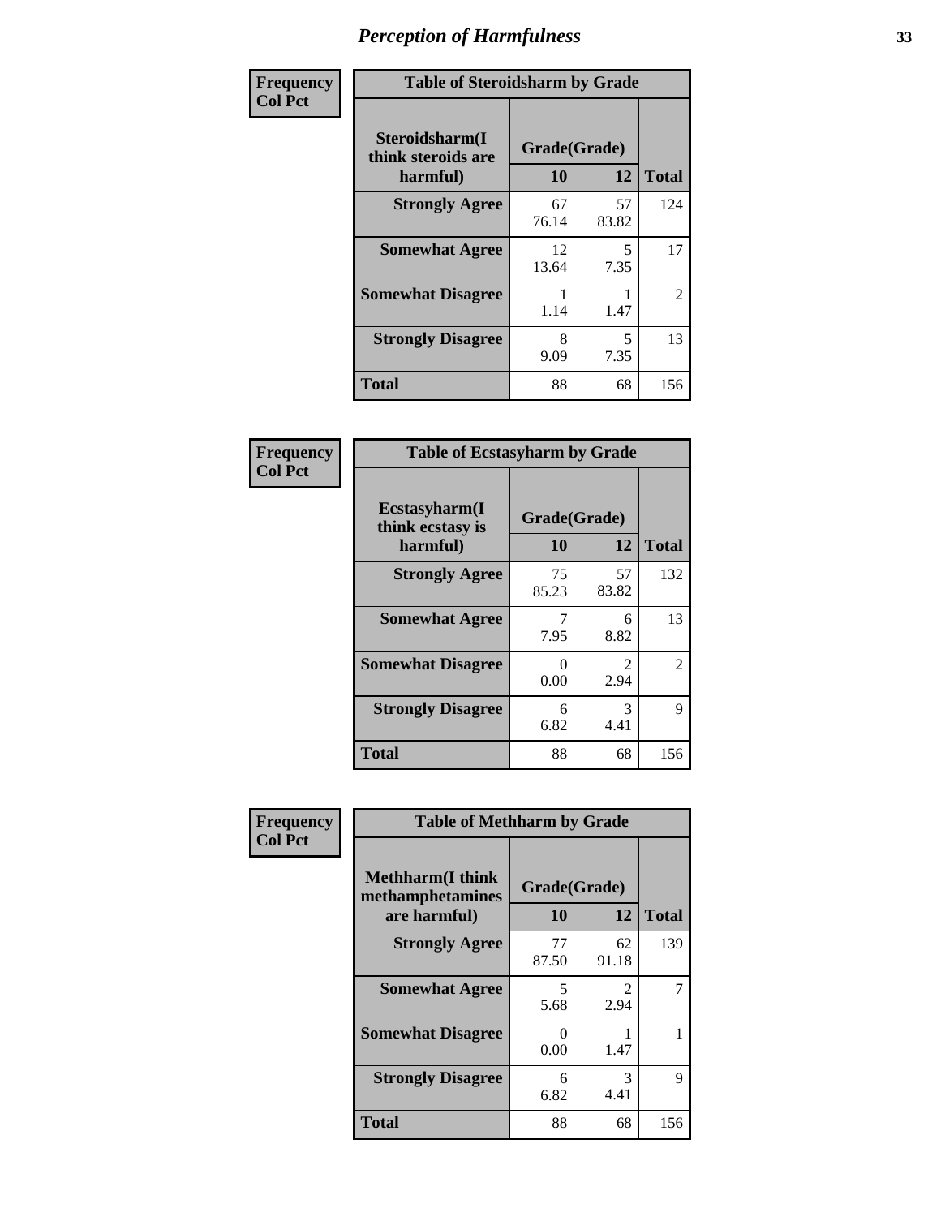# Perception of Harmfulness

| Frequency<br>Col Pct | Table of Steroidsharm by Grade | | |
|---|---|---|---|
| Steroidsharm(I think steroids are harmful) | Grade(Grade) | | Total |
| | 10 | 12 | |
| Strongly Agree | 67<br>76.14 | 57<br>83.82 | 124 |
| Somewhat Agree | 12<br>13.64 | 5<br>7.35 | 17 |
| Somewhat Disagree | 1<br>1.14 | 1<br>1.47 | 2 |
| Strongly Disagree | 8<br>9.09 | 5<br>7.35 | 13 |
| Total | 88 | 68 | 156 |

| Frequency<br>Col Pct | Table of Ecstasyharm by Grade | | |
|---|---|---|---|
| Ecstasyharm(I think ecstasy is harmful) | Grade(Grade) | | Total |
| | 10 | 12 | |
| Strongly Agree | 75<br>85.23 | 57<br>83.82 | 132 |
| Somewhat Agree | 7<br>7.95 | 6<br>8.82 | 13 |
| Somewhat Disagree | 0<br>0.00 | 2<br>2.94 | 2 |
| Strongly Disagree | 6<br>6.82 | 3<br>4.41 | 9 |
| Total | 88 | 68 | 156 |

| Frequency<br>Col Pct | Table of Methharm by Grade | | |
|---|---|---|---|
| Methharm(I think methamphetamines are harmful) | Grade(Grade) | | Total |
| | 10 | 12 | |
| Strongly Agree | 77<br>87.50 | 62<br>91.18 | 139 |
| Somewhat Agree | 5<br>5.68 | 2<br>2.94 | 7 |
| Somewhat Disagree | 0<br>0.00 | 1<br>1.47 | 1 |
| Strongly Disagree | 6<br>6.82 | 3<br>4.41 | 9 |
| Total | 88 | 68 | 156 |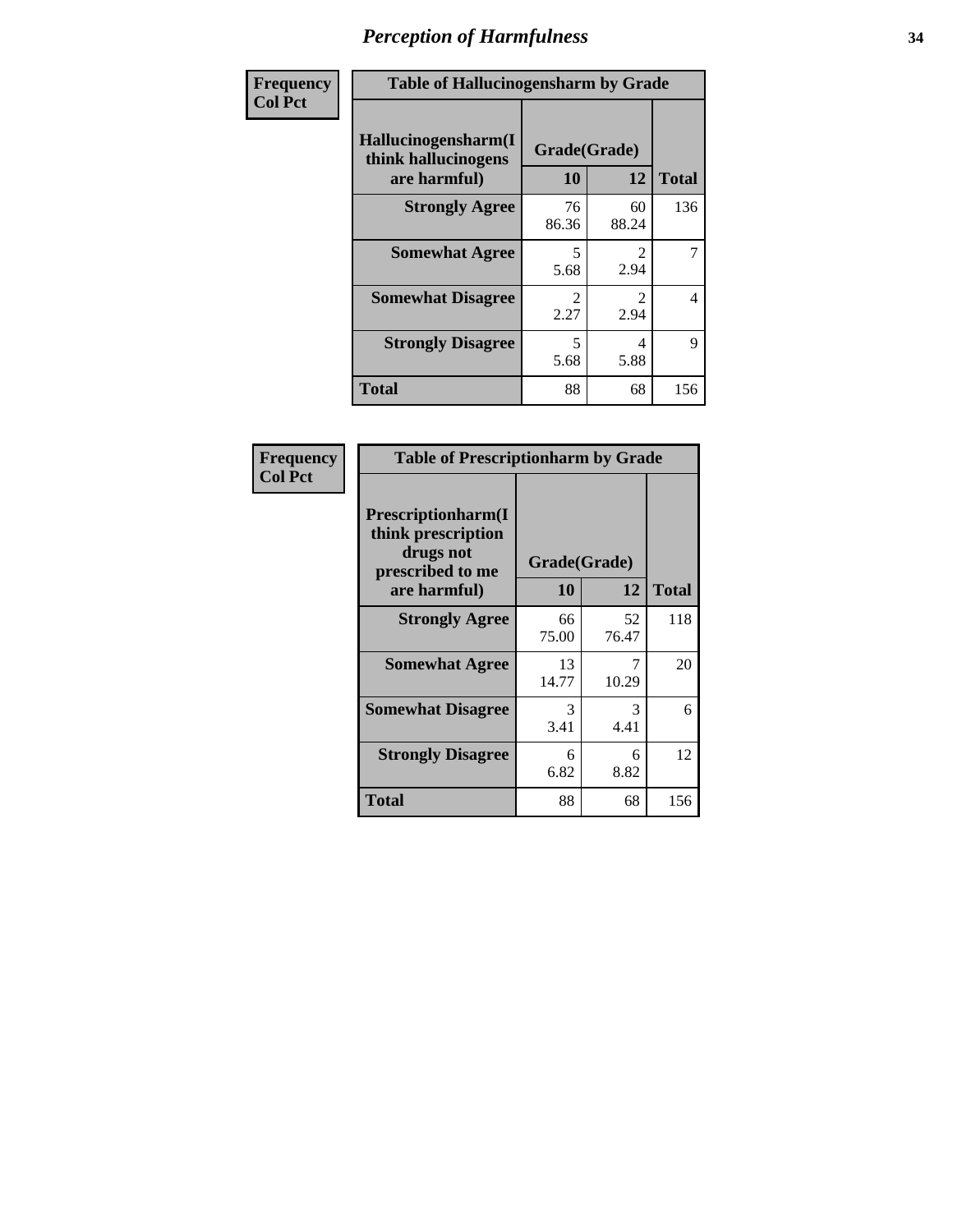# Perception of Harmfulness

**Frequency**
**Col Pct**

| Table of Hallucinogensharm by Grade | | | |
|---|---|---|---|
| Hallucinogensharm(I think hallucinogens are harmful) | Grade(Grade) | | |
| | 10 | 12 | Total |
| **Strongly Agree** | 76<br>86.36 | 60<br>88.24 | 136 |
| **Somewhat Agree** | 5<br>5.68 | 2<br>2.94 | 7 |
| **Somewhat Disagree** | 2<br>2.27 | 2<br>2.94 | 4 |
| **Strongly Disagree** | 5<br>5.68 | 4<br>5.88 | 9 |
| **Total** | 88 | 68 | 156 |

**Frequency**
**Col Pct**

| Table of Prescriptionharm by Grade | | | |
|---|---|---|---|
| Prescriptionharm(I think prescription drugs not prescribed to me are harmful) | Grade(Grade) | | |
| | 10 | 12 | Total |
| **Strongly Agree** | 66<br>75.00 | 52<br>76.47 | 118 |
| **Somewhat Agree** | 13<br>14.77 | 7<br>10.29 | 20 |
| **Somewhat Disagree** | 3<br>3.41 | 3<br>4.41 | 6 |
| **Strongly Disagree** | 6<br>6.82 | 6<br>8.82 | 12 |
| **Total** | 88 | 68 | 156 |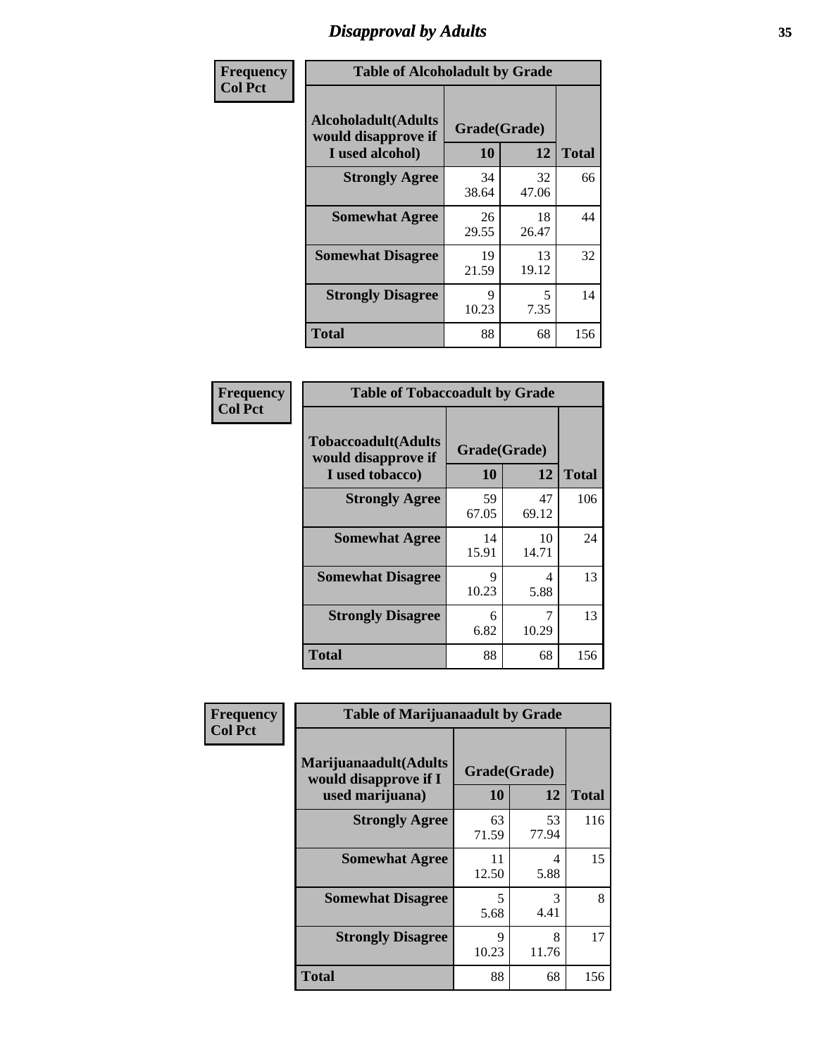# Disapproval by Adults

| Frequency<br>Col Pct | | | |
|---|---|---|---|
| **Table of Alcoholadult by Grade** | | | |
| **Alcoholadult(Adults would disapprove if I used alcohol)** | **Grade(Grade)** | | **Total** |
| | **10** | **12** | |
| **Strongly Agree** | 34<br>38.64 | 32<br>47.06 | 66 |
| **Somewhat Agree** | 26<br>29.55 | 18<br>26.47 | 44 |
| **Somewhat Disagree** | 19<br>21.59 | 13<br>19.12 | 32 |
| **Strongly Disagree** | 9<br>10.23 | 5<br>7.35 | 14 |
| **Total** | 88 | 68 | 156 |

| Frequency<br>Col Pct | | | |
|---|---|---|---|
| **Table of Tobaccoadult by Grade** | | | |
| **Tobaccoadult(Adults would disapprove if I used tobacco)** | **Grade(Grade)** | | **Total** |
| | **10** | **12** | |
| **Strongly Agree** | 59<br>67.05 | 47<br>69.12 | 106 |
| **Somewhat Agree** | 14<br>15.91 | 10<br>14.71 | 24 |
| **Somewhat Disagree** | 9<br>10.23 | 4<br>5.88 | 13 |
| **Strongly Disagree** | 6<br>6.82 | 7<br>10.29 | 13 |
| **Total** | 88 | 68 | 156 |

| Frequency<br>Col Pct | | | |
|---|---|---|---|
| **Table of Marijuanaadult by Grade** | | | |
| **Marijuanaadult(Adults would disapprove if I used marijuana)** | **Grade(Grade)** | | **Total** |
| | **10** | **12** | |
| **Strongly Agree** | 63<br>71.59 | 53<br>77.94 | 116 |
| **Somewhat Agree** | 11<br>12.50 | 4<br>5.88 | 15 |
| **Somewhat Disagree** | 5<br>5.68 | 3<br>4.41 | 8 |
| **Strongly Disagree** | 9<br>10.23 | 8<br>11.76 | 17 |
| **Total** | 88 | 68 | 156 |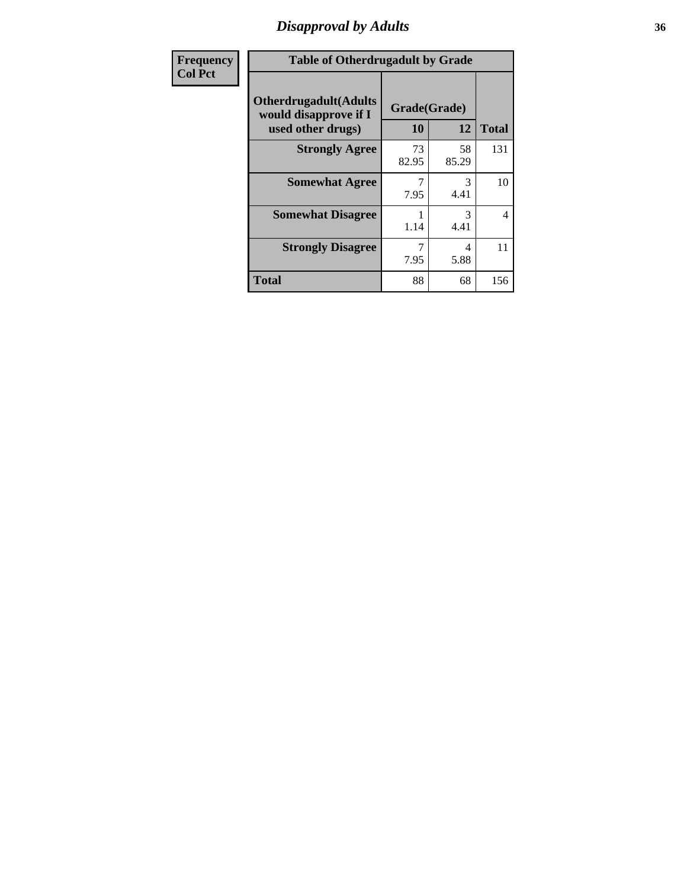# Disapproval by Adults

| Frequency<br>Col Pct | Table of Otherdrugadult by Grade | | | |
|---|---|---|---|---|
| | Otherdrugadult(Adults would disapprove if I used other drugs) | Grade(Grade) | | |
| | | 10 | 12 | Total |
| | Strongly Agree | 73<br>82.95 | 58<br>85.29 | 131 |
| | Somewhat Agree | 7<br>7.95 | 3<br>4.41 | 10 |
| | Somewhat Disagree | 1<br>1.14 | 3<br>4.41 | 4 |
| | Strongly Disagree | 7<br>7.95 | 4<br>5.88 | 11 |
| | Total | 88 | 68 | 156 |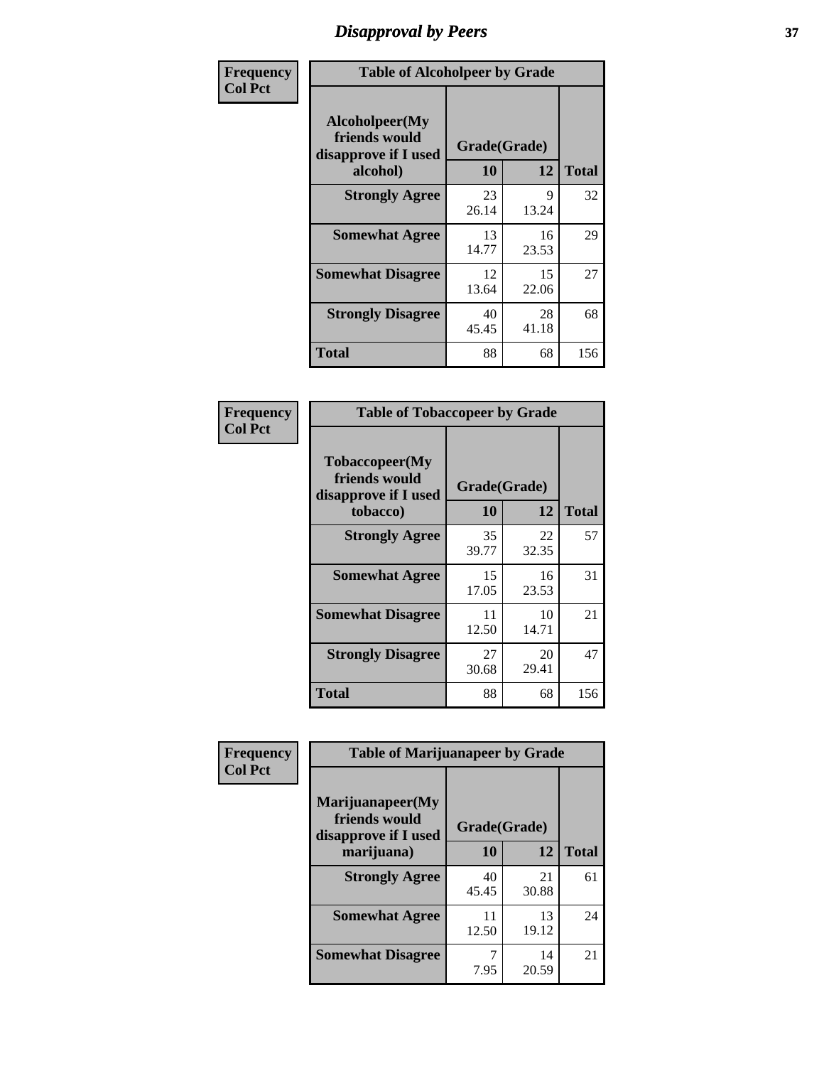# Disapproval by Peers

| Frequency<br>Col Pct | Table of Alcoholpeer by Grade | | |
|---|---|---|---|
| **Alcoholpeer(My friends would disapprove if I used alcohol)** | **Grade(Grade)** | | |
| | **10** | **12** | **Total** |
| **Strongly Agree** | 23<br>26.14 | 9<br>13.24 | 32 |
| **Somewhat Agree** | 13<br>14.77 | 16<br>23.53 | 29 |
| **Somewhat Disagree** | 12<br>13.64 | 15<br>22.06 | 27 |
| **Strongly Disagree** | 40<br>45.45 | 28<br>41.18 | 68 |
| **Total** | 88 | 68 | 156 |

| Frequency<br>Col Pct | Table of Tobaccopeer by Grade | | |
|---|---|---|---|
| **Tobaccopeer(My friends would disapprove if I used tobacco)** | **Grade(Grade)** | | |
| | **10** | **12** | **Total** |
| **Strongly Agree** | 35<br>39.77 | 22<br>32.35 | 57 |
| **Somewhat Agree** | 15<br>17.05 | 16<br>23.53 | 31 |
| **Somewhat Disagree** | 11<br>12.50 | 10<br>14.71 | 21 |
| **Strongly Disagree** | 27<br>30.68 | 20<br>29.41 | 47 |
| **Total** | 88 | 68 | 156 |

| Frequency<br>Col Pct | Table of Marijuanapeer by Grade | | |
|---|---|---|---|
| **Marijuanapeer(My friends would disapprove if I used marijuana)** | **Grade(Grade)** | | |
| | **10** | **12** | **Total** |
| **Strongly Agree** | 40<br>45.45 | 21<br>30.88 | 61 |
| **Somewhat Agree** | 11<br>12.50 | 13<br>19.12 | 24 |
| **Somewhat Disagree** | 7<br>7.95 | 14<br>20.59 | 21 |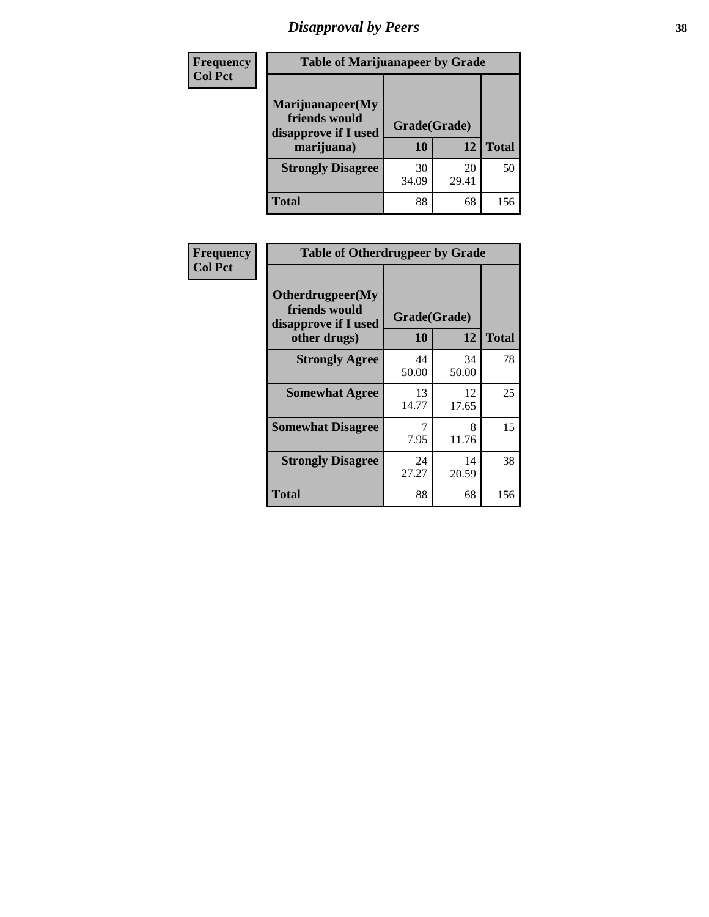## Disapproval by Peers

| Frequency<br>Col Pct | Table of Marijuanapeer by Grade | | |
|---|---|---|---|
| **Marijuanapeer(My friends would disapprove if I used marijuana)** | **Grade(Grade)** | | |
| | **10** | **12** | **Total** |
| **Strongly Disagree** | 30<br>34.09 | 20<br>29.41 | 50 |
| **Total** | 88 | 68 | 156 |

| Frequency<br>Col Pct | Table of Otherdrugpeer by Grade | | |
|---|---|---|---|
| **Otherdrugpeer(My friends would disapprove if I used other drugs)** | **Grade(Grade)** | | |
| | **10** | **12** | **Total** |
| **Strongly Agree** | 44<br>50.00 | 34<br>50.00 | 78 |
| **Somewhat Agree** | 13<br>14.77 | 12<br>17.65 | 25 |
| **Somewhat Disagree** | 7<br>7.95 | 8<br>11.76 | 15 |
| **Strongly Disagree** | 24<br>27.27 | 14<br>20.59 | 38 |
| **Total** | 88 | 68 | 156 |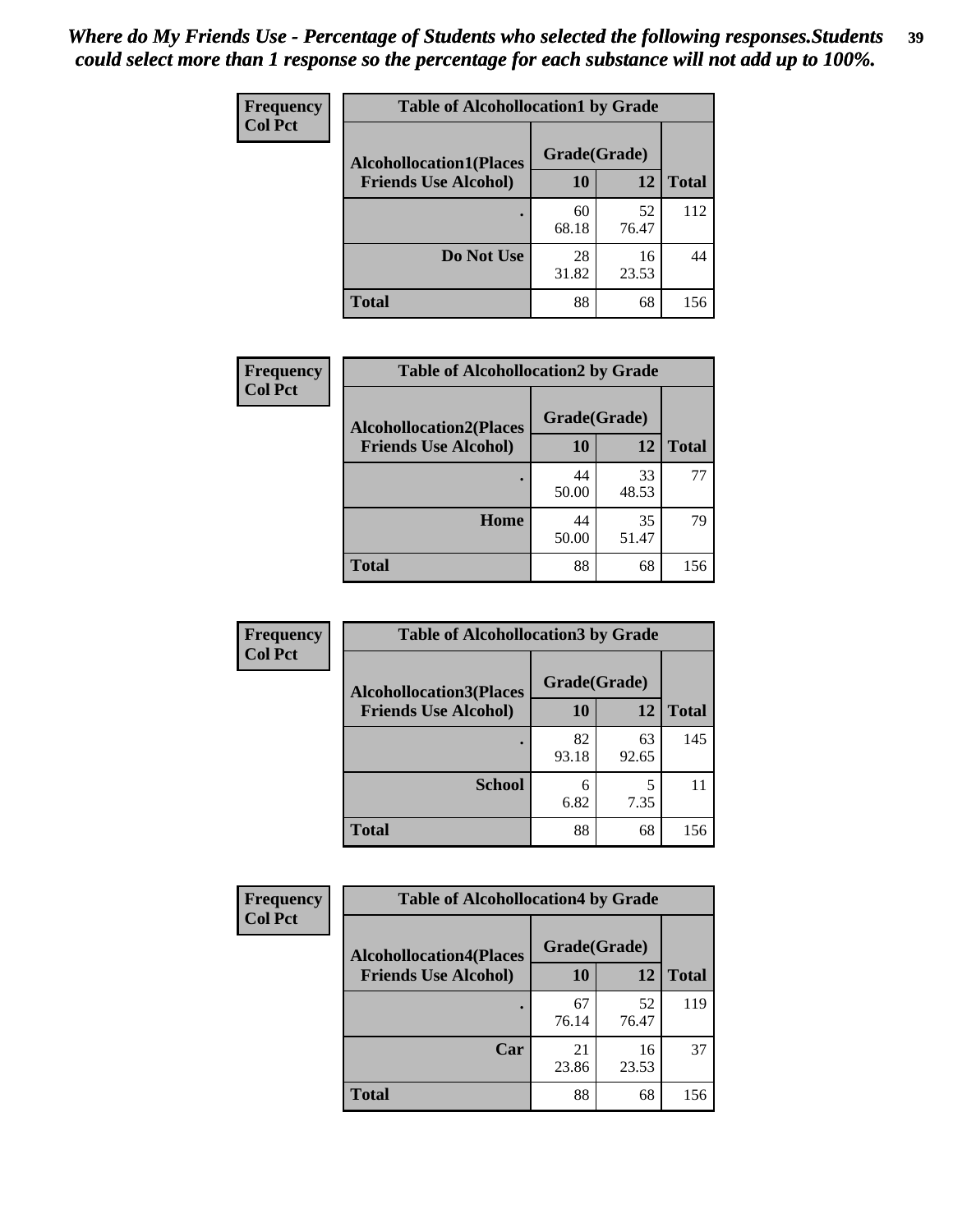*Where do My Friends Use - Percentage of Students who selected the following responses.Students could select more than 1 response so the percentage for each substance will not add up to 100%.*

| Frequency<br>Col Pct | Table of Alcohollocation1 by Grade | | |
|---|---|---|---|
| **Alcohollocation1(Places Friends Use Alcohol)** | **Grade(Grade)** | | **Total** |
| | **10** | **12** | |
| **.** | 60<br>68.18 | 52<br>76.47 | 112 |
| **Do Not Use** | 28<br>31.82 | 16<br>23.53 | 44 |
| **Total** | 88 | 68 | 156 |

| Frequency<br>Col Pct | Table of Alcohollocation2 by Grade | | |
|---|---|---|---|
| **Alcohollocation2(Places Friends Use Alcohol)** | **Grade(Grade)** | | **Total** |
| | **10** | **12** | |
| **.** | 44<br>50.00 | 33<br>48.53 | 77 |
| **Home** | 44<br>50.00 | 35<br>51.47 | 79 |
| **Total** | 88 | 68 | 156 |

| Frequency<br>Col Pct | Table of Alcohollocation3 by Grade | | |
|---|---|---|---|
| **Alcohollocation3(Places Friends Use Alcohol)** | **Grade(Grade)** | | **Total** |
| | **10** | **12** | |
| **.** | 82<br>93.18 | 63<br>92.65 | 145 |
| **School** | 6<br>6.82 | 5<br>7.35 | 11 |
| **Total** | 88 | 68 | 156 |

| Frequency<br>Col Pct | Table of Alcohollocation4 by Grade | | |
|---|---|---|---|
| **Alcohollocation4(Places Friends Use Alcohol)** | **Grade(Grade)** | | **Total** |
| | **10** | **12** | |
| **.** | 67<br>76.14 | 52<br>76.47 | 119 |
| **Car** | 21<br>23.86 | 16<br>23.53 | 37 |
| **Total** | 88 | 68 | 156 |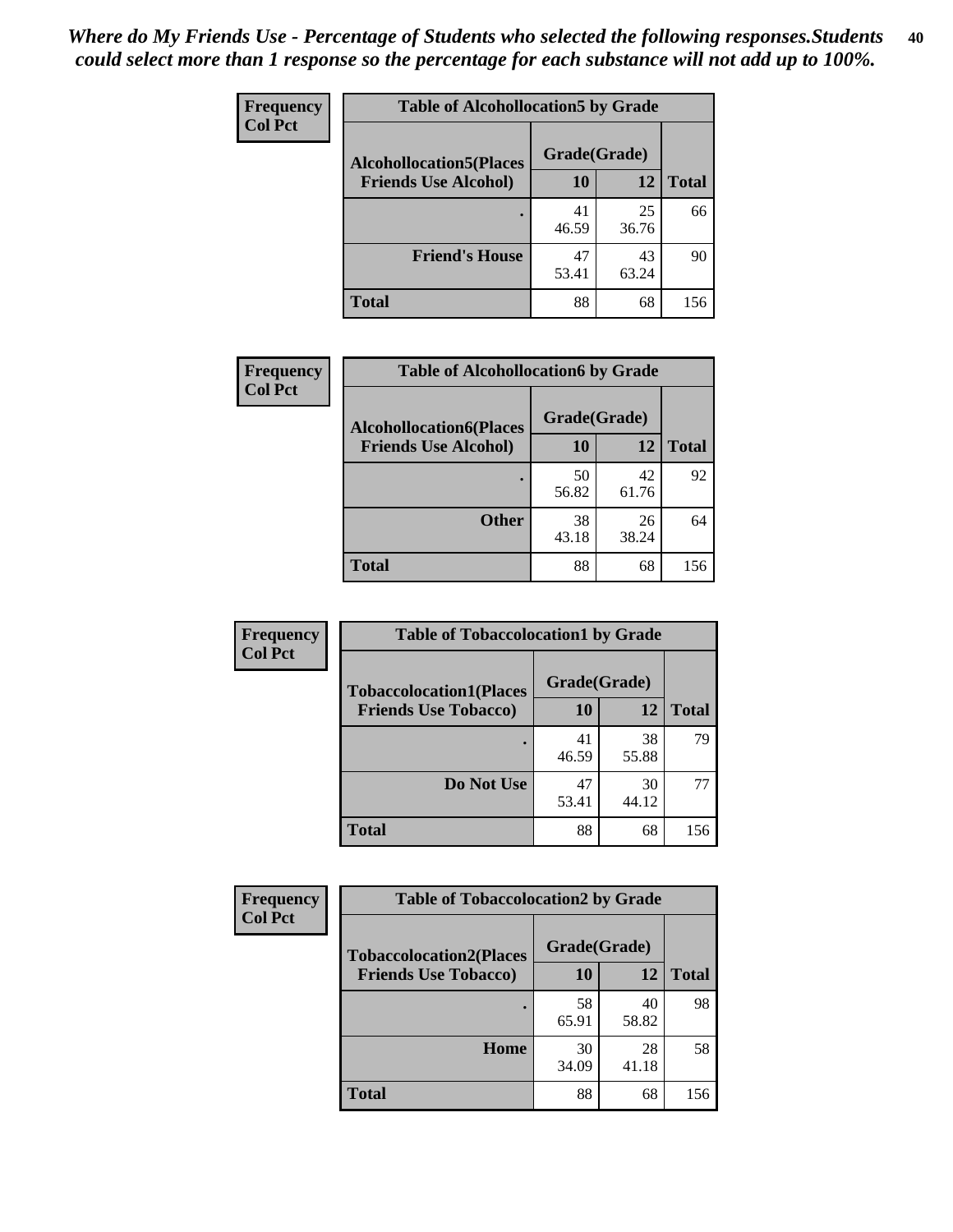*Where do My Friends Use - Percentage of Students who selected the following responses.Students could select more than 1 response so the percentage for each substance will not add up to 100%.*

**Frequency**
**Col Pct**

**Table of Alcohollocation5 by Grade**

| Alcohollocation5(Places Friends Use Alcohol) | Grade(Grade) 10 | 12 | Total |
|---|---|---|---|
| . | 41<br>46.59 | 25<br>36.76 | 66 |
| Friend's House | 47<br>53.41 | 43<br>63.24 | 90 |
| Total | 88 | 68 | 156 |

**Frequency**
**Col Pct**

**Table of Alcohollocation6 by Grade**

| Alcohollocation6(Places Friends Use Alcohol) | Grade(Grade) 10 | 12 | Total |
|---|---|---|---|
| . | 50<br>56.82 | 42<br>61.76 | 92 |
| Other | 38<br>43.18 | 26<br>38.24 | 64 |
| Total | 88 | 68 | 156 |

**Frequency**
**Col Pct**

**Table of Tobaccolocation1 by Grade**

| Tobaccolocation1(Places Friends Use Tobacco) | Grade(Grade) 10 | 12 | Total |
|---|---|---|---|
| . | 41<br>46.59 | 38<br>55.88 | 79 |
| Do Not Use | 47<br>53.41 | 30<br>44.12 | 77 |
| Total | 88 | 68 | 156 |

**Frequency**
**Col Pct**

**Table of Tobaccolocation2 by Grade**

| Tobaccolocation2(Places Friends Use Tobacco) | Grade(Grade) 10 | 12 | Total |
|---|---|---|---|
| . | 58<br>65.91 | 40<br>58.82 | 98 |
| Home | 30<br>34.09 | 28<br>41.18 | 58 |
| Total | 88 | 68 | 156 |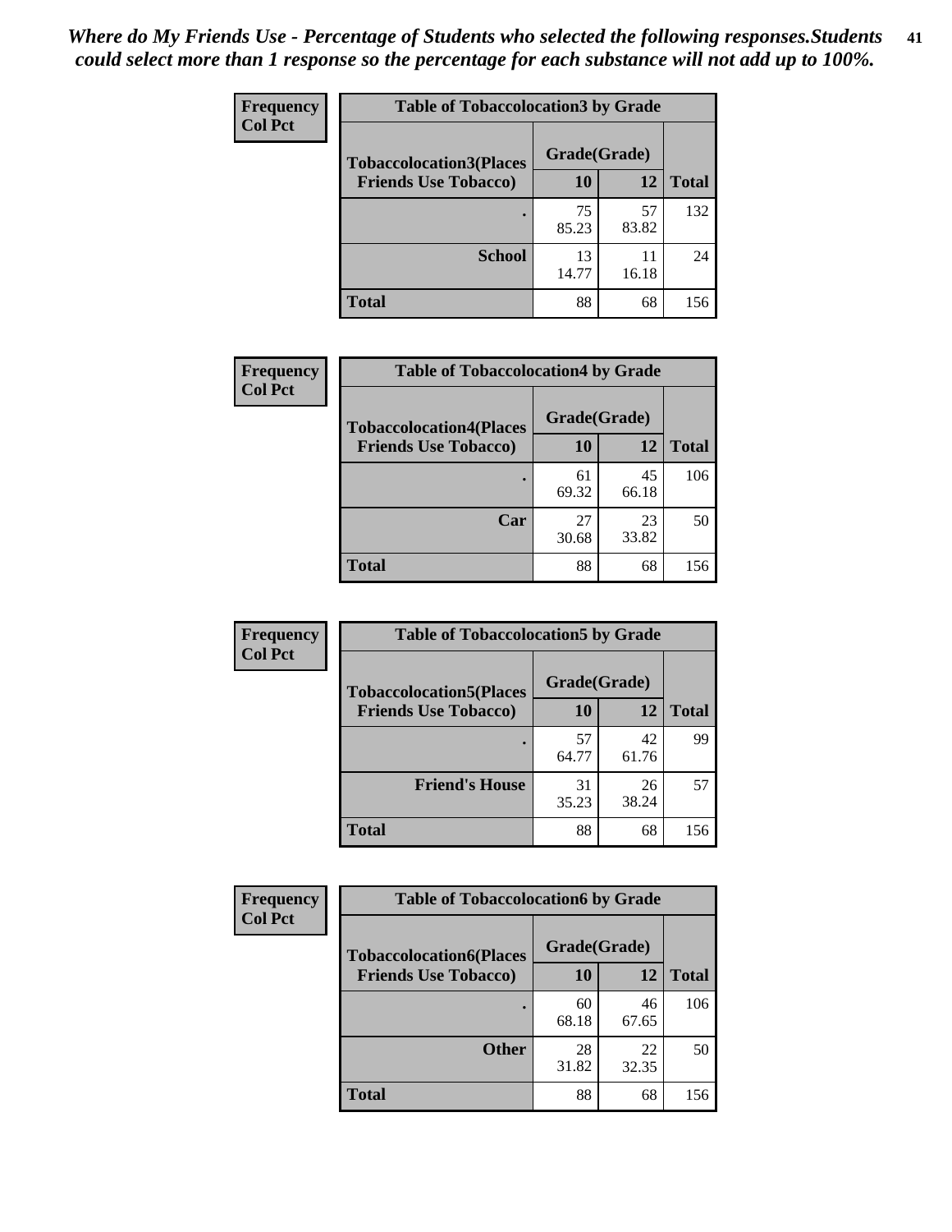*Where do My Friends Use - Percentage of Students who selected the following responses.Students could select more than 1 response so the percentage for each substance will not add up to 100%.*

**Frequency**
**Col Pct**

| Table of Tobaccolocation3 by Grade | | | |
|---|---|---|---|
| **Tobaccolocation3(Places Friends Use Tobacco)** | **Grade(Grade)** | | **Total** |
| | **10** | **12** | |
| **.** | 75<br>85.23 | 57<br>83.82 | 132 |
| **School** | 13<br>14.77 | 11<br>16.18 | 24 |
| **Total** | 88 | 68 | 156 |

**Frequency**
**Col Pct**

| Table of Tobaccolocation4 by Grade | | | |
|---|---|---|---|
| **Tobaccolocation4(Places Friends Use Tobacco)** | **Grade(Grade)** | | **Total** |
| | **10** | **12** | |
| **.** | 61<br>69.32 | 45<br>66.18 | 106 |
| **Car** | 27<br>30.68 | 23<br>33.82 | 50 |
| **Total** | 88 | 68 | 156 |

**Frequency**
**Col Pct**

| Table of Tobaccolocation5 by Grade | | | |
|---|---|---|---|
| **Tobaccolocation5(Places Friends Use Tobacco)** | **Grade(Grade)** | | **Total** |
| | **10** | **12** | |
| **.** | 57<br>64.77 | 42<br>61.76 | 99 |
| **Friend's House** | 31<br>35.23 | 26<br>38.24 | 57 |
| **Total** | 88 | 68 | 156 |

**Frequency**
**Col Pct**

| Table of Tobaccolocation6 by Grade | | | |
|---|---|---|---|
| **Tobaccolocation6(Places Friends Use Tobacco)** | **Grade(Grade)** | | **Total** |
| | **10** | **12** | |
| **.** | 60<br>68.18 | 46<br>67.65 | 106 |
| **Other** | 28<br>31.82 | 22<br>32.35 | 50 |
| **Total** | 88 | 68 | 156 |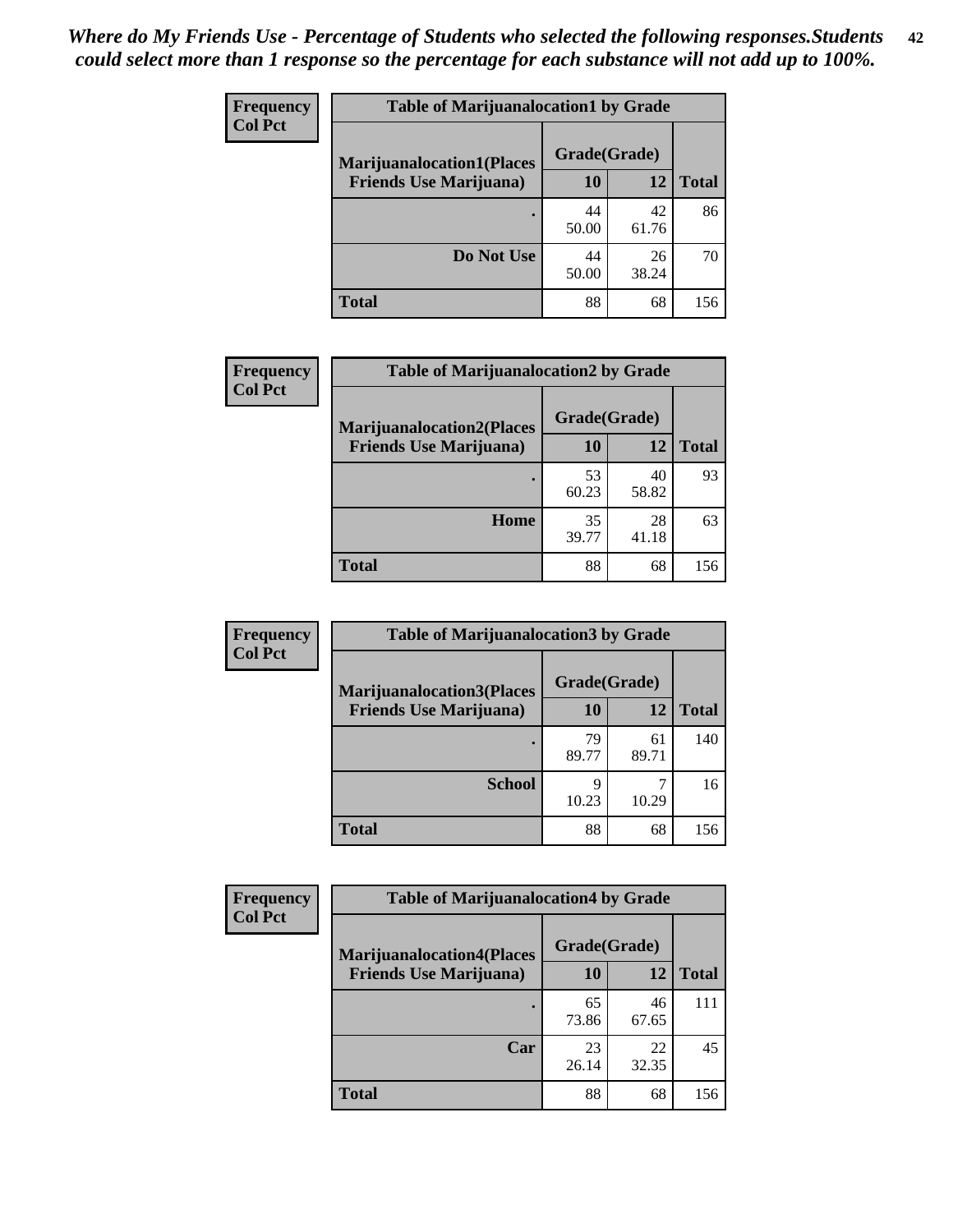*Where do My Friends Use - Percentage of Students who selected the following responses.Students could select more than 1 response so the percentage for each substance will not add up to 100%.*

**Frequency**
**Col Pct**

| Table of Marijuanalocation1 by Grade | | | |
|---|---|---|---|
| **Marijuanalocation1(Places Friends Use Marijuana)** | **Grade(Grade)** | | **Total** |
| | **10** | **12** | |
| **.** | 44<br>50.00 | 42<br>61.76 | 86 |
| **Do Not Use** | 44<br>50.00 | 26<br>38.24 | 70 |
| **Total** | 88 | 68 | 156 |

**Frequency**
**Col Pct**

| Table of Marijuanalocation2 by Grade | | | |
|---|---|---|---|
| **Marijuanalocation2(Places Friends Use Marijuana)** | **Grade(Grade)** | | **Total** |
| | **10** | **12** | |
| **.** | 53<br>60.23 | 40<br>58.82 | 93 |
| **Home** | 35<br>39.77 | 28<br>41.18 | 63 |
| **Total** | 88 | 68 | 156 |

**Frequency**
**Col Pct**

| Table of Marijuanalocation3 by Grade | | | |
|---|---|---|---|
| **Marijuanalocation3(Places Friends Use Marijuana)** | **Grade(Grade)** | | **Total** |
| | **10** | **12** | |
| **.** | 79<br>89.77 | 61<br>89.71 | 140 |
| **School** | 9<br>10.23 | 7<br>10.29 | 16 |
| **Total** | 88 | 68 | 156 |

**Frequency**
**Col Pct**

| Table of Marijuanalocation4 by Grade | | | |
|---|---|---|---|
| **Marijuanalocation4(Places Friends Use Marijuana)** | **Grade(Grade)** | | **Total** |
| | **10** | **12** | |
| **.** | 65<br>73.86 | 46<br>67.65 | 111 |
| **Car** | 23<br>26.14 | 22<br>32.35 | 45 |
| **Total** | 88 | 68 | 156 |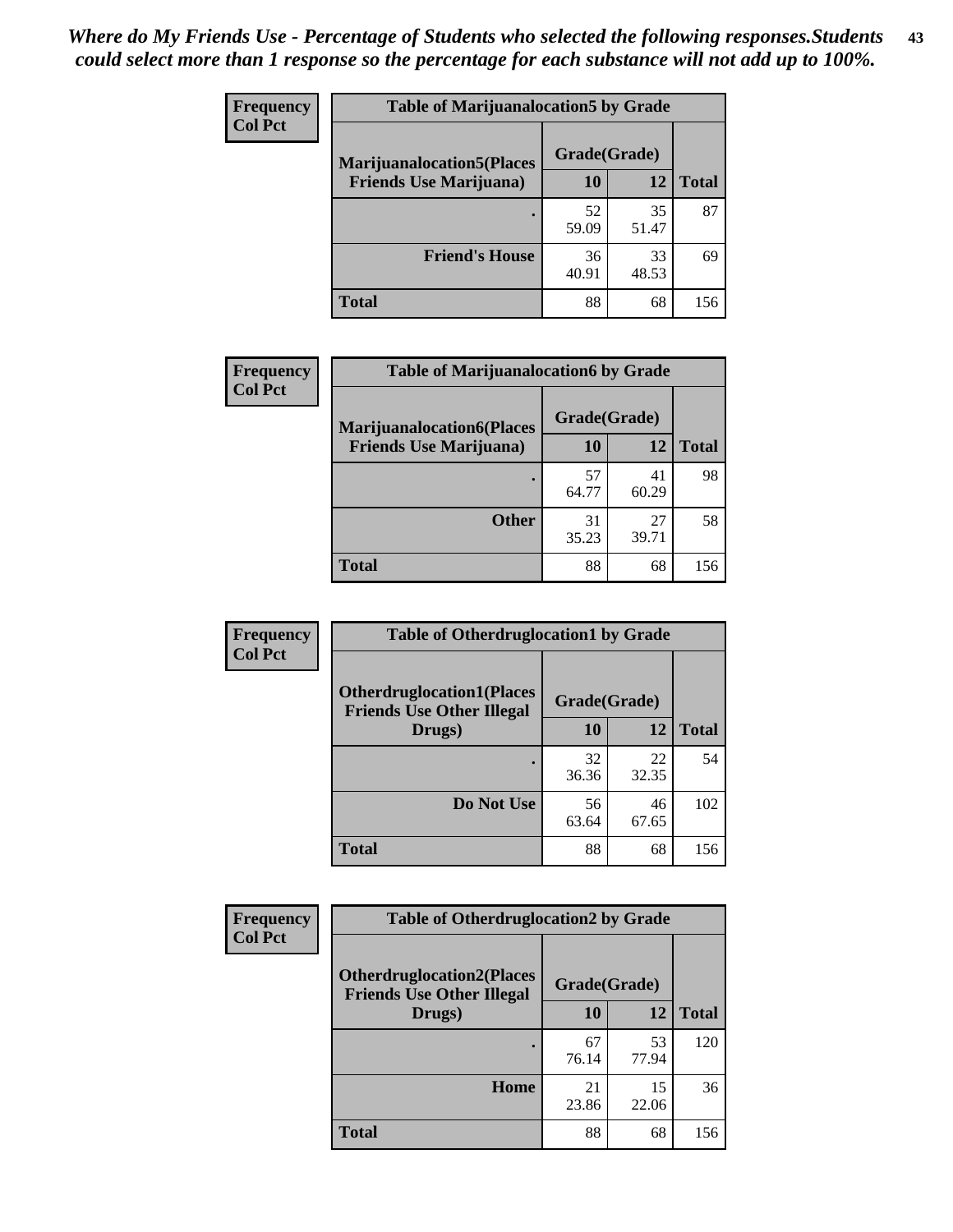*Where do My Friends Use - Percentage of Students who selected the following responses.Students could select more than 1 response so the percentage for each substance will not add up to 100%.*

| Frequency Col Pct | Table of Marijuanalocation5 by Grade | | |
|---|---|---|---|
| Marijuanalocation5(Places Friends Use Marijuana) | Grade(Grade) | | |
| | 10 | 12 | Total |
| . | 52<br>59.09 | 35<br>51.47 | 87 |
| Friend's House | 36<br>40.91 | 33<br>48.53 | 69 |
| Total | 88 | 68 | 156 |

| Frequency Col Pct | Table of Marijuanalocation6 by Grade | | |
|---|---|---|---|
| Marijuanalocation6(Places Friends Use Marijuana) | Grade(Grade) | | |
| | 10 | 12 | Total |
| . | 57<br>64.77 | 41<br>60.29 | 98 |
| Other | 31<br>35.23 | 27<br>39.71 | 58 |
| Total | 88 | 68 | 156 |

| Frequency Col Pct | Table of Otherdruglocation1 by Grade | | |
|---|---|---|---|
| Otherdruglocation1(Places Friends Use Other Illegal Drugs) | Grade(Grade) | | |
| | 10 | 12 | Total |
| . | 32<br>36.36 | 22<br>32.35 | 54 |
| Do Not Use | 56<br>63.64 | 46<br>67.65 | 102 |
| Total | 88 | 68 | 156 |

| Frequency Col Pct | Table of Otherdruglocation2 by Grade | | |
|---|---|---|---|
| Otherdruglocation2(Places Friends Use Other Illegal Drugs) | Grade(Grade) | | |
| | 10 | 12 | Total |
| . | 67<br>76.14 | 53<br>77.94 | 120 |
| Home | 21<br>23.86 | 15<br>22.06 | 36 |
| Total | 88 | 68 | 156 |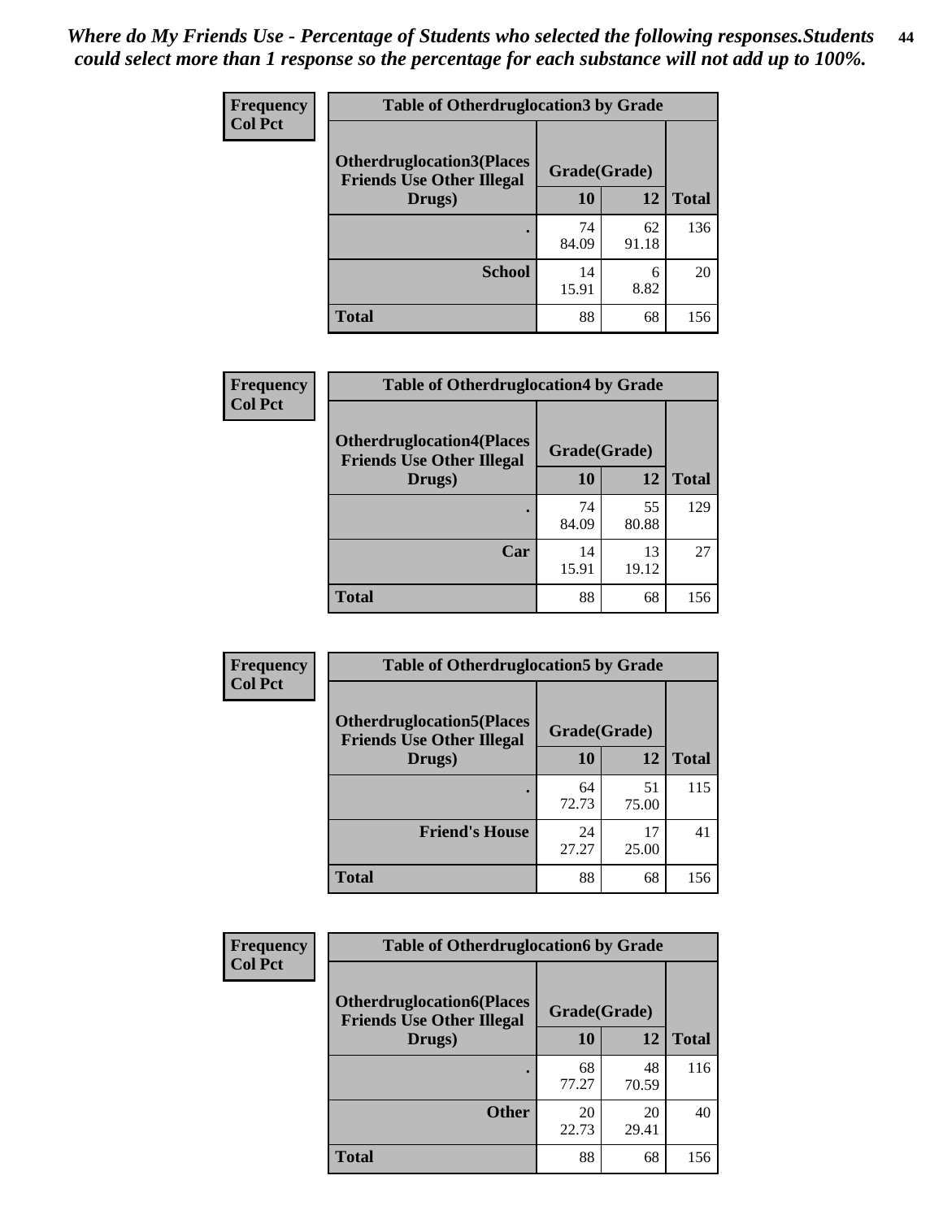*Where do My Friends Use - Percentage of Students who selected the following responses.Students could select more than 1 response so the percentage for each substance will not add up to 100%.*

**Frequency**
**Col Pct**

| Table of Otherdruglocation3 by Grade | | | |
|---|---|---|---|
| **Otherdruglocation3(Places Friends Use Other Illegal Drugs)** | **Grade(Grade)** | | |
| | **10** | **12** | **Total** |
| **.** | 74<br>84.09 | 62<br>91.18 | 136 |
| **School** | 14<br>15.91 | 6<br>8.82 | 20 |
| **Total** | 88 | 68 | 156 |

**Frequency**
**Col Pct**

| Table of Otherdruglocation4 by Grade | | | |
|---|---|---|---|
| **Otherdruglocation4(Places Friends Use Other Illegal Drugs)** | **Grade(Grade)** | | |
| | **10** | **12** | **Total** |
| **.** | 74<br>84.09 | 55<br>80.88 | 129 |
| **Car** | 14<br>15.91 | 13<br>19.12 | 27 |
| **Total** | 88 | 68 | 156 |

**Frequency**
**Col Pct**

| Table of Otherdruglocation5 by Grade | | | |
|---|---|---|---|
| **Otherdruglocation5(Places Friends Use Other Illegal Drugs)** | **Grade(Grade)** | | |
| | **10** | **12** | **Total** |
| **.** | 64<br>72.73 | 51<br>75.00 | 115 |
| **Friend's House** | 24<br>27.27 | 17<br>25.00 | 41 |
| **Total** | 88 | 68 | 156 |

**Frequency**
**Col Pct**

| Table of Otherdruglocation6 by Grade | | | |
|---|---|---|---|
| **Otherdruglocation6(Places Friends Use Other Illegal Drugs)** | **Grade(Grade)** | | |
| | **10** | **12** | **Total** |
| **.** | 68<br>77.27 | 48<br>70.59 | 116 |
| **Other** | 20<br>22.73 | 20<br>29.41 | 40 |
| **Total** | 88 | 68 | 156 |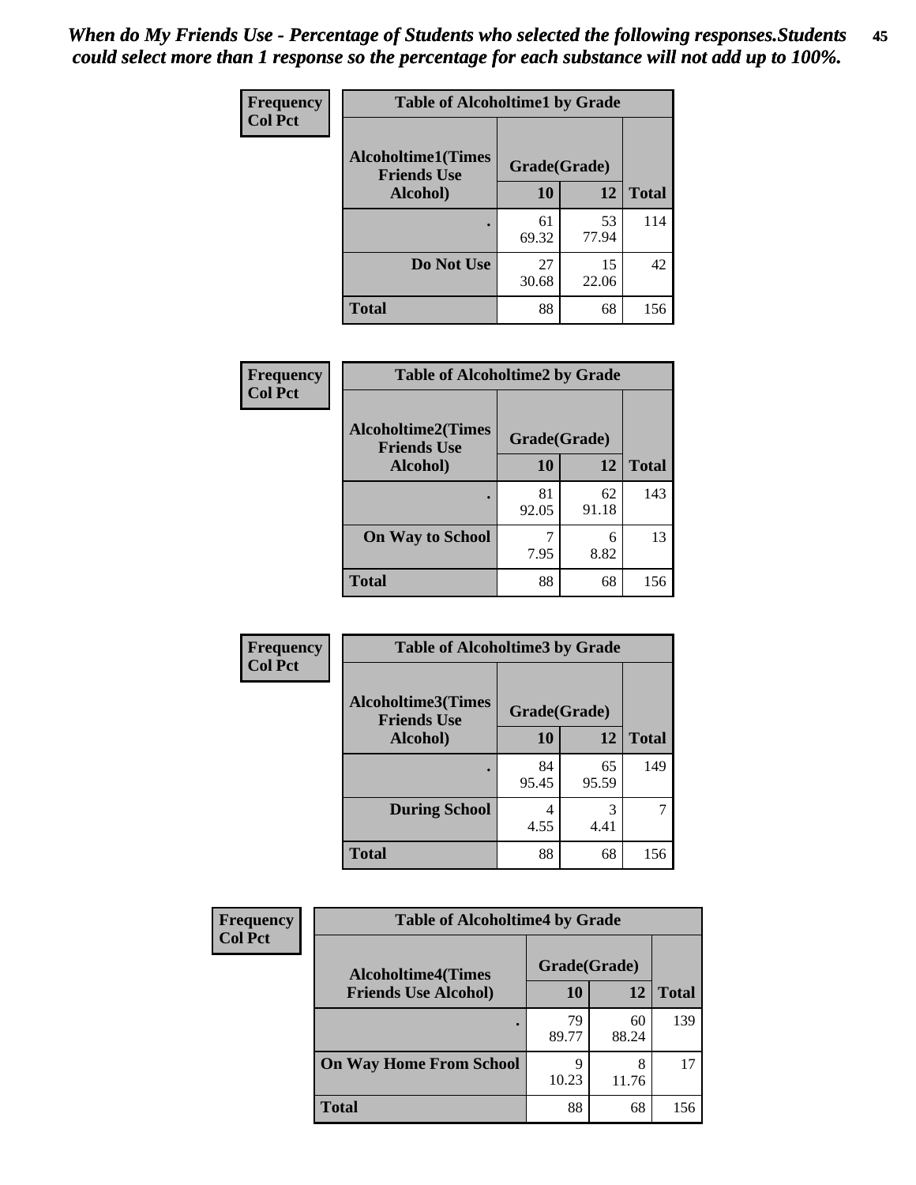*When do My Friends Use - Percentage of Students who selected the following responses.Students could select more than 1 response so the percentage for each substance will not add up to 100%.*

**Frequency**
**Col Pct**

| Table of Alcoholtime1 by Grade | | | |
|---|---|---|---|
| **Alcoholtime1(Times Friends Use Alcohol)** | **Grade(Grade)** | | |
| | **10** | **12** | **Total** |
| **.** | 61<br>69.32 | 53<br>77.94 | 114 |
| **Do Not Use** | 27<br>30.68 | 15<br>22.06 | 42 |
| **Total** | 88 | 68 | 156 |

**Frequency**
**Col Pct**

| Table of Alcoholtime2 by Grade | | | |
|---|---|---|---|
| **Alcoholtime2(Times Friends Use Alcohol)** | **Grade(Grade)** | | |
| | **10** | **12** | **Total** |
| **.** | 81<br>92.05 | 62<br>91.18 | 143 |
| **On Way to School** | 7<br>7.95 | 6<br>8.82 | 13 |
| **Total** | 88 | 68 | 156 |

**Frequency**
**Col Pct**

| Table of Alcoholtime3 by Grade | | | |
|---|---|---|---|
| **Alcoholtime3(Times Friends Use Alcohol)** | **Grade(Grade)** | | |
| | **10** | **12** | **Total** |
| **.** | 84<br>95.45 | 65<br>95.59 | 149 |
| **During School** | 4<br>4.55 | 3<br>4.41 | 7 |
| **Total** | 88 | 68 | 156 |

**Frequency**
**Col Pct**

| Table of Alcoholtime4 by Grade | | | |
|---|---|---|---|
| **Alcoholtime4(Times Friends Use Alcohol)** | **Grade(Grade)** | | |
| | **10** | **12** | **Total** |
| **.** | 79<br>89.77 | 60<br>88.24 | 139 |
| **On Way Home From School** | 9<br>10.23 | 8<br>11.76 | 17 |
| **Total** | 88 | 68 | 156 |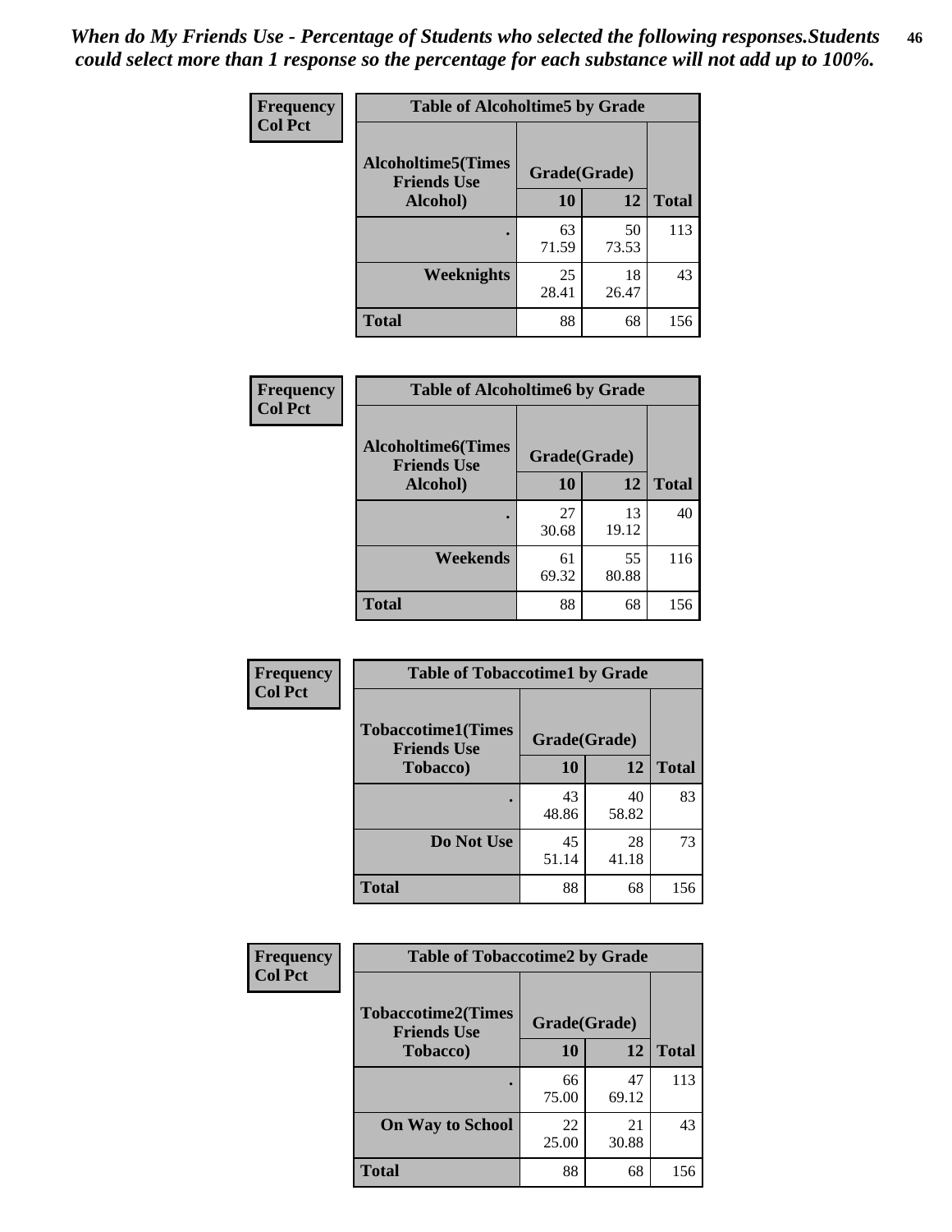*When do My Friends Use - Percentage of Students who selected the following responses.Students could select more than 1 response so the percentage for each substance will not add up to 100%.*

**Frequency**
**Col Pct**

| Table of Alcoholtime5 by Grade | | | |
|---|---|---|---|
| **Alcoholtime5(Times Friends Use Alcohol)** | **Grade(Grade)** | | **Total** |
| | **10** | **12** | |
| **.** | 63<br>71.59 | 50<br>73.53 | 113 |
| **Weeknights** | 25<br>28.41 | 18<br>26.47 | 43 |
| **Total** | 88 | 68 | 156 |

**Frequency**
**Col Pct**

| Table of Alcoholtime6 by Grade | | | |
|---|---|---|---|
| **Alcoholtime6(Times Friends Use Alcohol)** | **Grade(Grade)** | | **Total** |
| | **10** | **12** | |
| **.** | 27<br>30.68 | 13<br>19.12 | 40 |
| **Weekends** | 61<br>69.32 | 55<br>80.88 | 116 |
| **Total** | 88 | 68 | 156 |

**Frequency**
**Col Pct**

| Table of Tobaccotime1 by Grade | | | |
|---|---|---|---|
| **Tobaccotime1(Times Friends Use Tobacco)** | **Grade(Grade)** | | **Total** |
| | **10** | **12** | |
| **.** | 43<br>48.86 | 40<br>58.82 | 83 |
| **Do Not Use** | 45<br>51.14 | 28<br>41.18 | 73 |
| **Total** | 88 | 68 | 156 |

**Frequency**
**Col Pct**

| Table of Tobaccotime2 by Grade | | | |
|---|---|---|---|
| **Tobaccotime2(Times Friends Use Tobacco)** | **Grade(Grade)** | | **Total** |
| | **10** | **12** | |
| **.** | 66<br>75.00 | 47<br>69.12 | 113 |
| **On Way to School** | 22<br>25.00 | 21<br>30.88 | 43 |
| **Total** | 88 | 68 | 156 |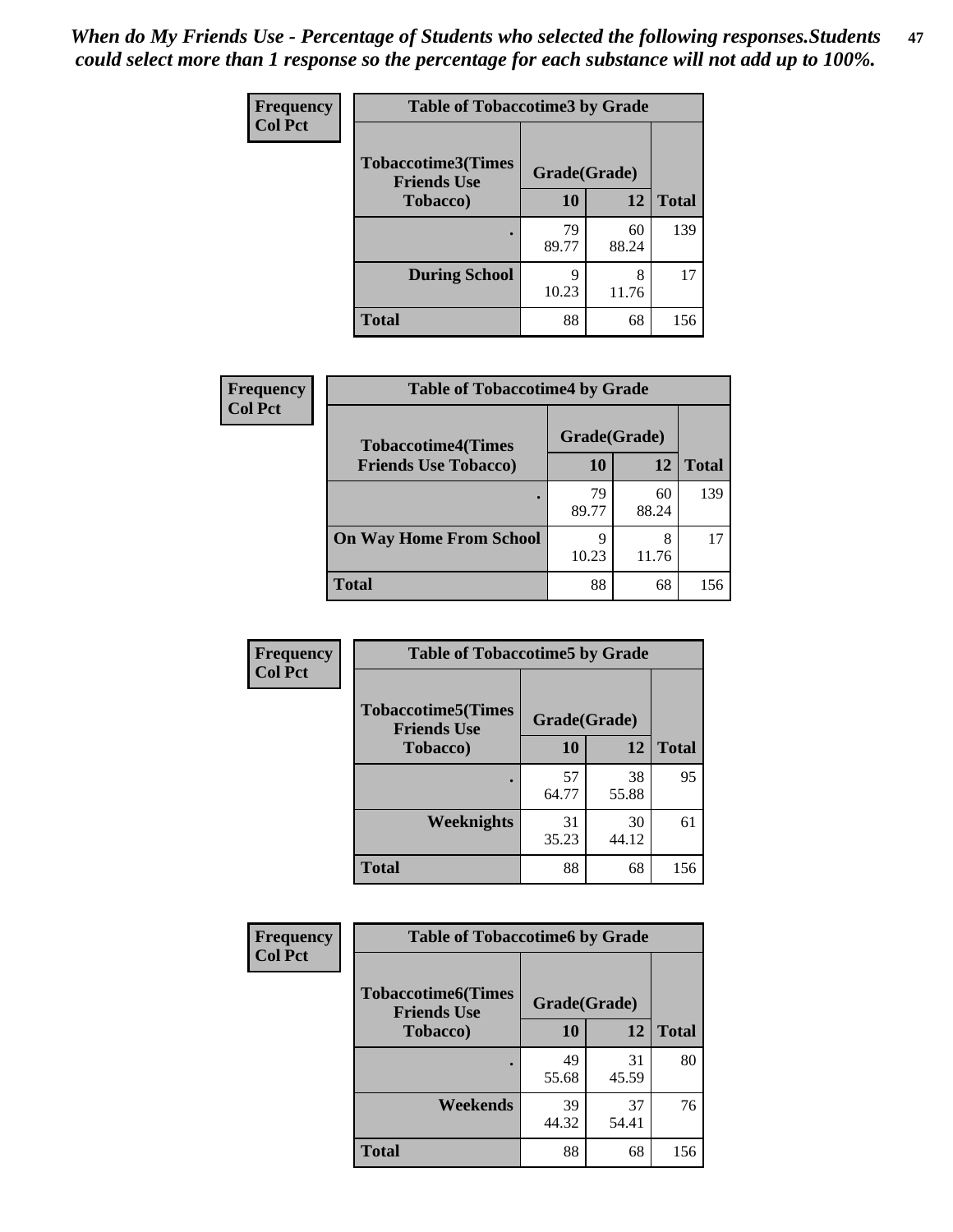*When do My Friends Use - Percentage of Students who selected the following responses.Students could select more than 1 response so the percentage for each substance will not add up to 100%.*

**Frequency**
**Col Pct**

**Table of Tobaccotime3 by Grade**

| Tobaccotime3(Times Friends Use Tobacco) | Grade(Grade) | | Total |
|---|---|---|---|
| | 10 | 12 | |
| . | 79<br>89.77 | 60<br>88.24 | 139 |
| During School | 9<br>10.23 | 8<br>11.76 | 17 |
| Total | 88 | 68 | 156 |

**Frequency**
**Col Pct**

**Table of Tobaccotime4 by Grade**

| Tobaccotime4(Times Friends Use Tobacco) | Grade(Grade) | | Total |
|---|---|---|---|
| | 10 | 12 | |
| . | 79<br>89.77 | 60<br>88.24 | 139 |
| On Way Home From School | 9<br>10.23 | 8<br>11.76 | 17 |
| Total | 88 | 68 | 156 |

**Frequency**
**Col Pct**

**Table of Tobaccotime5 by Grade**

| Tobaccotime5(Times Friends Use Tobacco) | Grade(Grade) | | Total |
|---|---|---|---|
| | 10 | 12 | |
| . | 57<br>64.77 | 38<br>55.88 | 95 |
| Weeknights | 31<br>35.23 | 30<br>44.12 | 61 |
| Total | 88 | 68 | 156 |

**Frequency**
**Col Pct**

**Table of Tobaccotime6 by Grade**

| Tobaccotime6(Times Friends Use Tobacco) | Grade(Grade) | | Total |
|---|---|---|---|
| | 10 | 12 | |
| . | 49<br>55.68 | 31<br>45.59 | 80 |
| Weekends | 39<br>44.32 | 37<br>54.41 | 76 |
| Total | 88 | 68 | 156 |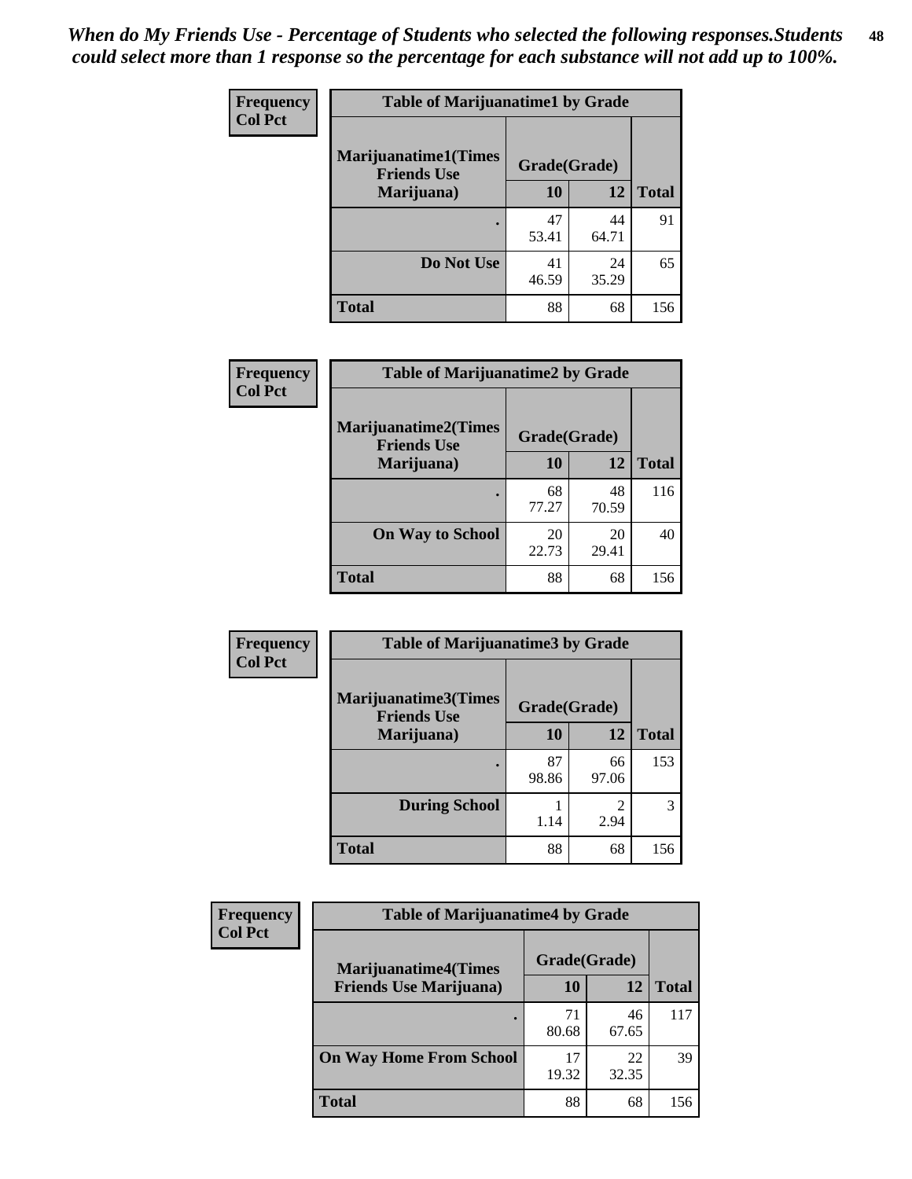*When do My Friends Use - Percentage of Students who selected the following responses.Students could select more than 1 response so the percentage for each substance will not add up to 100%.*

**Frequency**
**Col Pct**

| Table of Marijuanatime1 by Grade | | | |
|---|---|---|---|
| **Marijuanatime1(Times Friends Use Marijuana)** | **Grade(Grade)** | | |
| | **10** | **12** | **Total** |
| **.** | 47<br>53.41 | 44<br>64.71 | 91 |
| **Do Not Use** | 41<br>46.59 | 24<br>35.29 | 65 |
| **Total** | 88 | 68 | 156 |

**Frequency**
**Col Pct**

| Table of Marijuanatime2 by Grade | | | |
|---|---|---|---|
| **Marijuanatime2(Times Friends Use Marijuana)** | **Grade(Grade)** | | |
| | **10** | **12** | **Total** |
| **.** | 68<br>77.27 | 48<br>70.59 | 116 |
| **On Way to School** | 20<br>22.73 | 20<br>29.41 | 40 |
| **Total** | 88 | 68 | 156 |

**Frequency**
**Col Pct**

| Table of Marijuanatime3 by Grade | | | |
|---|---|---|---|
| **Marijuanatime3(Times Friends Use Marijuana)** | **Grade(Grade)** | | |
| | **10** | **12** | **Total** |
| **.** | 87<br>98.86 | 66<br>97.06 | 153 |
| **During School** | 1<br>1.14 | 2<br>2.94 | 3 |
| **Total** | 88 | 68 | 156 |

**Frequency**
**Col Pct**

| Table of Marijuanatime4 by Grade | | | |
|---|---|---|---|
| **Marijuanatime4(Times Friends Use Marijuana)** | **Grade(Grade)** | | |
| | **10** | **12** | **Total** |
| **.** | 71<br>80.68 | 46<br>67.65 | 117 |
| **On Way Home From School** | 17<br>19.32 | 22<br>32.35 | 39 |
| **Total** | 88 | 68 | 156 |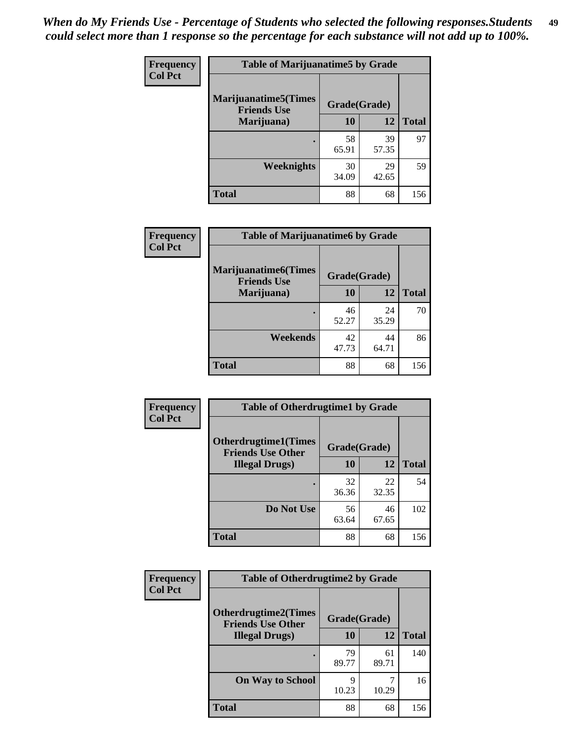*When do My Friends Use - Percentage of Students who selected the following responses.Students could select more than 1 response so the percentage for each substance will not add up to 100%.*

**Frequency**
**Col Pct**

| Table of Marijuanatime5 by Grade | | | |
|---|---|---|---|
| **Marijuanatime5(Times Friends Use Marijuana)** | **Grade(Grade)** | | **Total** |
| | **10** | **12** | |
| **.** | 58<br>65.91 | 39<br>57.35 | 97 |
| **Weeknights** | 30<br>34.09 | 29<br>42.65 | 59 |
| **Total** | 88 | 68 | 156 |

**Frequency**
**Col Pct**

| Table of Marijuanatime6 by Grade | | | |
|---|---|---|---|
| **Marijuanatime6(Times Friends Use Marijuana)** | **Grade(Grade)** | | **Total** |
| | **10** | **12** | |
| **.** | 46<br>52.27 | 24<br>35.29 | 70 |
| **Weekends** | 42<br>47.73 | 44<br>64.71 | 86 |
| **Total** | 88 | 68 | 156 |

**Frequency**
**Col Pct**

| Table of Otherdrugtime1 by Grade | | | |
|---|---|---|---|
| **Otherdrugtime1(Times Friends Use Other Illegal Drugs)** | **Grade(Grade)** | | **Total** |
| | **10** | **12** | |
| **.** | 32<br>36.36 | 22<br>32.35 | 54 |
| **Do Not Use** | 56<br>63.64 | 46<br>67.65 | 102 |
| **Total** | 88 | 68 | 156 |

**Frequency**
**Col Pct**

| Table of Otherdrugtime2 by Grade | | | |
|---|---|---|---|
| **Otherdrugtime2(Times Friends Use Other Illegal Drugs)** | **Grade(Grade)** | | **Total** |
| | **10** | **12** | |
| **.** | 79<br>89.77 | 61<br>89.71 | 140 |
| **On Way to School** | 9<br>10.23 | 7<br>10.29 | 16 |
| **Total** | 88 | 68 | 156 |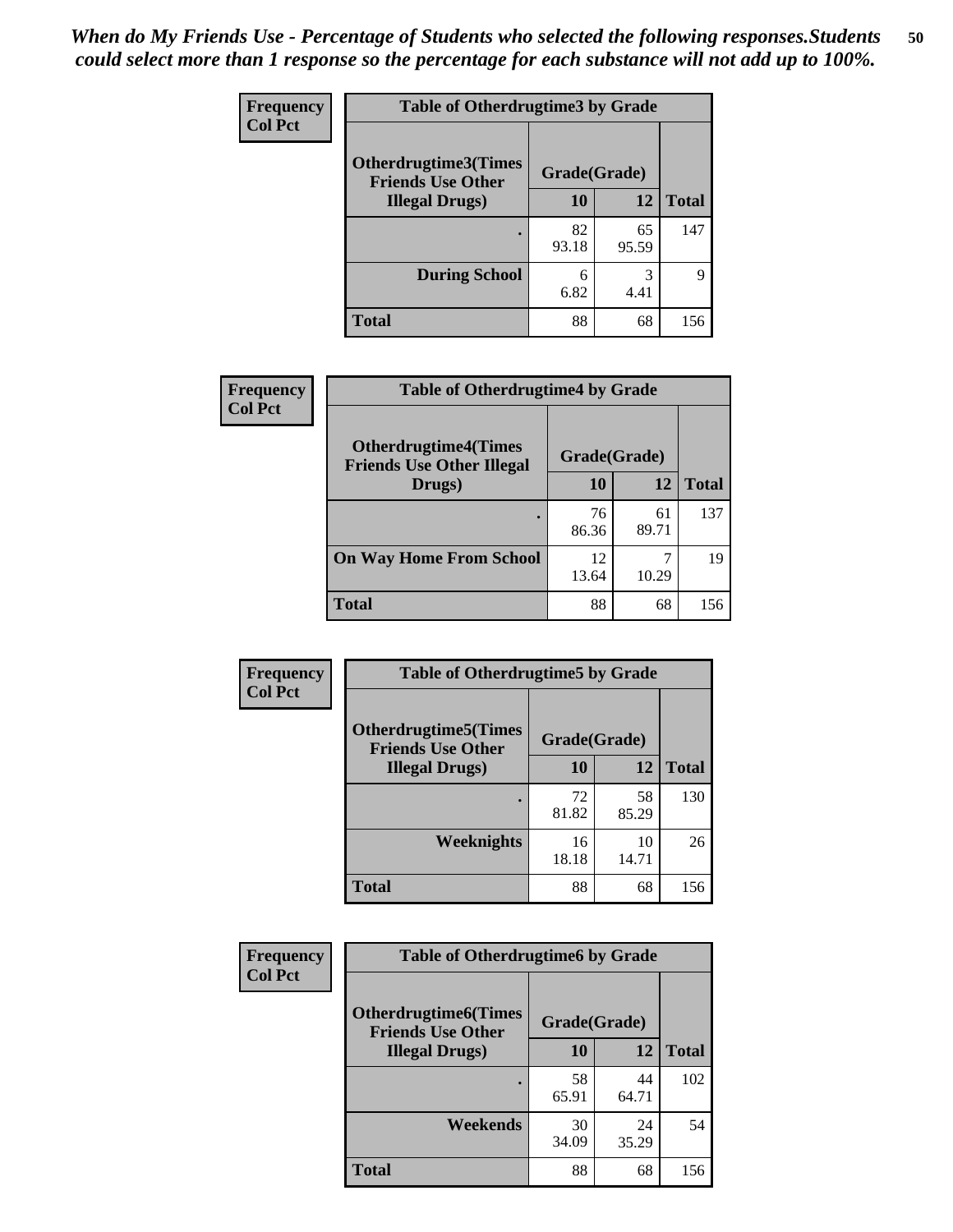*When do My Friends Use - Percentage of Students who selected the following responses.Students could select more than 1 response so the percentage for each substance will not add up to 100%.*

**Frequency**
**Col Pct**

| Table of Otherdrugtime3 by Grade | | | |
|---|---|---|---|
| **Otherdrugtime3(Times Friends Use Other Illegal Drugs)** | **Grade(Grade)** | | **Total** |
| | **10** | **12** | |
| **.** | 82<br>93.18 | 65<br>95.59 | 147 |
| **During School** | 6<br>6.82 | 3<br>4.41 | 9 |
| **Total** | 88 | 68 | 156 |

**Frequency**
**Col Pct**

| Table of Otherdrugtime4 by Grade | | | |
|---|---|---|---|
| **Otherdrugtime4(Times Friends Use Other Illegal Drugs)** | **Grade(Grade)** | | **Total** |
| | **10** | **12** | |
| **.** | 76<br>86.36 | 61<br>89.71 | 137 |
| **On Way Home From School** | 12<br>13.64 | 7<br>10.29 | 19 |
| **Total** | 88 | 68 | 156 |

**Frequency**
**Col Pct**

| Table of Otherdrugtime5 by Grade | | | |
|---|---|---|---|
| **Otherdrugtime5(Times Friends Use Other Illegal Drugs)** | **Grade(Grade)** | | **Total** |
| | **10** | **12** | |
| **.** | 72<br>81.82 | 58<br>85.29 | 130 |
| **Weeknights** | 16<br>18.18 | 10<br>14.71 | 26 |
| **Total** | 88 | 68 | 156 |

**Frequency**
**Col Pct**

| Table of Otherdrugtime6 by Grade | | | |
|---|---|---|---|
| **Otherdrugtime6(Times Friends Use Other Illegal Drugs)** | **Grade(Grade)** | | **Total** |
| | **10** | **12** | |
| **.** | 58<br>65.91 | 44<br>64.71 | 102 |
| **Weekends** | 30<br>34.09 | 24<br>35.29 | 54 |
| **Total** | 88 | 68 | 156 |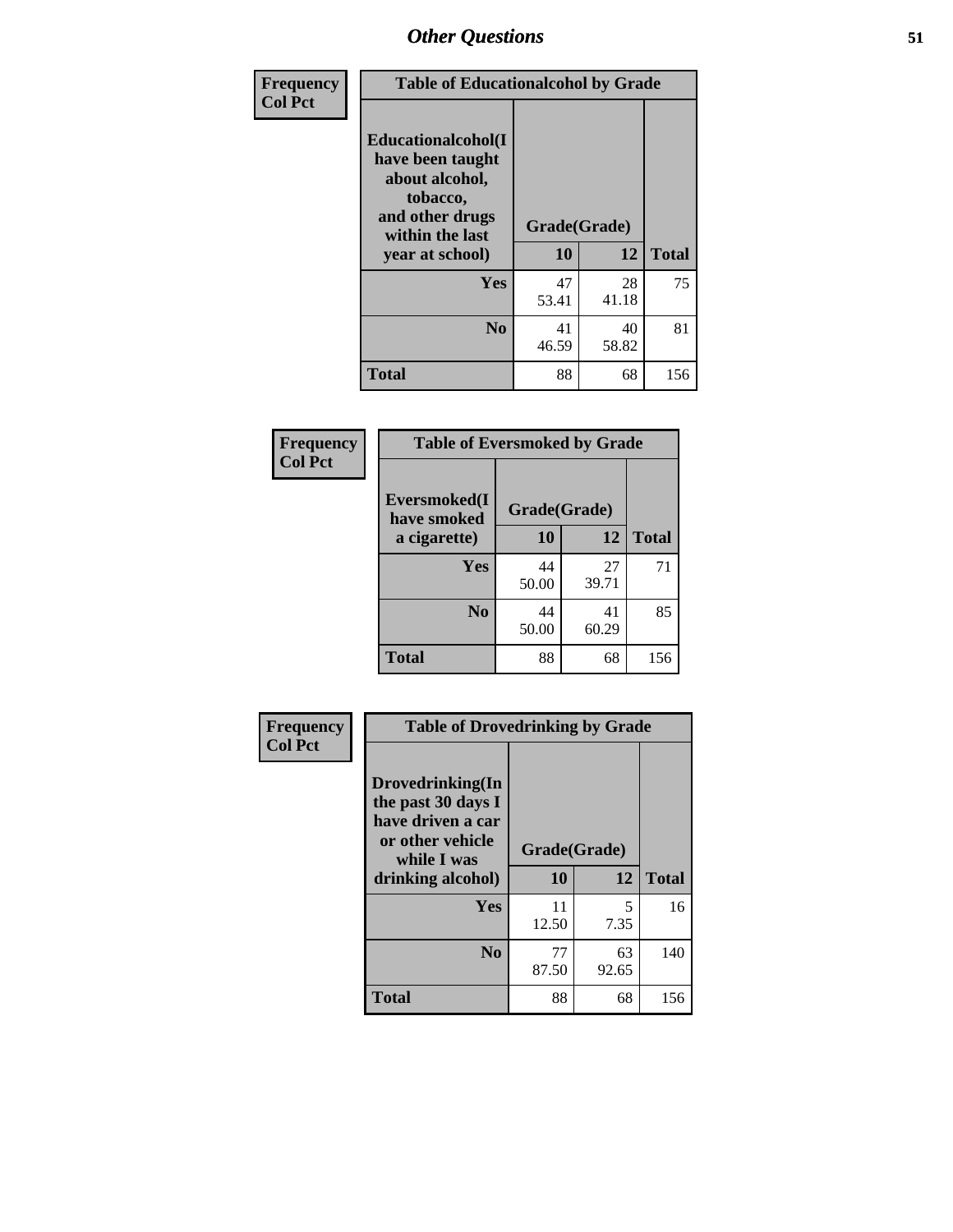# Other Questions

| Frequency Col Pct | Table of Educationalcohol by Grade | | |
|---|---|---|---|
| Educationalcohol(I have been taught about alcohol, tobacco, and other drugs within the last year at school) | Grade(Grade) | | |
| | 10 | 12 | Total |
| Yes | 47<br>53.41 | 28<br>41.18 | 75 |
| No | 41<br>46.59 | 40<br>58.82 | 81 |
| Total | 88 | 68 | 156 |

| Frequency Col Pct | Table of Eversmoked by Grade | | |
|---|---|---|---|
| Eversmoked(I have smoked a cigarette) | Grade(Grade) | | |
| | 10 | 12 | Total |
| Yes | 44<br>50.00 | 27<br>39.71 | 71 |
| No | 44<br>50.00 | 41<br>60.29 | 85 |
| Total | 88 | 68 | 156 |

| Frequency Col Pct | Table of Drovedrinking by Grade | | |
|---|---|---|---|
| Drovedrinking(In the past 30 days I have driven a car or other vehicle while I was drinking alcohol) | Grade(Grade) | | |
| | 10 | 12 | Total |
| Yes | 11<br>12.50 | 5<br>7.35 | 16 |
| No | 77<br>87.50 | 63<br>92.65 | 140 |
| Total | 88 | 68 | 156 |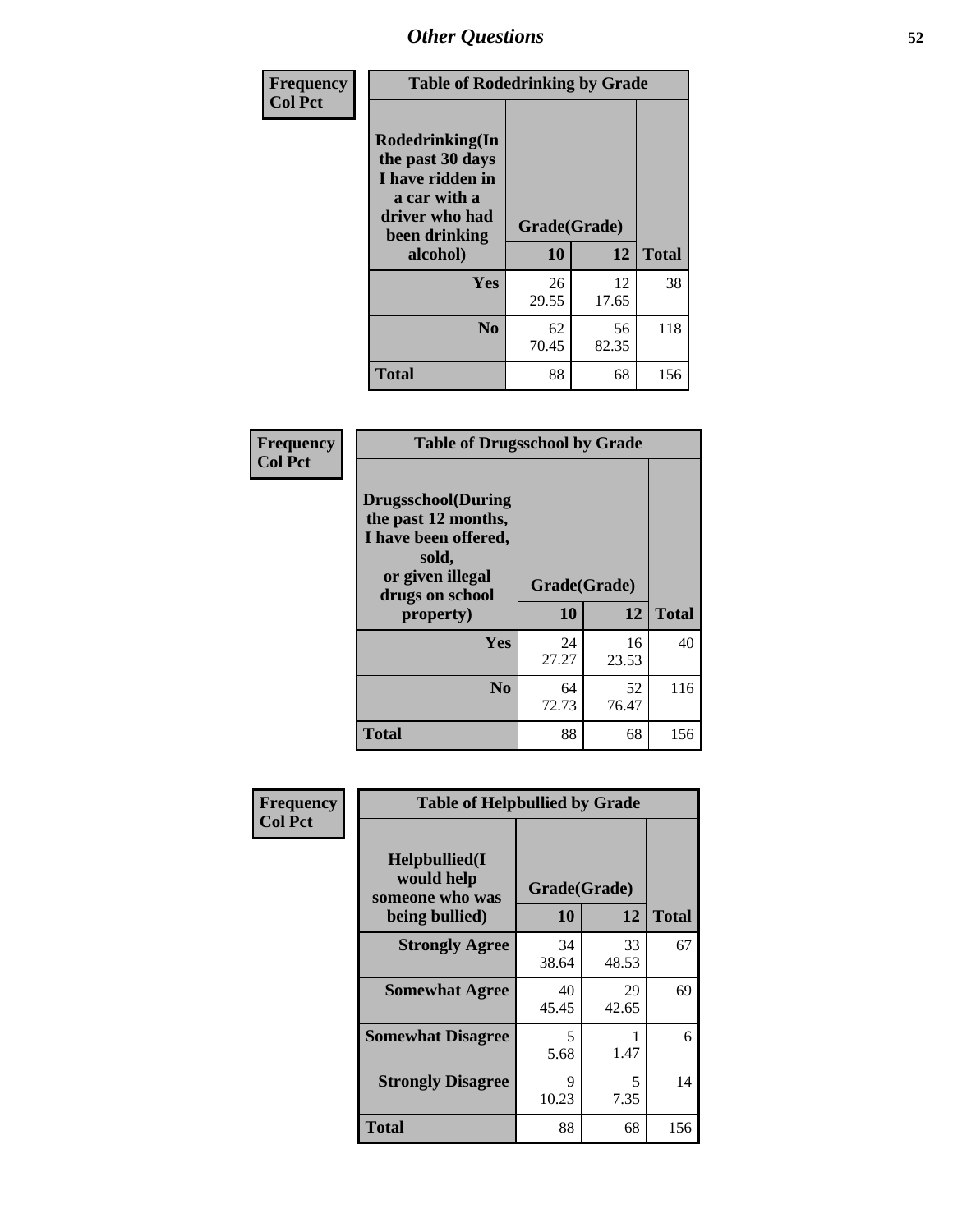## Other Questions

**Frequency**
**Col Pct**

| Table of Rodedrinking by Grade | | | |
|---|---|---|---|
| Rodedrinking(In the past 30 days I have ridden in a car with a driver who had been drinking alcohol) | Grade(Grade) | | |
| | 10 | 12 | Total |
| Yes | 26<br>29.55 | 12<br>17.65 | 38 |
| No | 62<br>70.45 | 56<br>82.35 | 118 |
| Total | 88 | 68 | 156 |

**Frequency**
**Col Pct**

| Table of Drugsschool by Grade | | | |
|---|---|---|---|
| Drugsschool(During the past 12 months, I have been offered, sold, or given illegal drugs on school property) | Grade(Grade) | | |
| | 10 | 12 | Total |
| Yes | 24<br>27.27 | 16<br>23.53 | 40 |
| No | 64<br>72.73 | 52<br>76.47 | 116 |
| Total | 88 | 68 | 156 |

**Frequency**
**Col Pct**

| Table of Helpbullied by Grade | | | |
|---|---|---|---|
| Helpbullied(I would help someone who was being bullied) | Grade(Grade) | | |
| | 10 | 12 | Total |
| Strongly Agree | 34<br>38.64 | 33<br>48.53 | 67 |
| Somewhat Agree | 40<br>45.45 | 29<br>42.65 | 69 |
| Somewhat Disagree | 5<br>5.68 | 1<br>1.47 | 6 |
| Strongly Disagree | 9<br>10.23 | 5<br>7.35 | 14 |
| Total | 88 | 68 | 156 |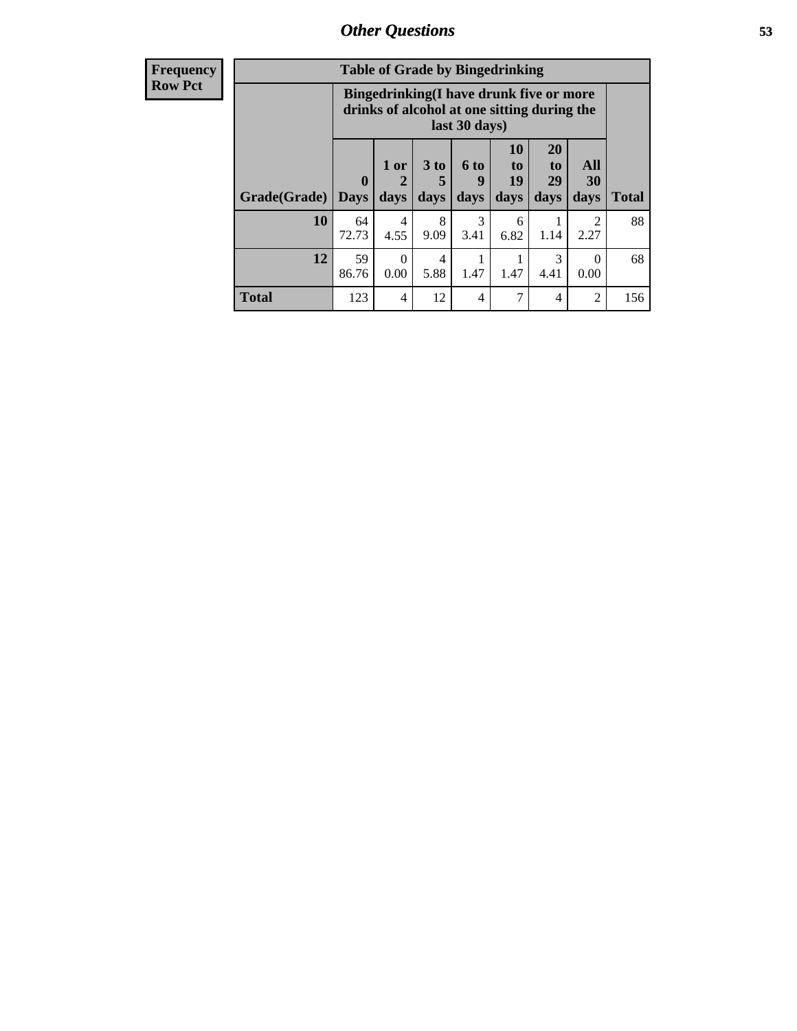| Frequency Row Pct | Table of Grade by Bingedrinking | | | | | | | |
|---|---|---|---|---|---|---|---|---|
| | Bingedrinking(I have drunk five or more drinks of alcohol at one sitting during the last 30 days) | | | | | | | |
| Grade(Grade) | 0 Days | 1 or 2 days | 3 to 5 days | 6 to 9 days | 10 to 19 days | 20 to 29 days | All 30 days | Total |
| 10 | 64 72.73 | 4 4.55 | 8 9.09 | 3 3.41 | 6 6.82 | 1 1.14 | 2 2.27 | 88 |
| 12 | 59 86.76 | 0 0.00 | 4 5.88 | 1 1.47 | 1 1.47 | 3 4.41 | 0 0.00 | 68 |
| Total | 123 | 4 | 12 | 4 | 7 | 4 | 2 | 156 |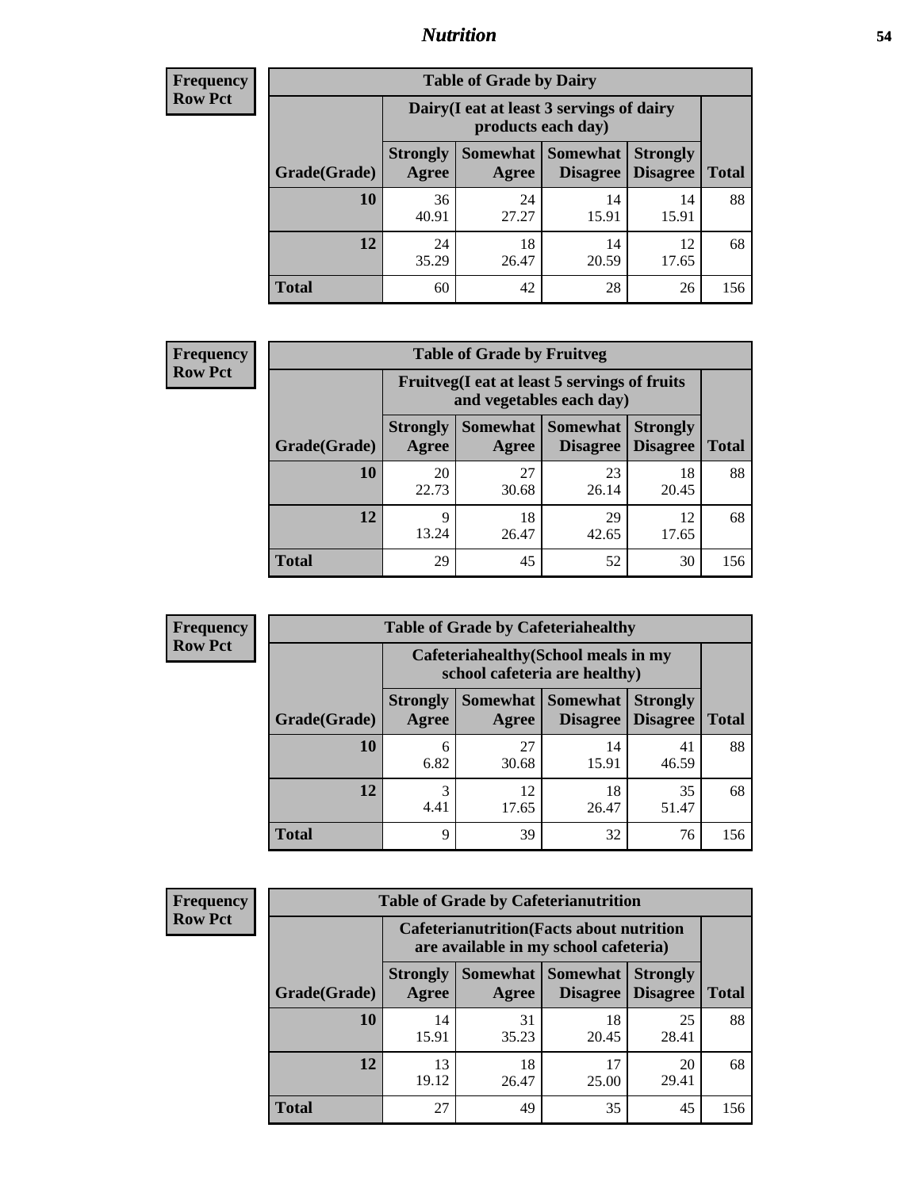**Frequency**
**Row Pct**

| Table of Grade by Dairy | | | | | |
|---|---|---|---|---|---|
| | Dairy(I eat at least 3 servings of dairy products each day) | | | | |
| Grade(Grade) | Strongly Agree | Somewhat Agree | Somewhat Disagree | Strongly Disagree | Total |
| **10** | 36<br>40.91 | 24<br>27.27 | 14<br>15.91 | 14<br>15.91 | 88 |
| **12** | 24<br>35.29 | 18<br>26.47 | 14<br>20.59 | 12<br>17.65 | 68 |
| **Total** | 60 | 42 | 28 | 26 | 156 |

**Frequency**
**Row Pct**

| Table of Grade by Fruitveg | | | | | |
|---|---|---|---|---|---|
| | Fruitveg(I eat at least 5 servings of fruits and vegetables each day) | | | | |
| Grade(Grade) | Strongly Agree | Somewhat Agree | Somewhat Disagree | Strongly Disagree | Total |
| **10** | 20<br>22.73 | 27<br>30.68 | 23<br>26.14 | 18<br>20.45 | 88 |
| **12** | 9<br>13.24 | 18<br>26.47 | 29<br>42.65 | 12<br>17.65 | 68 |
| **Total** | 29 | 45 | 52 | 30 | 156 |

**Frequency**
**Row Pct**

| Table of Grade by Cafeteriahealthy | | | | | |
|---|---|---|---|---|---|
| | Cafeteriahealthy(School meals in my school cafeteria are healthy) | | | | |
| Grade(Grade) | Strongly Agree | Somewhat Agree | Somewhat Disagree | Strongly Disagree | Total |
| **10** | 6<br>6.82 | 27<br>30.68 | 14<br>15.91 | 41<br>46.59 | 88 |
| **12** | 3<br>4.41 | 12<br>17.65 | 18<br>26.47 | 35<br>51.47 | 68 |
| **Total** | 9 | 39 | 32 | 76 | 156 |

**Frequency**
**Row Pct**

| Table of Grade by Cafeterianutrition | | | | | |
|---|---|---|---|---|---|
| | Cafeterianutrition(Facts about nutrition are available in my school cafeteria) | | | | |
| Grade(Grade) | Strongly Agree | Somewhat Agree | Somewhat Disagree | Strongly Disagree | Total |
| **10** | 14<br>15.91 | 31<br>35.23 | 18<br>20.45 | 25<br>28.41 | 88 |
| **12** | 13<br>19.12 | 18<br>26.47 | 17<br>25.00 | 20<br>29.41 | 68 |
| **Total** | 27 | 49 | 35 | 45 | 156 |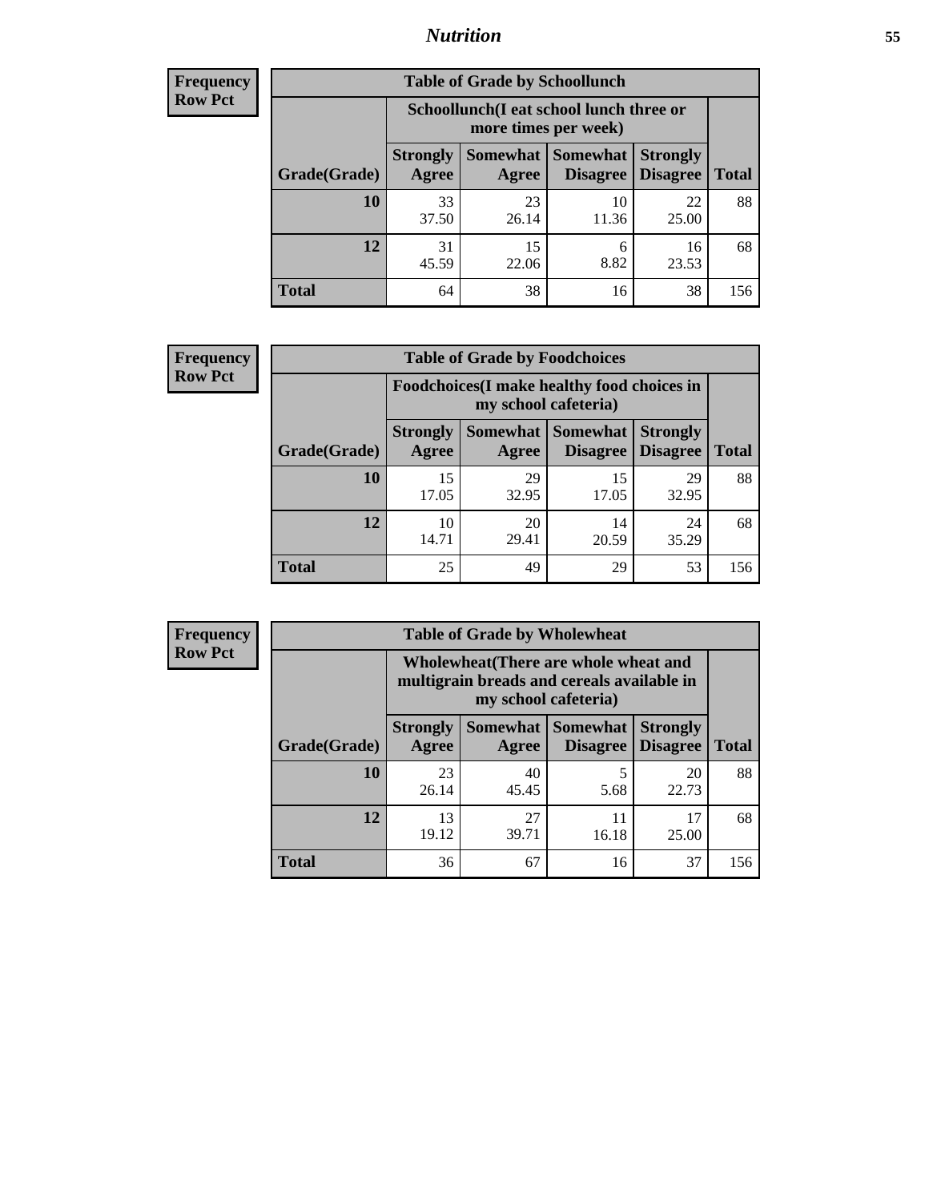| Frequency |
|---|
| Row Pct |

| Table of Grade by Schoollunch | | | | | |
|---|---|---|---|---|---|
| | Schoollunch(I eat school lunch three or more times per week) | | | | |
| Grade(Grade) | Strongly Agree | Somewhat Agree | Somewhat Disagree | Strongly Disagree | Total |
| 10 | 33<br>37.50 | 23<br>26.14 | 10<br>11.36 | 22<br>25.00 | 88 |
| 12 | 31<br>45.59 | 15<br>22.06 | 6<br>8.82 | 16<br>23.53 | 68 |
| Total | 64 | 38 | 16 | 38 | 156 |

| Frequency |
|---|
| Row Pct |

| Table of Grade by Foodchoices | | | | | |
|---|---|---|---|---|---|
| | Foodchoices(I make healthy food choices in my school cafeteria) | | | | |
| Grade(Grade) | Strongly Agree | Somewhat Agree | Somewhat Disagree | Strongly Disagree | Total |
| 10 | 15<br>17.05 | 29<br>32.95 | 15<br>17.05 | 29<br>32.95 | 88 |
| 12 | 10<br>14.71 | 20<br>29.41 | 14<br>20.59 | 24<br>35.29 | 68 |
| Total | 25 | 49 | 29 | 53 | 156 |

| Frequency |
|---|
| Row Pct |

| Table of Grade by Wholewheat | | | | | |
|---|---|---|---|---|---|
| | Wholewheat(There are whole wheat and multigrain breads and cereals available in my school cafeteria) | | | | |
| Grade(Grade) | Strongly Agree | Somewhat Agree | Somewhat Disagree | Strongly Disagree | Total |
| 10 | 23<br>26.14 | 40<br>45.45 | 5<br>5.68 | 20<br>22.73 | 88 |
| 12 | 13<br>19.12 | 27<br>39.71 | 11<br>16.18 | 17<br>25.00 | 68 |
| Total | 36 | 67 | 16 | 37 | 156 |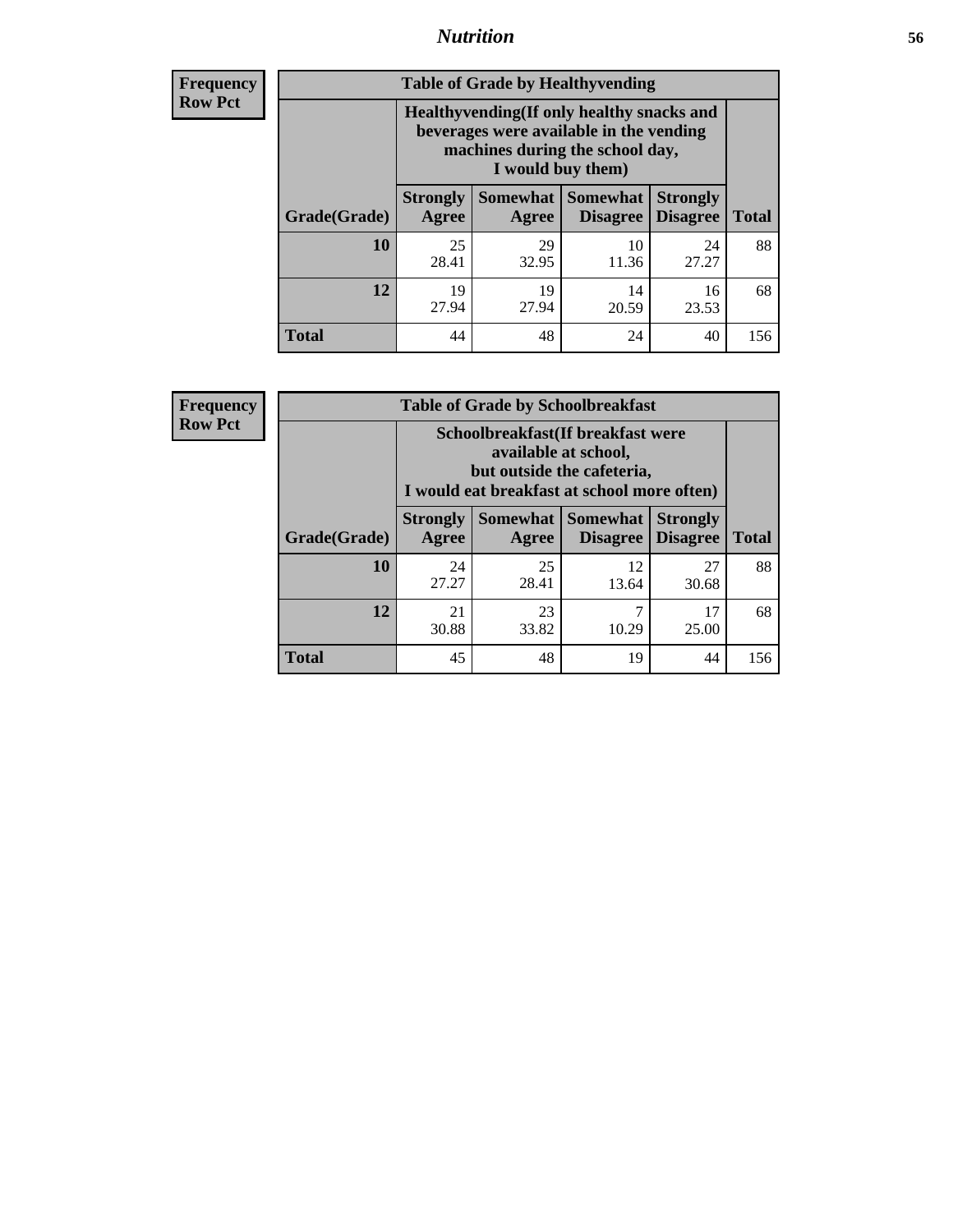**Frequency Row Pct**

| Table of Grade by Healthyvending | | | | | |
|---|---|---|---|---|---|
| | Healthyvending(If only healthy snacks and beverages were available in the vending machines during the school day, I would buy them) | | | | |
| Grade(Grade) | Strongly Agree | Somewhat Agree | Somewhat Disagree | Strongly Disagree | Total |
| **10** | 25<br>28.41 | 29<br>32.95 | 10<br>11.36 | 24<br>27.27 | 88 |
| **12** | 19<br>27.94 | 19<br>27.94 | 14<br>20.59 | 16<br>23.53 | 68 |
| **Total** | 44 | 48 | 24 | 40 | 156 |

**Frequency Row Pct**

| Table of Grade by Schoolbreakfast | | | | | |
|---|---|---|---|---|---|
| | Schoolbreakfast(If breakfast were available at school, but outside the cafeteria, I would eat breakfast at school more often) | | | | |
| Grade(Grade) | Strongly Agree | Somewhat Agree | Somewhat Disagree | Strongly Disagree | Total |
| **10** | 24<br>27.27 | 25<br>28.41 | 12<br>13.64 | 27<br>30.68 | 88 |
| **12** | 21<br>30.88 | 23<br>33.82 | 7<br>10.29 | 17<br>25.00 | 68 |
| **Total** | 45 | 48 | 19 | 44 | 156 |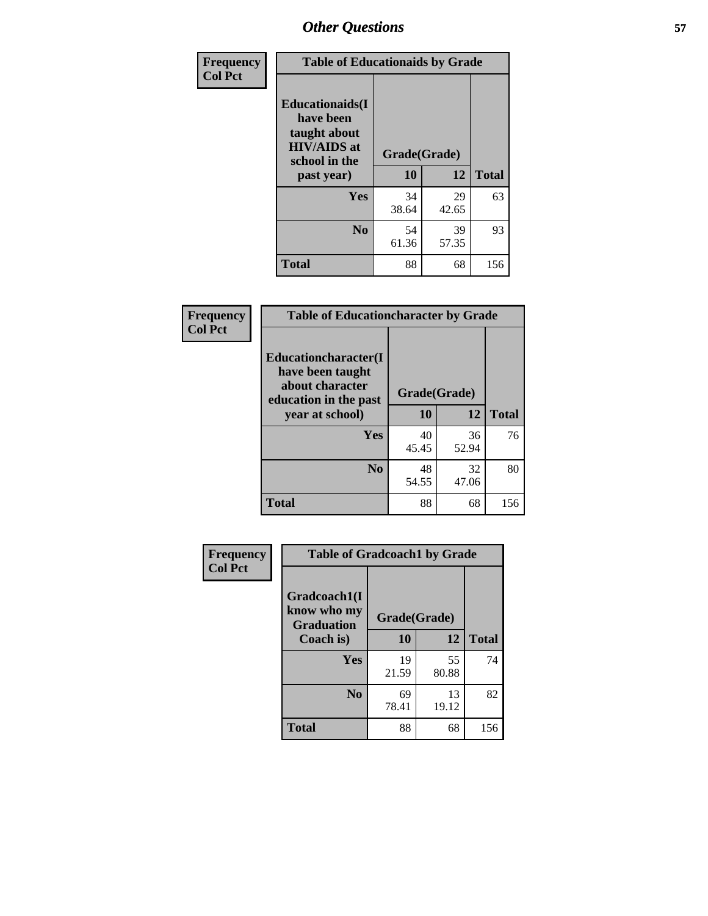# Other Questions

**Frequency / Col Pct**

| Table of Educationaids by Grade | | | |
|---|---|---|---|
| **Educationaids(I have been taught about HIV/AIDS at school in the past year)** | **Grade(Grade)** | | |
| | **10** | **12** | **Total** |
| **Yes** | 34<br>38.64 | 29<br>42.65 | 63 |
| **No** | 54<br>61.36 | 39<br>57.35 | 93 |
| **Total** | 88 | 68 | 156 |

**Frequency / Col Pct**

| Table of Educationcharacter by Grade | | | |
|---|---|---|---|
| **Educationcharacter(I have been taught about character education in the past year at school)** | **Grade(Grade)** | | |
| | **10** | **12** | **Total** |
| **Yes** | 40<br>45.45 | 36<br>52.94 | 76 |
| **No** | 48<br>54.55 | 32<br>47.06 | 80 |
| **Total** | 88 | 68 | 156 |

**Frequency / Col Pct**

| Table of Gradcoach1 by Grade | | | |
|---|---|---|---|
| **Gradcoach1(I know who my Graduation Coach is)** | **Grade(Grade)** | | |
| | **10** | **12** | **Total** |
| **Yes** | 19<br>21.59 | 55<br>80.88 | 74 |
| **No** | 69<br>78.41 | 13<br>19.12 | 82 |
| **Total** | 88 | 68 | 156 |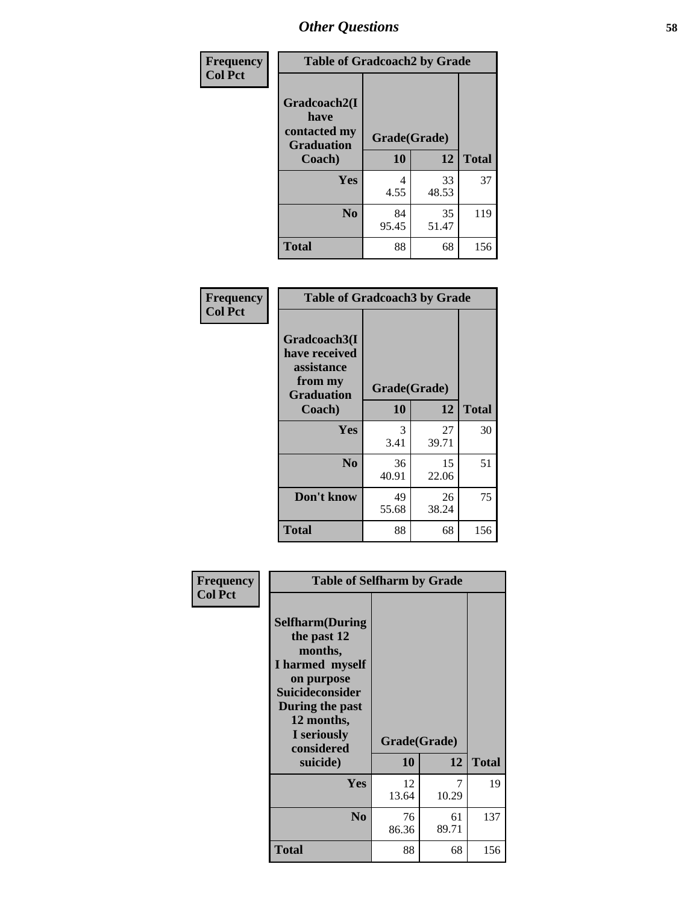## Other Questions

**Frequency / Col Pct**

| Table of Gradcoach2 by Grade | | | |
|---|---|---|---|
| Gradcoach2(I have contacted my Graduation Coach) | Grade(Grade) | | |
| | 10 | 12 | Total |
| Yes | 4<br>4.55 | 33<br>48.53 | 37 |
| No | 84<br>95.45 | 35<br>51.47 | 119 |
| Total | 88 | 68 | 156 |

**Frequency / Col Pct**

| Table of Gradcoach3 by Grade | | | |
|---|---|---|---|
| Gradcoach3(I have received assistance from my Graduation Coach) | Grade(Grade) | | |
| | 10 | 12 | Total |
| Yes | 3<br>3.41 | 27<br>39.71 | 30 |
| No | 36<br>40.91 | 15<br>22.06 | 51 |
| Don't know | 49<br>55.68 | 26<br>38.24 | 75 |
| Total | 88 | 68 | 156 |

**Frequency / Col Pct**

| Table of Selfharm by Grade | | | |
|---|---|---|---|
| Selfharm(During the past 12 months, I harmed myself on purpose Suicideconsider During the past 12 months, I seriously considered suicide) | Grade(Grade) | | |
| | 10 | 12 | Total |
| Yes | 12<br>13.64 | 7<br>10.29 | 19 |
| No | 76<br>86.36 | 61<br>89.71 | 137 |
| Total | 88 | 68 | 156 |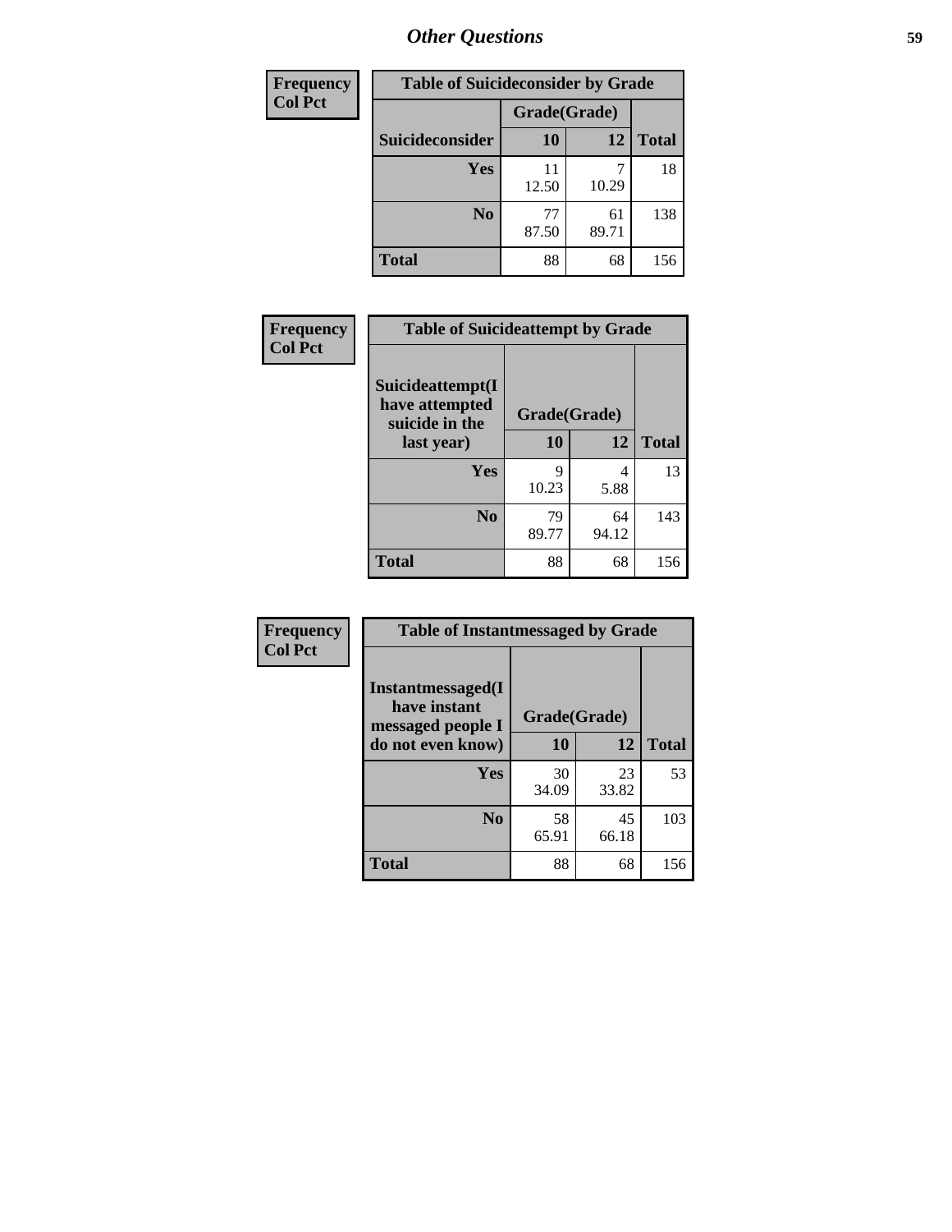## Other Questions

**Frequency**
**Col Pct**

| Table of Suicideconsider by Grade | | | |
|---|---|---|---|
| | Grade(Grade) | | |
| Suicideconsider | 10 | 12 | Total |
| Yes | 11<br>12.50 | 7<br>10.29 | 18 |
| No | 77<br>87.50 | 61<br>89.71 | 138 |
| Total | 88 | 68 | 156 |

**Frequency**
**Col Pct**

| Table of Suicideattempt by Grade | | | |
|---|---|---|---|
| Suicideattempt(I have attempted suicide in the last year) | Grade(Grade) | | |
| | 10 | 12 | Total |
| Yes | 9<br>10.23 | 4<br>5.88 | 13 |
| No | 79<br>89.77 | 64<br>94.12 | 143 |
| Total | 88 | 68 | 156 |

**Frequency**
**Col Pct**

| Table of Instantmessaged by Grade | | | |
|---|---|---|---|
| Instantmessaged(I have instant messaged people I do not even know) | Grade(Grade) | | |
| | 10 | 12 | Total |
| Yes | 30<br>34.09 | 23<br>33.82 | 53 |
| No | 58<br>65.91 | 45<br>66.18 | 103 |
| Total | 88 | 68 | 156 |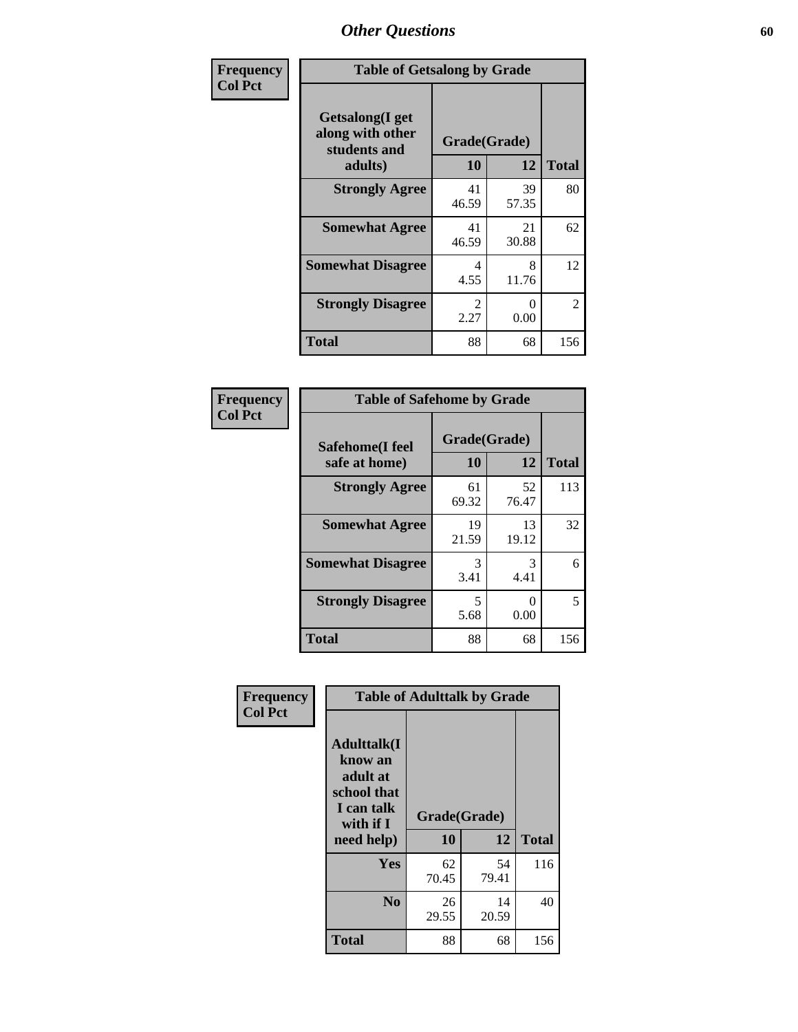# Other Questions

| Frequency<br>Col Pct |
|---|

**Table of Getsalong by Grade**

| Getsalong(I get along with other students and adults) | Grade(Grade) 10 | 12 | Total |
|---|---|---|---|
| **Strongly Agree** | 41<br>46.59 | 39<br>57.35 | 80 |
| **Somewhat Agree** | 41<br>46.59 | 21<br>30.88 | 62 |
| **Somewhat Disagree** | 4<br>4.55 | 8<br>11.76 | 12 |
| **Strongly Disagree** | 2<br>2.27 | 0<br>0.00 | 2 |
| **Total** | 88 | 68 | 156 |

| Frequency<br>Col Pct |
|---|

**Table of Safehome by Grade**

| Safehome(I feel safe at home) | Grade(Grade) 10 | 12 | Total |
|---|---|---|---|
| **Strongly Agree** | 61<br>69.32 | 52<br>76.47 | 113 |
| **Somewhat Agree** | 19<br>21.59 | 13<br>19.12 | 32 |
| **Somewhat Disagree** | 3<br>3.41 | 3<br>4.41 | 6 |
| **Strongly Disagree** | 5<br>5.68 | 0<br>0.00 | 5 |
| **Total** | 88 | 68 | 156 |

| Frequency<br>Col Pct |
|---|

**Table of Adulttalk by Grade**

| Adulttalk(I know an adult at school that I can talk with if I need help) | Grade(Grade) 10 | 12 | Total |
|---|---|---|---|
| **Yes** | 62<br>70.45 | 54<br>79.41 | 116 |
| **No** | 26<br>29.55 | 14<br>20.59 | 40 |
| **Total** | 88 | 68 | 156 |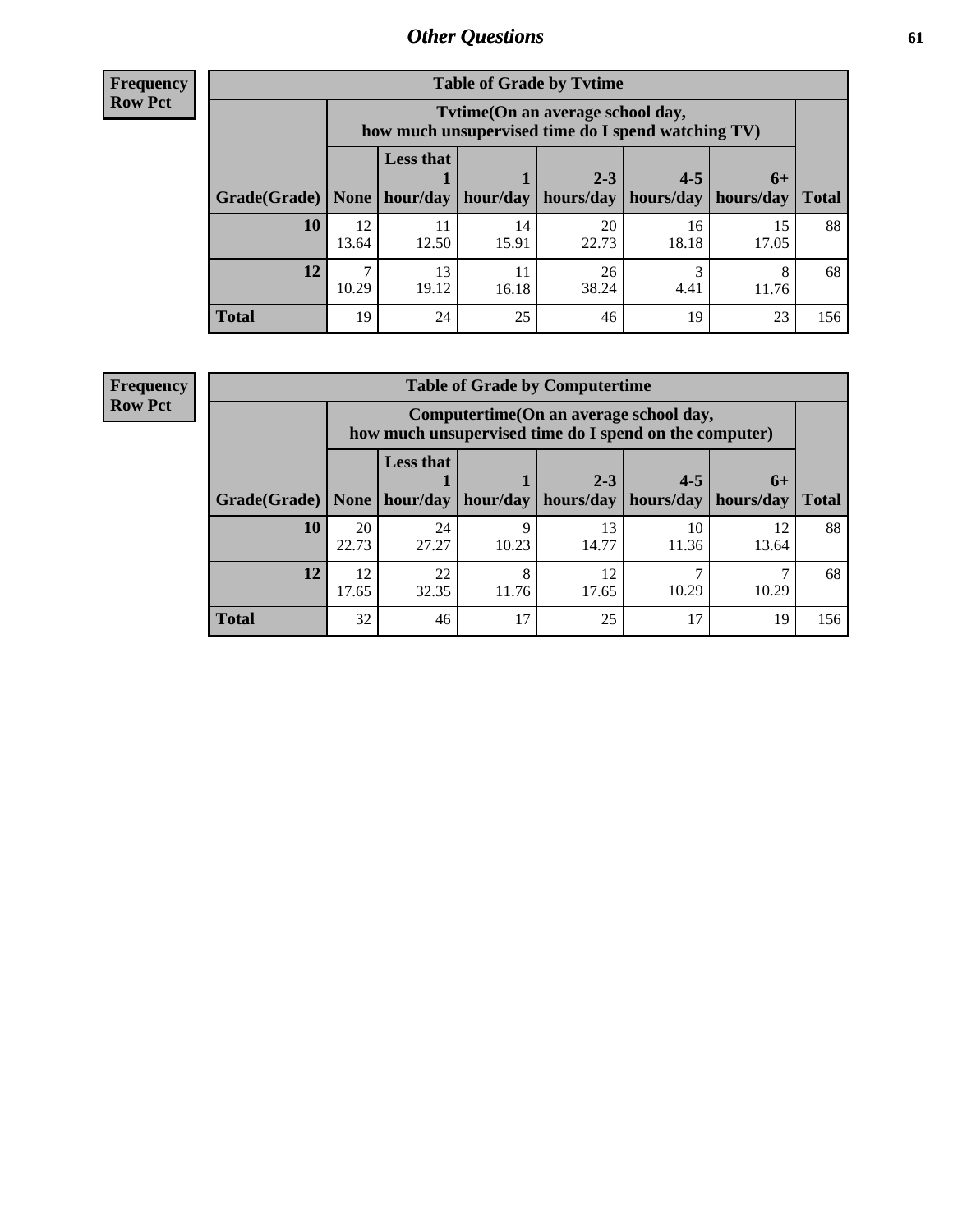## Other Questions

**Frequency**
**Row Pct**

| Table of Grade by Tvtime | | | | | | | |
|---|---|---|---|---|---|---|---|
| | Tvtime(On an average school day, how much unsupervised time do I spend watching TV) | | | | | | |
| Grade(Grade) | None | Less that 1 hour/day | 1 hour/day | 2-3 hours/day | 4-5 hours/day | 6+ hours/day | Total |
| **10** | 12<br>13.64 | 11<br>12.50 | 14<br>15.91 | 20<br>22.73 | 16<br>18.18 | 15<br>17.05 | 88 |
| **12** | 7<br>10.29 | 13<br>19.12 | 11<br>16.18 | 26<br>38.24 | 3<br>4.41 | 8<br>11.76 | 68 |
| **Total** | 19 | 24 | 25 | 46 | 19 | 23 | 156 |

**Frequency**
**Row Pct**

| Table of Grade by Computertime | | | | | | | |
|---|---|---|---|---|---|---|---|
| | Computertime(On an average school day, how much unsupervised time do I spend on the computer) | | | | | | |
| Grade(Grade) | None | Less that 1 hour/day | 1 hour/day | 2-3 hours/day | 4-5 hours/day | 6+ hours/day | Total |
| **10** | 20<br>22.73 | 24<br>27.27 | 9<br>10.23 | 13<br>14.77 | 10<br>11.36 | 12<br>13.64 | 88 |
| **12** | 12<br>17.65 | 22<br>32.35 | 8<br>11.76 | 12<br>17.65 | 7<br>10.29 | 7<br>10.29 | 68 |
| **Total** | 32 | 46 | 17 | 25 | 17 | 19 | 156 |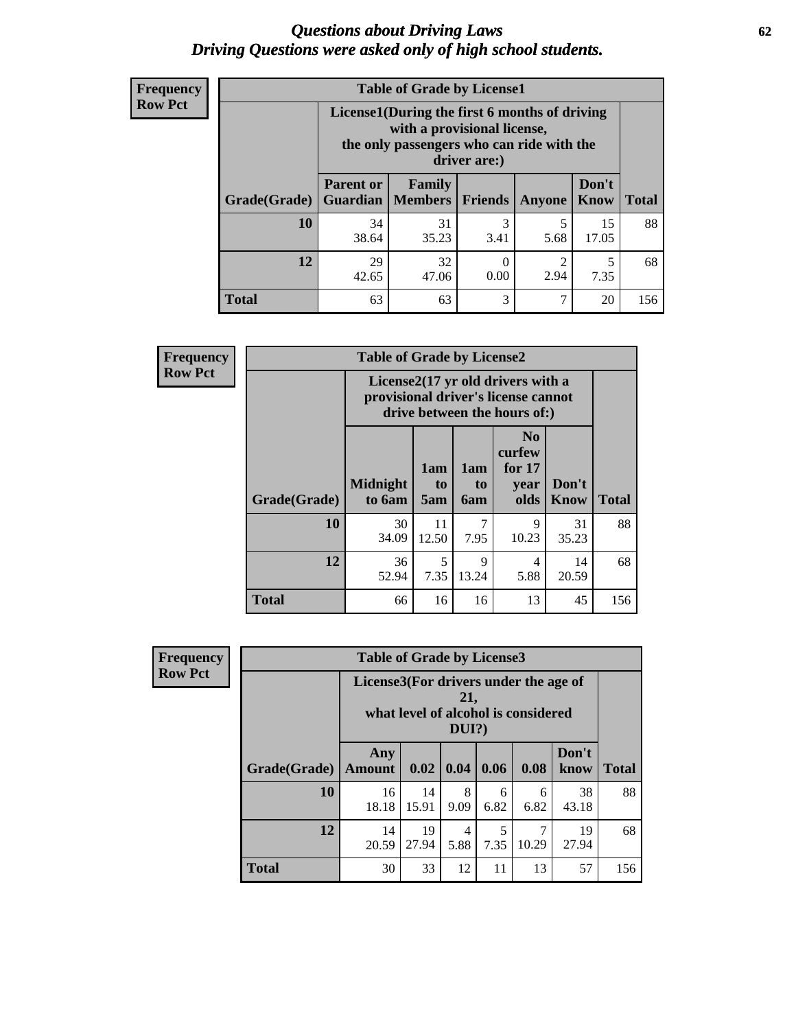# Questions about Driving Laws
## Driving Questions were asked only of high school students.

**Frequency**
**Row Pct**

**Table of Grade by License1**

| Grade(Grade) | License1(During the first 6 months of driving with a provisional license, the only passengers who can ride with the driver are:) | | | | | Total |
|---|---|---|---|---|---|---|
| | Parent or Guardian | Family Members | Friends | Anyone | Don't Know | |
| 10 | 34<br>38.64 | 31<br>35.23 | 3<br>3.41 | 5<br>5.68 | 15<br>17.05 | 88 |
| 12 | 29<br>42.65 | 32<br>47.06 | 0<br>0.00 | 2<br>2.94 | 5<br>7.35 | 68 |
| Total | 63 | 63 | 3 | 7 | 20 | 156 |

**Frequency**
**Row Pct**

**Table of Grade by License2**

| Grade(Grade) | License2(17 yr old drivers with a provisional driver's license cannot drive between the hours of:) | | | | | Total |
|---|---|---|---|---|---|---|
| | Midnight to 6am | 1am to 5am | 1am to 6am | No curfew for 17 year olds | Don't Know | |
| 10 | 30<br>34.09 | 11<br>12.50 | 7<br>7.95 | 9<br>10.23 | 31<br>35.23 | 88 |
| 12 | 36<br>52.94 | 5<br>7.35 | 9<br>13.24 | 4<br>5.88 | 14<br>20.59 | 68 |
| Total | 66 | 16 | 16 | 13 | 45 | 156 |

**Frequency**
**Row Pct**

**Table of Grade by License3**

| Grade(Grade) | License3(For drivers under the age of 21, what level of alcohol is considered DUI?) | | | | | | Total |
|---|---|---|---|---|---|---|---|
| | Any Amount | 0.02 | 0.04 | 0.06 | 0.08 | Don't know | |
| 10 | 16<br>18.18 | 14<br>15.91 | 8<br>9.09 | 6<br>6.82 | 6<br>6.82 | 38<br>43.18 | 88 |
| 12 | 14<br>20.59 | 19<br>27.94 | 4<br>5.88 | 5<br>7.35 | 7<br>10.29 | 19<br>27.94 | 68 |
| Total | 30 | 33 | 12 | 11 | 13 | 57 | 156 |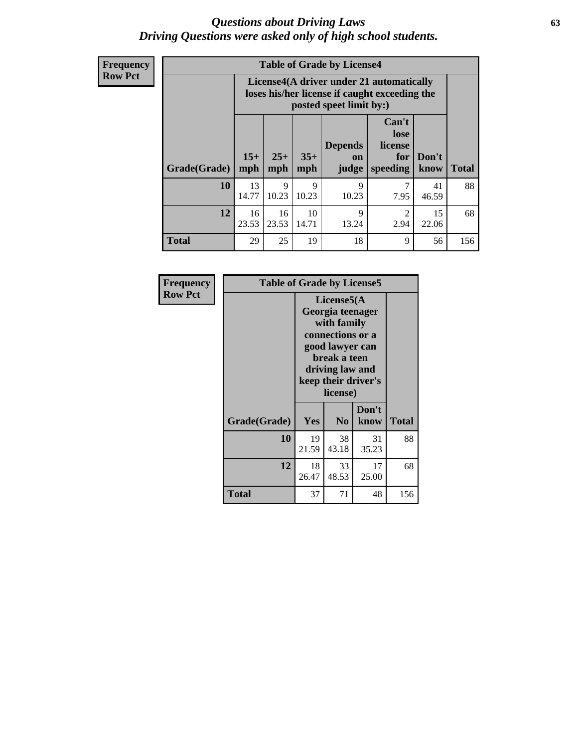# *Questions about Driving Laws*
# *Driving Questions were asked only of high school students.*

**Frequency**
**Row Pct**

**Table of Grade by License4**

| Grade(Grade) | License4(A driver under 21 automatically loses his/her license if caught exceeding the posted speet limit by:) | | | | | | Total |
|---|---|---|---|---|---|---|---|
| | 15+ mph | 25+ mph | 35+ mph | Depends on judge | Can't lose license for speeding | Don't know | |
| **10** | 13<br>14.77 | 9<br>10.23 | 9<br>10.23 | 9<br>10.23 | 7<br>7.95 | 41<br>46.59 | 88 |
| **12** | 16<br>23.53 | 16<br>23.53 | 10<br>14.71 | 9<br>13.24 | 2<br>2.94 | 15<br>22.06 | 68 |
| **Total** | 29 | 25 | 19 | 18 | 9 | 56 | 156 |

**Frequency**
**Row Pct**

**Table of Grade by License5**

| Grade(Grade) | License5(A Georgia teenager with family connections or a good lawyer can break a teen driving law and keep their driver's license) | | | Total |
|---|---|---|---|---|
| | Yes | No | Don't know | |
| **10** | 19<br>21.59 | 38<br>43.18 | 31<br>35.23 | 88 |
| **12** | 18<br>26.47 | 33<br>48.53 | 17<br>25.00 | 68 |
| **Total** | 37 | 71 | 48 | 156 |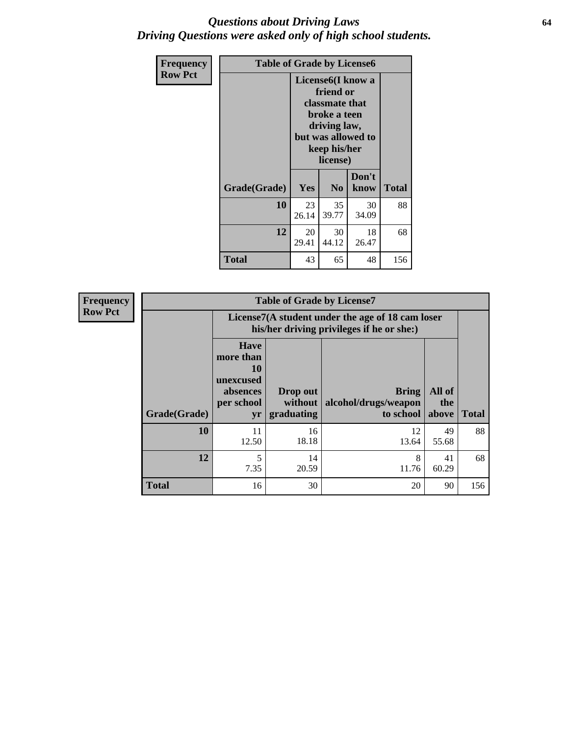# *Questions about Driving Laws*
## *Driving Questions were asked only of high school students.*

| Frequency<br>Row Pct | Table of Grade by License6 | | | |
|---|---|---|---|---|
| | License6(I know a friend or classmate that broke a teen driving law, but was allowed to keep his/her license) | | | |
| Grade(Grade) | Yes | No | Don't know | Total |
| 10 | 23<br>26.14 | 35<br>39.77 | 30<br>34.09 | 88 |
| 12 | 20<br>29.41 | 30<br>44.12 | 18<br>26.47 | 68 |
| Total | 43 | 65 | 48 | 156 |

| Frequency<br>Row Pct | Table of Grade by License7 | | | | |
|---|---|---|---|---|---|
| | License7(A student under the age of 18 cam loser his/her driving privileges if he or she:) | | | | |
| Grade(Grade) | Have more than 10 unexcused absences per school yr | Drop out without graduating | Bring alcohol/drugs/weapon to school | All of the above | Total |
| 10 | 11<br>12.50 | 16<br>18.18 | 12<br>13.64 | 49<br>55.68 | 88 |
| 12 | 5<br>7.35 | 14<br>20.59 | 8<br>11.76 | 41<br>60.29 | 68 |
| Total | 16 | 30 | 20 | 90 | 156 |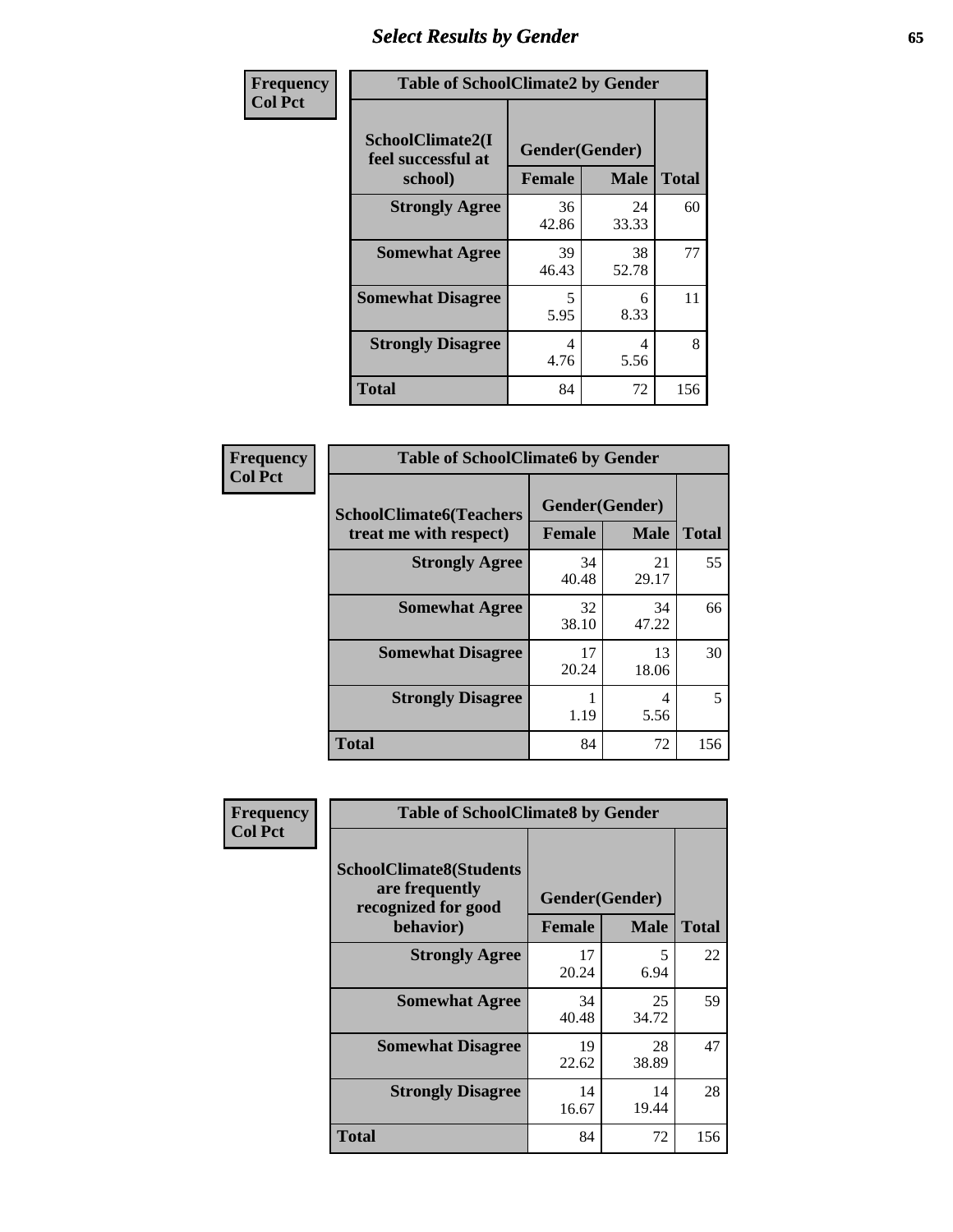# Select Results by Gender

| Frequency Col Pct | Table of SchoolClimate2 by Gender | | |
|---|---|---|---|
| SchoolClimate2(I feel successful at school) | Gender(Gender) | | |
| | Female | Male | Total |
| Strongly Agree | 36<br>42.86 | 24<br>33.33 | 60 |
| Somewhat Agree | 39<br>46.43 | 38<br>52.78 | 77 |
| Somewhat Disagree | 5<br>5.95 | 6<br>8.33 | 11 |
| Strongly Disagree | 4<br>4.76 | 4<br>5.56 | 8 |
| Total | 84 | 72 | 156 |

| Frequency Col Pct | Table of SchoolClimate6 by Gender | | |
|---|---|---|---|
| SchoolClimate6(Teachers treat me with respect) | Gender(Gender) | | |
| | Female | Male | Total |
| Strongly Agree | 34<br>40.48 | 21<br>29.17 | 55 |
| Somewhat Agree | 32<br>38.10 | 34<br>47.22 | 66 |
| Somewhat Disagree | 17<br>20.24 | 13<br>18.06 | 30 |
| Strongly Disagree | 1<br>1.19 | 4<br>5.56 | 5 |
| Total | 84 | 72 | 156 |

| Frequency Col Pct | Table of SchoolClimate8 by Gender | | |
|---|---|---|---|
| SchoolClimate8(Students are frequently recognized for good behavior) | Gender(Gender) | | |
| | Female | Male | Total |
| Strongly Agree | 17<br>20.24 | 5<br>6.94 | 22 |
| Somewhat Agree | 34<br>40.48 | 25<br>34.72 | 59 |
| Somewhat Disagree | 19<br>22.62 | 28<br>38.89 | 47 |
| Strongly Disagree | 14<br>16.67 | 14<br>19.44 | 28 |
| Total | 84 | 72 | 156 |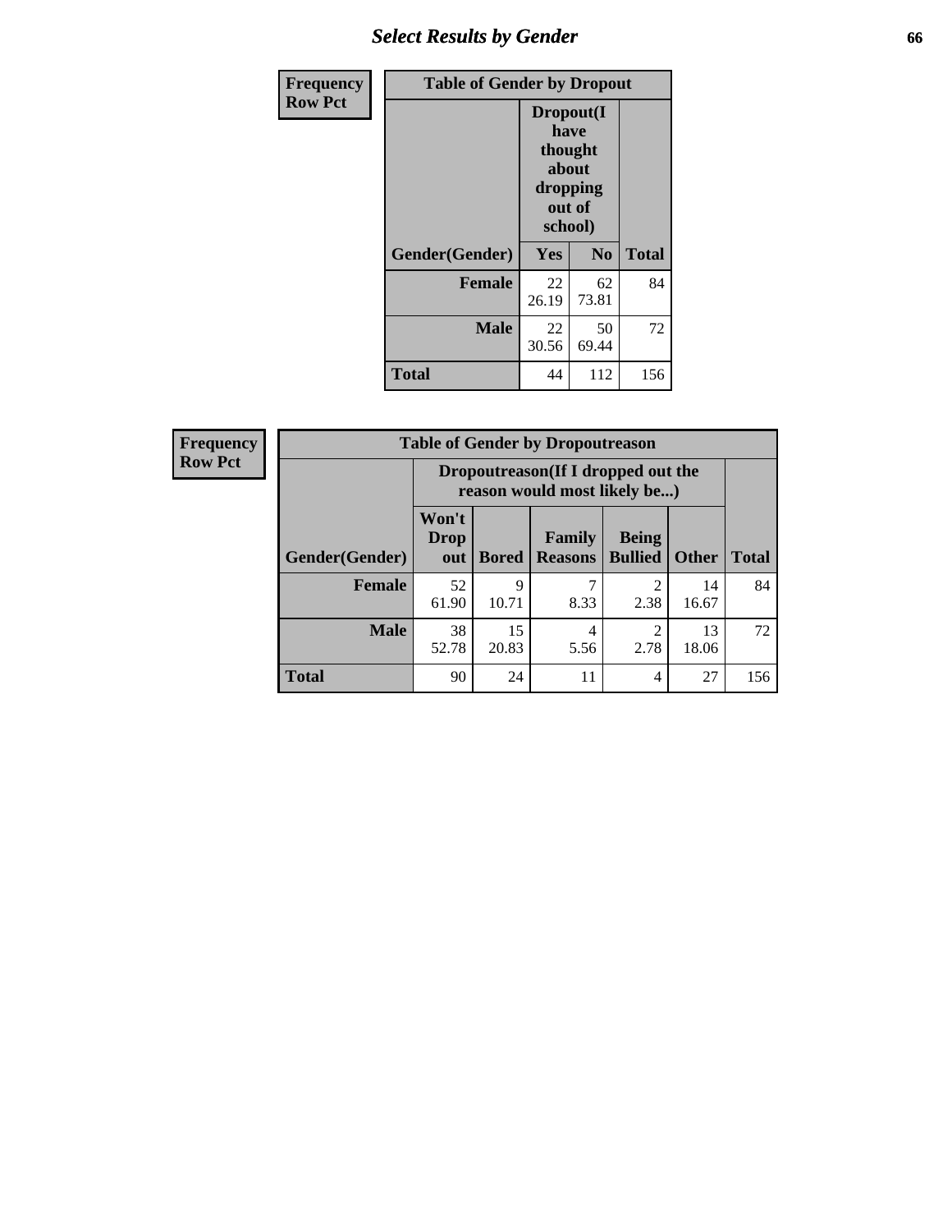## Select Results by Gender

Frequency
Row Pct

| Table of Gender by Dropout | | | |
|---|---|---|---|
| | Dropout(I have thought about dropping out of school) | | |
| Gender(Gender) | Yes | No | Total |
| Female | 22<br>26.19 | 62<br>73.81 | 84 |
| Male | 22<br>30.56 | 50<br>69.44 | 72 |
| Total | 44 | 112 | 156 |

Frequency
Row Pct

| Table of Gender by Dropoutreason | | | | | | |
|---|---|---|---|---|---|---|
| | Dropoutreason(If I dropped out the reason would most likely be...) | | | | | |
| Gender(Gender) | Won't Drop out | Bored | Family Reasons | Being Bullied | Other | Total |
| Female | 52<br>61.90 | 9<br>10.71 | 7<br>8.33 | 2<br>2.38 | 14<br>16.67 | 84 |
| Male | 38<br>52.78 | 15<br>20.83 | 4<br>5.56 | 2<br>2.78 | 13<br>18.06 | 72 |
| Total | 90 | 24 | 11 | 4 | 27 | 156 |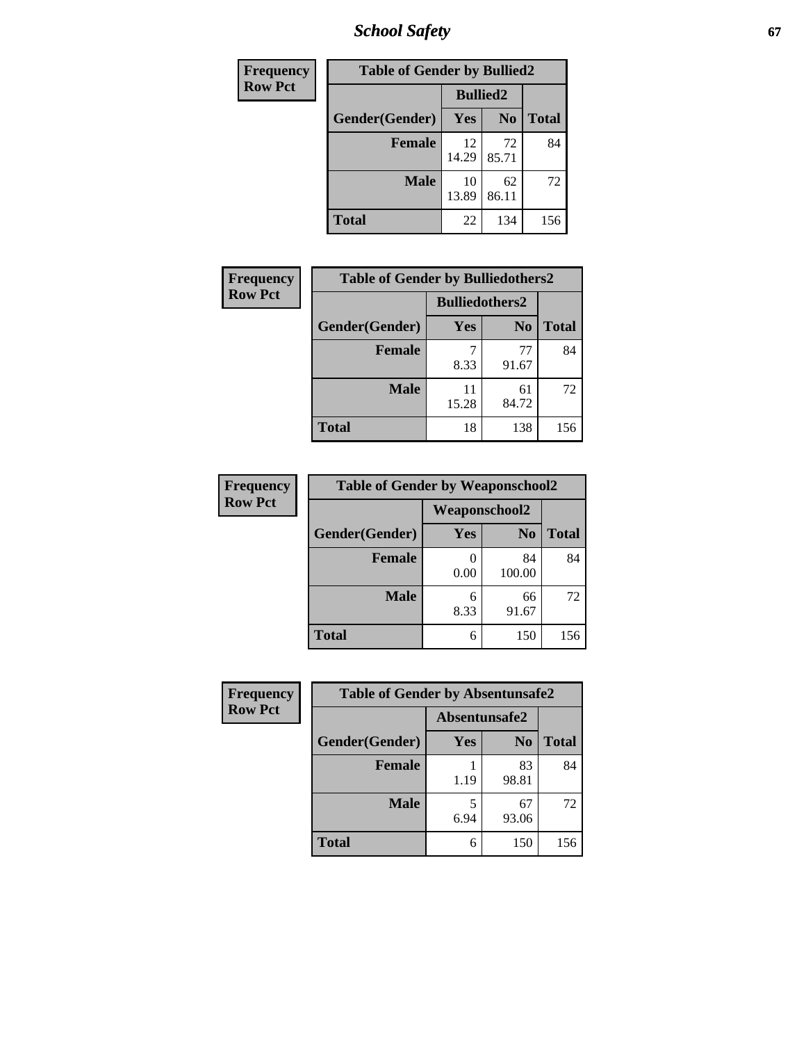# School Safety

| Frequency Row Pct |
|---|

| Table of Gender by Bullied2 | | | |
|---|---|---|---|
| | Bullied2 | | |
| Gender(Gender) | Yes | No | Total |
| Female | 12<br>14.29 | 72<br>85.71 | 84 |
| Male | 10<br>13.89 | 62<br>86.11 | 72 |
| Total | 22 | 134 | 156 |

| Frequency Row Pct |
|---|

| Table of Gender by Bulliedothers2 | | | |
|---|---|---|---|
| | Bulliedothers2 | | |
| Gender(Gender) | Yes | No | Total |
| Female | 7<br>8.33 | 77<br>91.67 | 84 |
| Male | 11<br>15.28 | 61<br>84.72 | 72 |
| Total | 18 | 138 | 156 |

| Frequency Row Pct |
|---|

| Table of Gender by Weaponschool2 | | | |
|---|---|---|---|
| | Weaponschool2 | | |
| Gender(Gender) | Yes | No | Total |
| Female | 0<br>0.00 | 84<br>100.00 | 84 |
| Male | 6<br>8.33 | 66<br>91.67 | 72 |
| Total | 6 | 150 | 156 |

| Frequency Row Pct |
|---|

| Table of Gender by Absentunsafe2 | | | |
|---|---|---|---|
| | Absentunsafe2 | | |
| Gender(Gender) | Yes | No | Total |
| Female | 1<br>1.19 | 83<br>98.81 | 84 |
| Male | 5<br>6.94 | 67<br>93.06 | 72 |
| Total | 6 | 150 | 156 |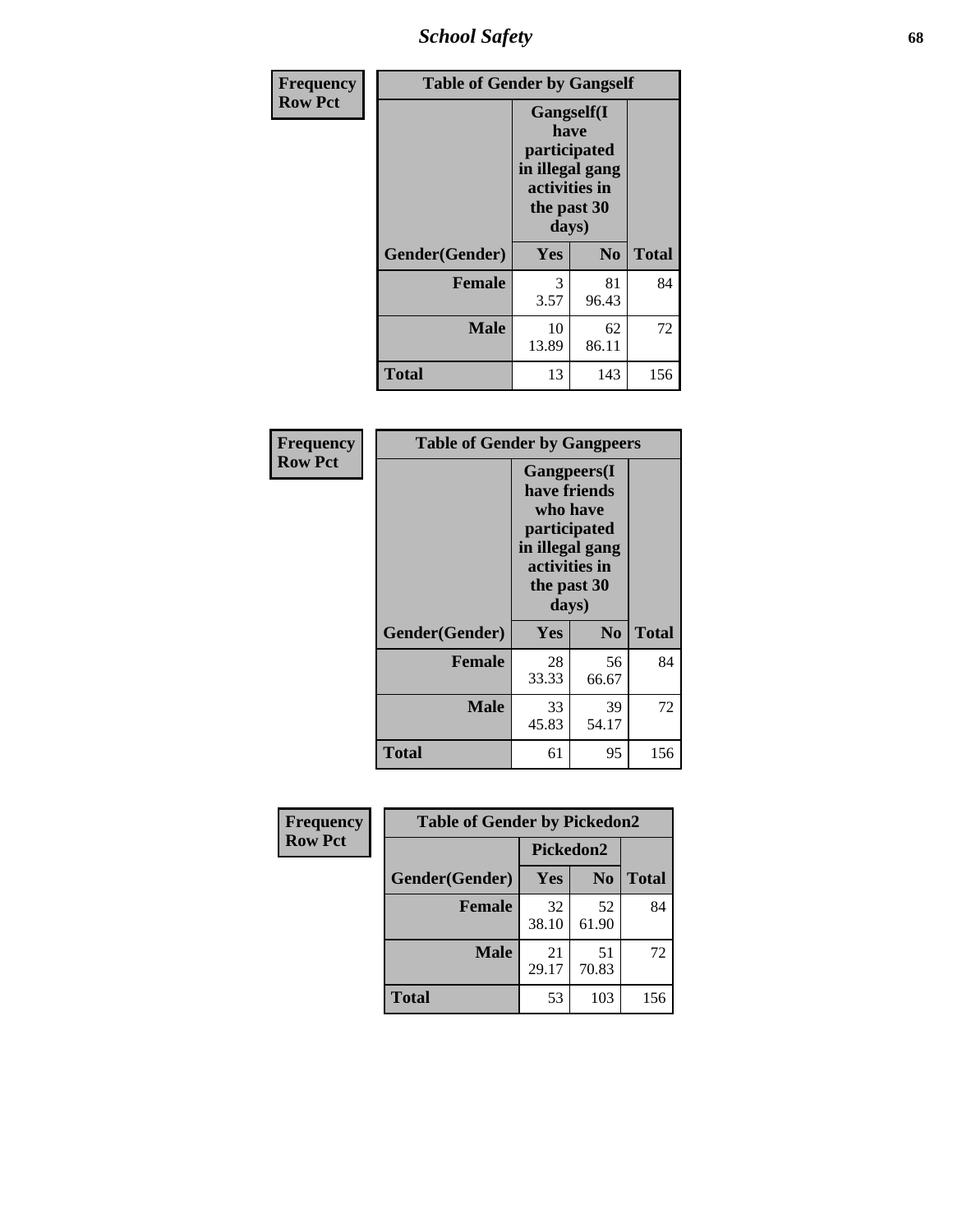| Frequency<br>Row Pct | Table of Gender by Gangself | | |
|---|---|---|---|
| | Gangself(I have participated in illegal gang activities in the past 30 days) | | |
| Gender(Gender) | Yes | No | Total |
| Female | 3<br>3.57 | 81<br>96.43 | 84 |
| Male | 10<br>13.89 | 62<br>86.11 | 72 |
| Total | 13 | 143 | 156 |

| Frequency<br>Row Pct | Table of Gender by Gangpeers | | |
|---|---|---|---|
| | Gangpeers(I have friends who have participated in illegal gang activities in the past 30 days) | | |
| Gender(Gender) | Yes | No | Total |
| Female | 28<br>33.33 | 56<br>66.67 | 84 |
| Male | 33<br>45.83 | 39<br>54.17 | 72 |
| Total | 61 | 95 | 156 |

| Frequency<br>Row Pct | Table of Gender by Pickedon2 | | |
|---|---|---|---|
| | Pickedon2 | | |
| Gender(Gender) | Yes | No | Total |
| Female | 32<br>38.10 | 52<br>61.90 | 84 |
| Male | 21<br>29.17 | 51<br>70.83 | 72 |
| Total | 53 | 103 | 156 |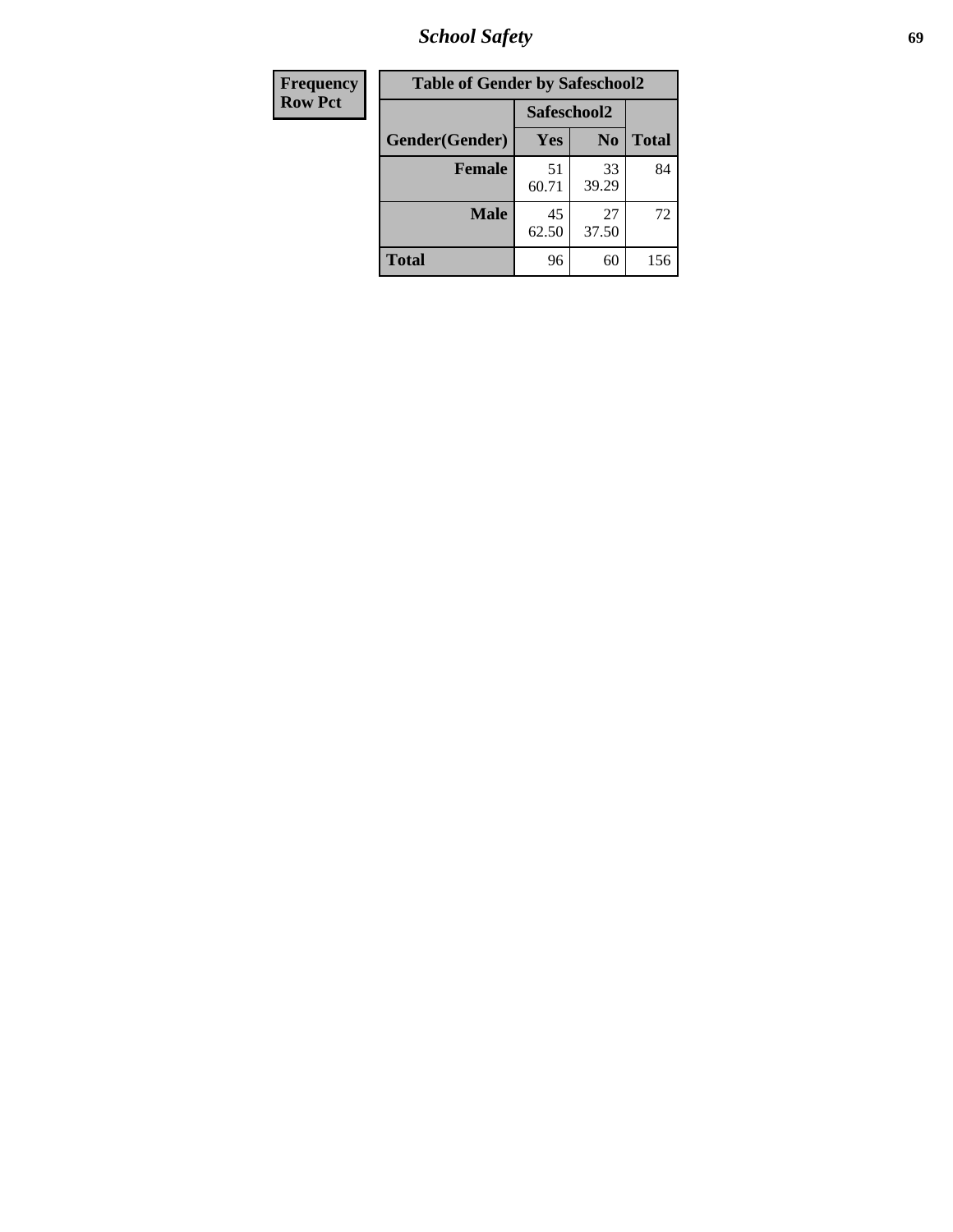| Frequency<br>Row Pct | Table of Gender by Safeschool2 | | |
|---|---|---|---|
| | Safeschool2 | | |
| Gender(Gender) | Yes | No | Total |
| Female | 51<br>60.71 | 33<br>39.29 | 84 |
| Male | 45<br>62.50 | 27<br>37.50 | 72 |
| Total | 96 | 60 | 156 |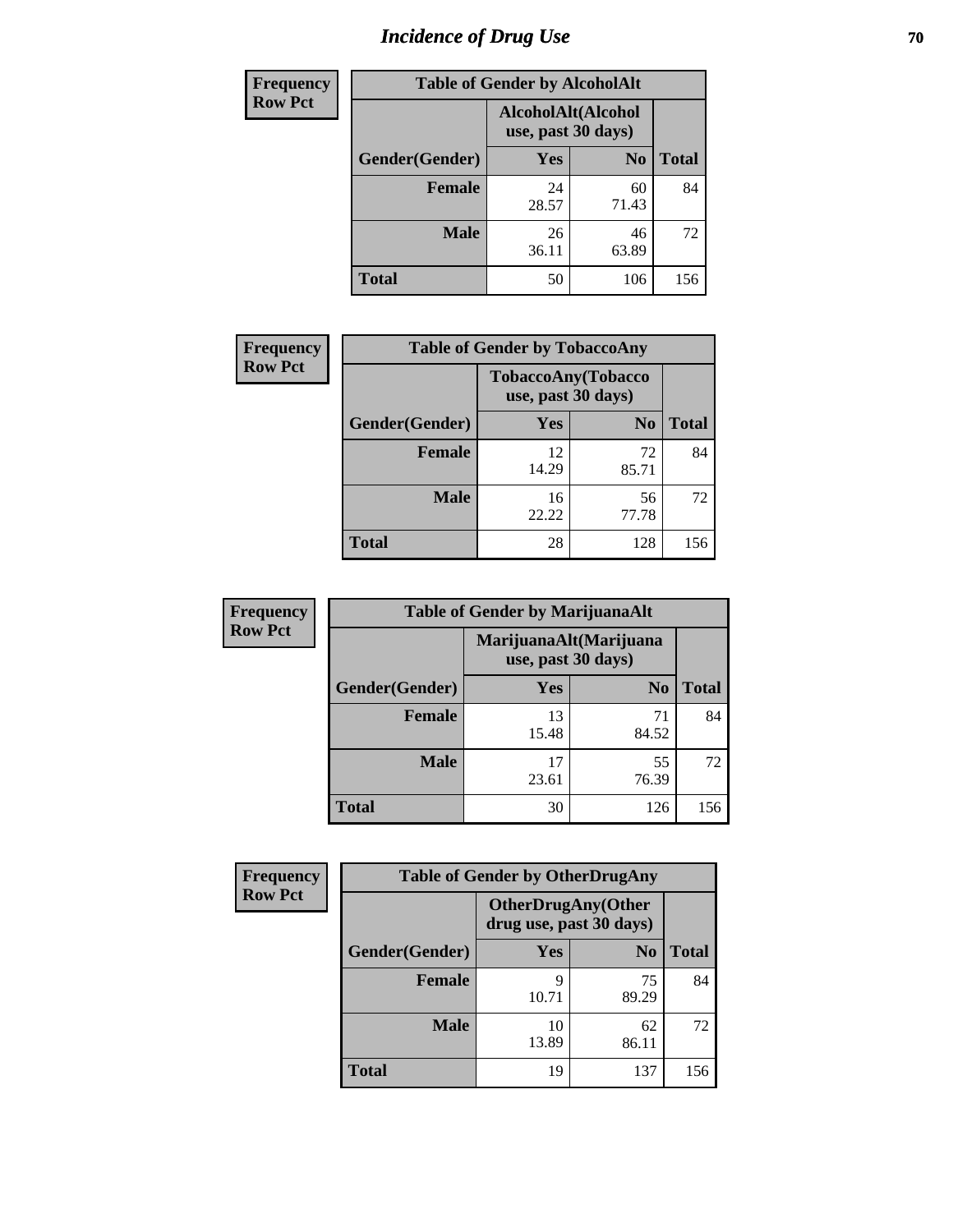# Incidence of Drug Use

**Frequency**
**Row Pct**

| Table of Gender by AlcoholAlt | | | |
|---|---|---|---|
| | AlcoholAlt(Alcohol use, past 30 days) | | |
| Gender(Gender) | Yes | No | Total |
| Female | 24<br>28.57 | 60<br>71.43 | 84 |
| Male | 26<br>36.11 | 46<br>63.89 | 72 |
| Total | 50 | 106 | 156 |

**Frequency**
**Row Pct**

| Table of Gender by TobaccoAny | | | |
|---|---|---|---|
| | TobaccoAny(Tobacco use, past 30 days) | | |
| Gender(Gender) | Yes | No | Total |
| Female | 12<br>14.29 | 72<br>85.71 | 84 |
| Male | 16<br>22.22 | 56<br>77.78 | 72 |
| Total | 28 | 128 | 156 |

**Frequency**
**Row Pct**

| Table of Gender by MarijuanaAlt | | | |
|---|---|---|---|
| | MarijuanaAlt(Marijuana use, past 30 days) | | |
| Gender(Gender) | Yes | No | Total |
| Female | 13<br>15.48 | 71<br>84.52 | 84 |
| Male | 17<br>23.61 | 55<br>76.39 | 72 |
| Total | 30 | 126 | 156 |

**Frequency**
**Row Pct**

| Table of Gender by OtherDrugAny | | | |
|---|---|---|---|
| | OtherDrugAny(Other drug use, past 30 days) | | |
| Gender(Gender) | Yes | No | Total |
| Female | 9<br>10.71 | 75<br>89.29 | 84 |
| Male | 10<br>13.89 | 62<br>86.11 | 72 |
| Total | 19 | 137 | 156 |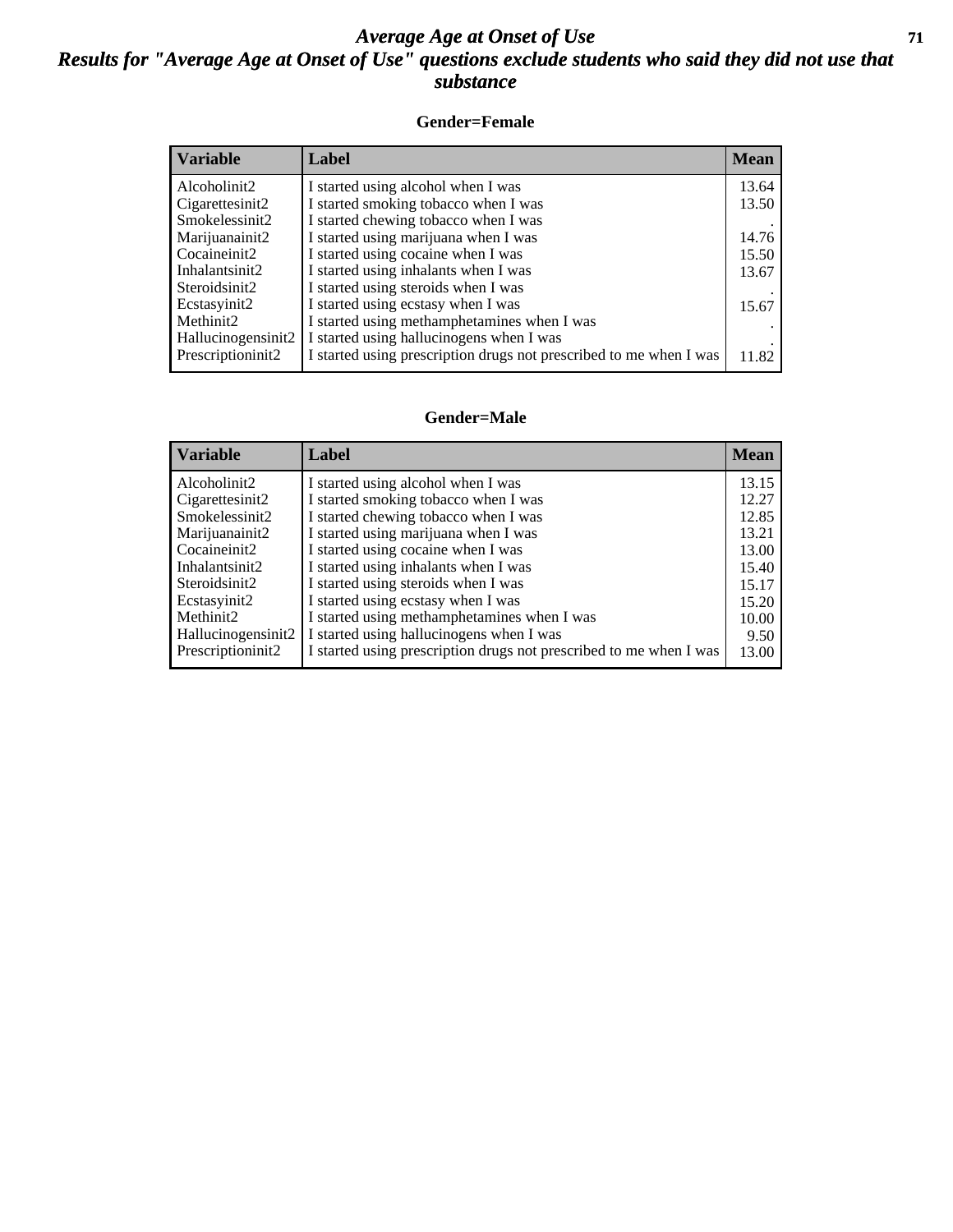# *Average Age at Onset of Use*

## *Results for "Average Age at Onset of Use" questions exclude students who said they did not use that substance*

### Gender=Female

| Variable | Label | Mean |
|---|---|---|
| Alcoholinit2 | I started using alcohol when I was | 13.64 |
| Cigarettesinit2 | I started smoking tobacco when I was | 13.50 |
| Smokelessinit2 | I started chewing tobacco when I was | . |
| Marijuanainit2 | I started using marijuana when I was | 14.76 |
| Cocaineinit2 | I started using cocaine when I was | 15.50 |
| Inhalantsinit2 | I started using inhalants when I was | 13.67 |
| Steroidsinit2 | I started using steroids when I was | . |
| Ecstasyinit2 | I started using ecstasy when I was | 15.67 |
| Methinit2 | I started using methamphetamines when I was | . |
| Hallucinogensinit2 | I started using hallucinogens when I was | . |
| Prescriptioninit2 | I started using prescription drugs not prescribed to me when I was | 11.82 |

### Gender=Male

| Variable | Label | Mean |
|---|---|---|
| Alcoholinit2 | I started using alcohol when I was | 13.15 |
| Cigarettesinit2 | I started smoking tobacco when I was | 12.27 |
| Smokelessinit2 | I started chewing tobacco when I was | 12.85 |
| Marijuanainit2 | I started using marijuana when I was | 13.21 |
| Cocaineinit2 | I started using cocaine when I was | 13.00 |
| Inhalantsinit2 | I started using inhalants when I was | 15.40 |
| Steroidsinit2 | I started using steroids when I was | 15.17 |
| Ecstasyinit2 | I started using ecstasy when I was | 15.20 |
| Methinit2 | I started using methamphetamines when I was | 10.00 |
| Hallucinogensinit2 | I started using hallucinogens when I was | 9.50 |
| Prescriptioninit2 | I started using prescription drugs not prescribed to me when I was | 13.00 |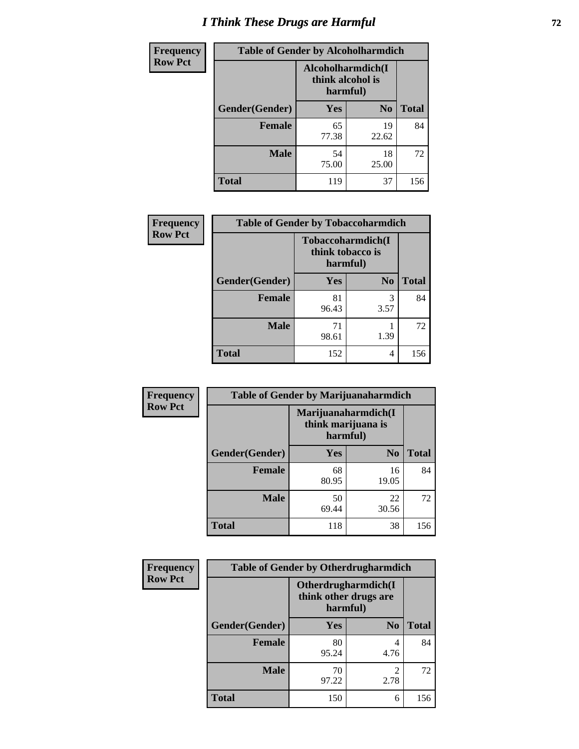# I Think These Drugs are Harmful

| Frequency Row Pct | Table of Gender by Alcoholharmdich | | |
|---|---|---|---|
| | Alcoholharmdich(I think alcohol is harmful) | | |
| Gender(Gender) | Yes | No | Total |
| Female | 65<br>77.38 | 19<br>22.62 | 84 |
| Male | 54<br>75.00 | 18<br>25.00 | 72 |
| Total | 119 | 37 | 156 |

| Frequency Row Pct | Table of Gender by Tobaccoharmdich | | |
|---|---|---|---|
| | Tobaccoharmdich(I think tobacco is harmful) | | |
| Gender(Gender) | Yes | No | Total |
| Female | 81<br>96.43 | 3<br>3.57 | 84 |
| Male | 71<br>98.61 | 1<br>1.39 | 72 |
| Total | 152 | 4 | 156 |

| Frequency Row Pct | Table of Gender by Marijuanaharmdich | | |
|---|---|---|---|
| | Marijuanaharmdich(I think marijuana is harmful) | | |
| Gender(Gender) | Yes | No | Total |
| Female | 68<br>80.95 | 16<br>19.05 | 84 |
| Male | 50<br>69.44 | 22<br>30.56 | 72 |
| Total | 118 | 38 | 156 |

| Frequency Row Pct | Table of Gender by Otherdrugharmdich | | |
|---|---|---|---|
| | Otherdrugharmdich(I think other drugs are harmful) | | |
| Gender(Gender) | Yes | No | Total |
| Female | 80<br>95.24 | 4<br>4.76 | 84 |
| Male | 70<br>97.22 | 2<br>2.78 | 72 |
| Total | 150 | 6 | 156 |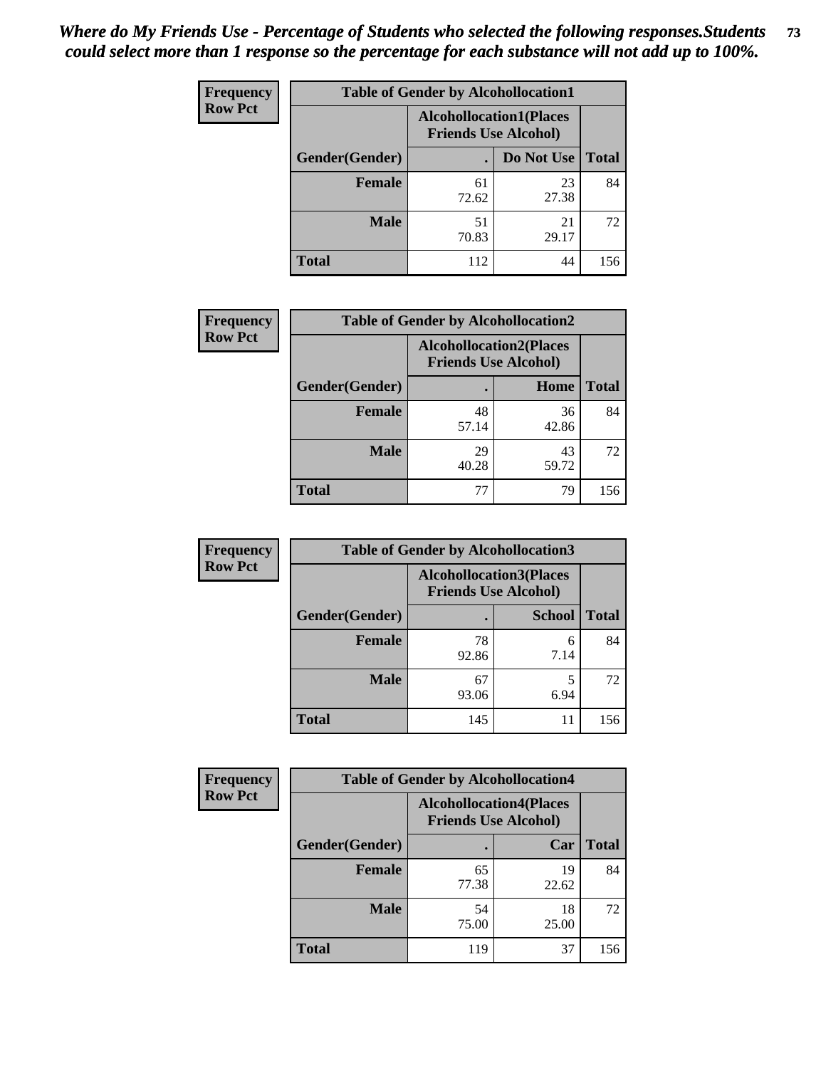*Where do My Friends Use - Percentage of Students who selected the following responses.Students could select more than 1 response so the percentage for each substance will not add up to 100%.*

**Frequency Row Pct**

| Table of Gender by Alcohollocation1 | | | |
|---|---|---|---|
| | Alcohollocation1(Places Friends Use Alcohol) | | |
| Gender(Gender) | . | Do Not Use | Total |
| Female | 61<br>72.62 | 23<br>27.38 | 84 |
| Male | 51<br>70.83 | 21<br>29.17 | 72 |
| Total | 112 | 44 | 156 |

**Frequency Row Pct**

| Table of Gender by Alcohollocation2 | | | |
|---|---|---|---|
| | Alcohollocation2(Places Friends Use Alcohol) | | |
| Gender(Gender) | . | Home | Total |
| Female | 48<br>57.14 | 36<br>42.86 | 84 |
| Male | 29<br>40.28 | 43<br>59.72 | 72 |
| Total | 77 | 79 | 156 |

**Frequency Row Pct**

| Table of Gender by Alcohollocation3 | | | |
|---|---|---|---|
| | Alcohollocation3(Places Friends Use Alcohol) | | |
| Gender(Gender) | . | School | Total |
| Female | 78<br>92.86 | 6<br>7.14 | 84 |
| Male | 67<br>93.06 | 5<br>6.94 | 72 |
| Total | 145 | 11 | 156 |

**Frequency Row Pct**

| Table of Gender by Alcohollocation4 | | | |
|---|---|---|---|
| | Alcohollocation4(Places Friends Use Alcohol) | | |
| Gender(Gender) | . | Car | Total |
| Female | 65<br>77.38 | 19<br>22.62 | 84 |
| Male | 54<br>75.00 | 18<br>25.00 | 72 |
| Total | 119 | 37 | 156 |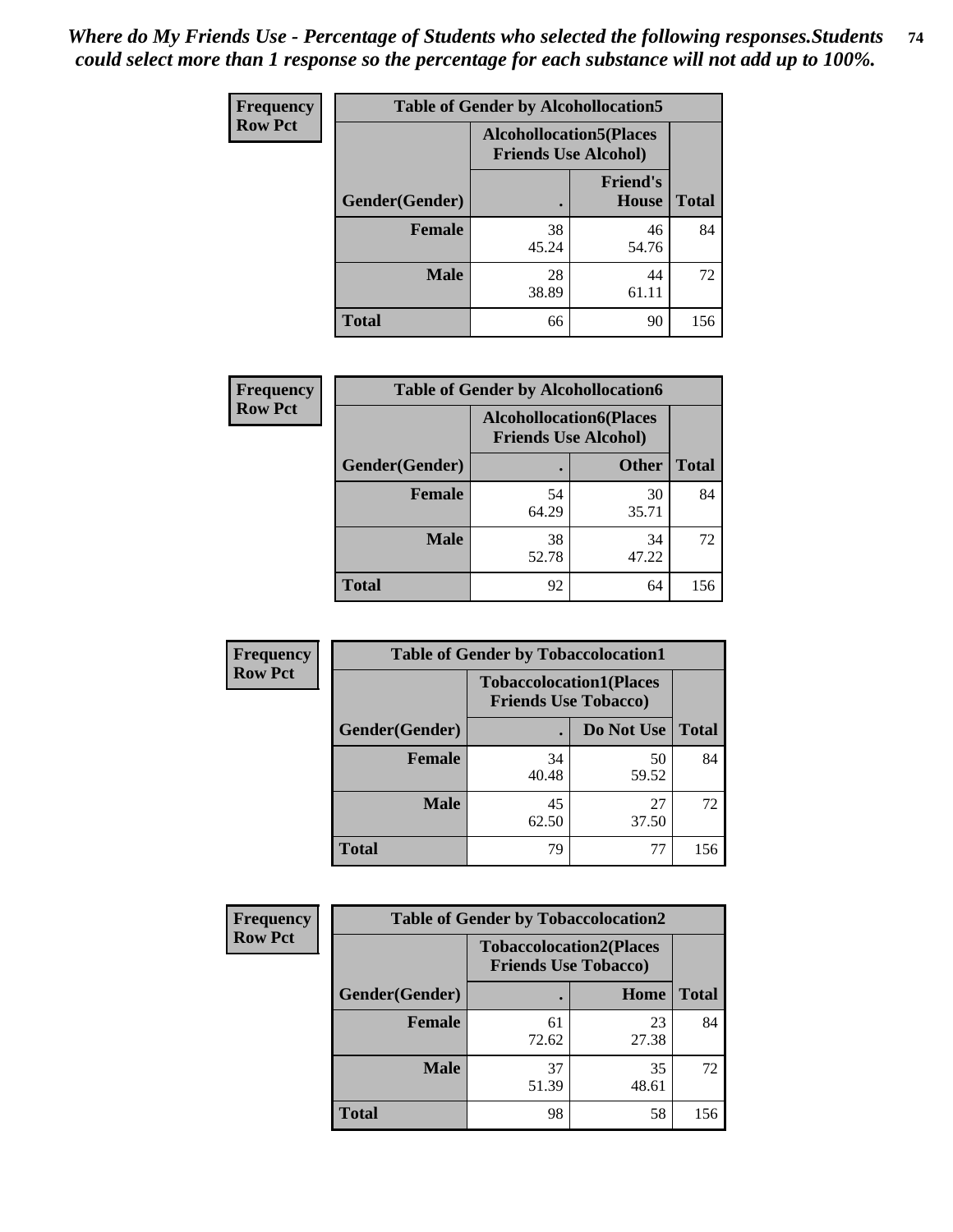*Where do My Friends Use - Percentage of Students who selected the following responses.Students could select more than 1 response so the percentage for each substance will not add up to 100%.*

**Frequency / Row Pct**

| Table of Gender by Alcohollocation5 | | | |
|---|---|---|---|
| | Alcohollocation5(Places Friends Use Alcohol) | | |
| Gender(Gender) | . | Friend's House | Total |
| Female | 38<br>45.24 | 46<br>54.76 | 84 |
| Male | 28<br>38.89 | 44<br>61.11 | 72 |
| Total | 66 | 90 | 156 |

**Frequency / Row Pct**

| Table of Gender by Alcohollocation6 | | | |
|---|---|---|---|
| | Alcohollocation6(Places Friends Use Alcohol) | | |
| Gender(Gender) | . | Other | Total |
| Female | 54<br>64.29 | 30<br>35.71 | 84 |
| Male | 38<br>52.78 | 34<br>47.22 | 72 |
| Total | 92 | 64 | 156 |

**Frequency / Row Pct**

| Table of Gender by Tobaccolocation1 | | | |
|---|---|---|---|
| | Tobaccolocation1(Places Friends Use Tobacco) | | |
| Gender(Gender) | . | Do Not Use | Total |
| Female | 34<br>40.48 | 50<br>59.52 | 84 |
| Male | 45<br>62.50 | 27<br>37.50 | 72 |
| Total | 79 | 77 | 156 |

**Frequency / Row Pct**

| Table of Gender by Tobaccolocation2 | | | |
|---|---|---|---|
| | Tobaccolocation2(Places Friends Use Tobacco) | | |
| Gender(Gender) | . | Home | Total |
| Female | 61<br>72.62 | 23<br>27.38 | 84 |
| Male | 37<br>51.39 | 35<br>48.61 | 72 |
| Total | 98 | 58 | 156 |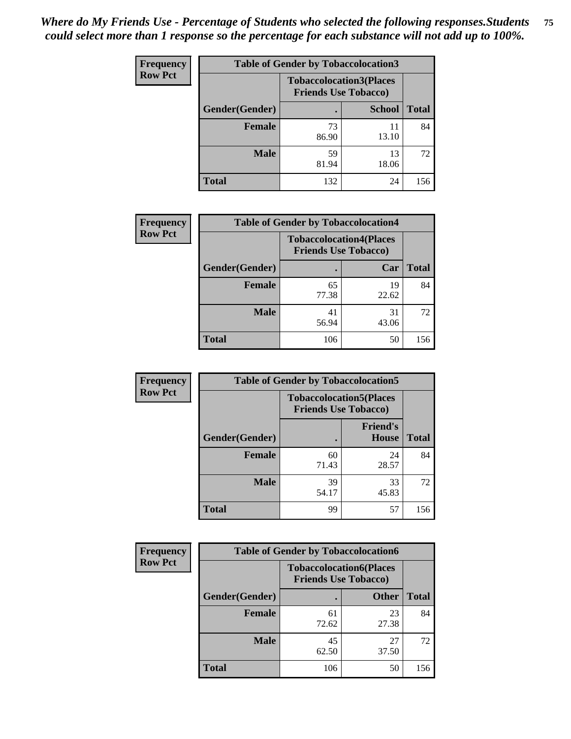*Where do My Friends Use - Percentage of Students who selected the following responses.Students could select more than 1 response so the percentage for each substance will not add up to 100%.*

**Frequency**
**Row Pct**

| Table of Gender by Tobaccolocation3 | | | |
|---|---|---|---|
| | Tobaccolocation3(Places Friends Use Tobacco) | | |
| Gender(Gender) | . | School | Total |
| Female | 73<br>86.90 | 11<br>13.10 | 84 |
| Male | 59<br>81.94 | 13<br>18.06 | 72 |
| Total | 132 | 24 | 156 |

**Frequency**
**Row Pct**

| Table of Gender by Tobaccolocation4 | | | |
|---|---|---|---|
| | Tobaccolocation4(Places Friends Use Tobacco) | | |
| Gender(Gender) | . | Car | Total |
| Female | 65<br>77.38 | 19<br>22.62 | 84 |
| Male | 41<br>56.94 | 31<br>43.06 | 72 |
| Total | 106 | 50 | 156 |

**Frequency**
**Row Pct**

| Table of Gender by Tobaccolocation5 | | | |
|---|---|---|---|
| | Tobaccolocation5(Places Friends Use Tobacco) | | |
| Gender(Gender) | . | Friend's House | Total |
| Female | 60<br>71.43 | 24<br>28.57 | 84 |
| Male | 39<br>54.17 | 33<br>45.83 | 72 |
| Total | 99 | 57 | 156 |

**Frequency**
**Row Pct**

| Table of Gender by Tobaccolocation6 | | | |
|---|---|---|---|
| | Tobaccolocation6(Places Friends Use Tobacco) | | |
| Gender(Gender) | . | Other | Total |
| Female | 61<br>72.62 | 23<br>27.38 | 84 |
| Male | 45<br>62.50 | 27<br>37.50 | 72 |
| Total | 106 | 50 | 156 |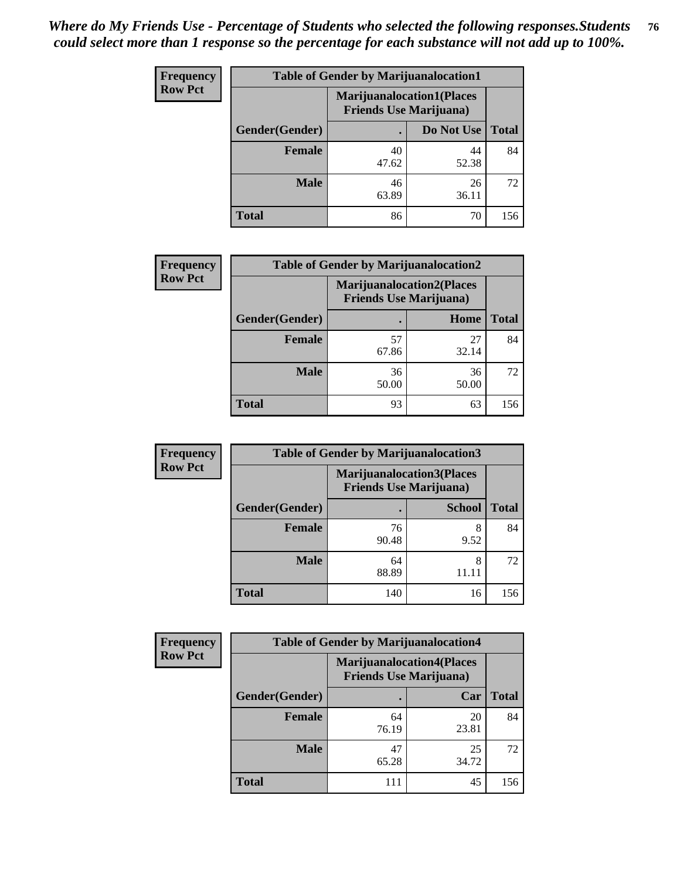*Where do My Friends Use - Percentage of Students who selected the following responses.Students could select more than 1 response so the percentage for each substance will not add up to 100%.*

**Frequency**
**Row Pct**

| Table of Gender by Marijuanalocation1 | | | |
|---|---|---|---|
| | Marijuanalocation1(Places Friends Use Marijuana) | | |
| Gender(Gender) | . | Do Not Use | Total |
| **Female** | 40<br>47.62 | 44<br>52.38 | 84 |
| **Male** | 46<br>63.89 | 26<br>36.11 | 72 |
| **Total** | 86 | 70 | 156 |

**Frequency**
**Row Pct**

| Table of Gender by Marijuanalocation2 | | | |
|---|---|---|---|
| | Marijuanalocation2(Places Friends Use Marijuana) | | |
| Gender(Gender) | . | Home | Total |
| **Female** | 57<br>67.86 | 27<br>32.14 | 84 |
| **Male** | 36<br>50.00 | 36<br>50.00 | 72 |
| **Total** | 93 | 63 | 156 |

**Frequency**
**Row Pct**

| Table of Gender by Marijuanalocation3 | | | |
|---|---|---|---|
| | Marijuanalocation3(Places Friends Use Marijuana) | | |
| Gender(Gender) | . | School | Total |
| **Female** | 76<br>90.48 | 8<br>9.52 | 84 |
| **Male** | 64<br>88.89 | 8<br>11.11 | 72 |
| **Total** | 140 | 16 | 156 |

**Frequency**
**Row Pct**

| Table of Gender by Marijuanalocation4 | | | |
|---|---|---|---|
| | Marijuanalocation4(Places Friends Use Marijuana) | | |
| Gender(Gender) | . | Car | Total |
| **Female** | 64<br>76.19 | 20<br>23.81 | 84 |
| **Male** | 47<br>65.28 | 25<br>34.72 | 72 |
| **Total** | 111 | 45 | 156 |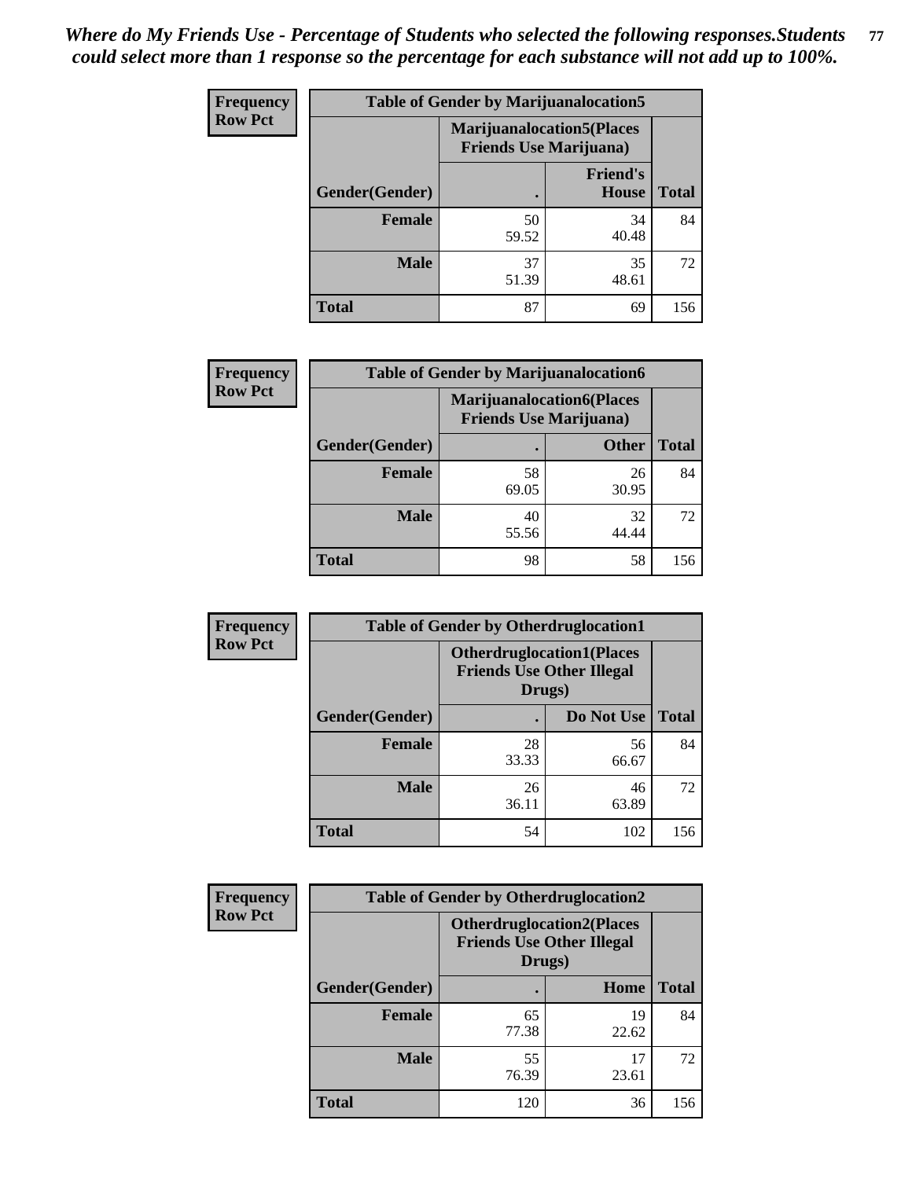*Where do My Friends Use - Percentage of Students who selected the following responses.Students could select more than 1 response so the percentage for each substance will not add up to 100%.*

**Frequency / Row Pct**

| Table of Gender by Marijuanalocation5 | | | |
|---|---|---|---|
| | Marijuanalocation5(Places Friends Use Marijuana) | | |
| Gender(Gender) | . | Friend's House | Total |
| **Female** | 50<br>59.52 | 34<br>40.48 | 84 |
| **Male** | 37<br>51.39 | 35<br>48.61 | 72 |
| **Total** | 87 | 69 | 156 |

**Frequency / Row Pct**

| Table of Gender by Marijuanalocation6 | | | |
|---|---|---|---|
| | Marijuanalocation6(Places Friends Use Marijuana) | | |
| Gender(Gender) | . | Other | Total |
| **Female** | 58<br>69.05 | 26<br>30.95 | 84 |
| **Male** | 40<br>55.56 | 32<br>44.44 | 72 |
| **Total** | 98 | 58 | 156 |

**Frequency / Row Pct**

| Table of Gender by Otherdruglocation1 | | | |
|---|---|---|---|
| | Otherdruglocation1(Places Friends Use Other Illegal Drugs) | | |
| Gender(Gender) | . | Do Not Use | Total |
| **Female** | 28<br>33.33 | 56<br>66.67 | 84 |
| **Male** | 26<br>36.11 | 46<br>63.89 | 72 |
| **Total** | 54 | 102 | 156 |

**Frequency / Row Pct**

| Table of Gender by Otherdruglocation2 | | | |
|---|---|---|---|
| | Otherdruglocation2(Places Friends Use Other Illegal Drugs) | | |
| Gender(Gender) | . | Home | Total |
| **Female** | 65<br>77.38 | 19<br>22.62 | 84 |
| **Male** | 55<br>76.39 | 17<br>23.61 | 72 |
| **Total** | 120 | 36 | 156 |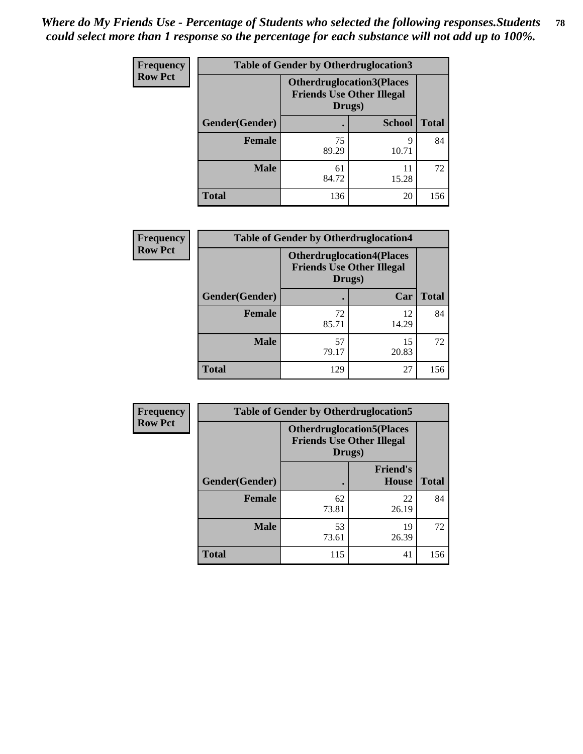*Where do My Friends Use - Percentage of Students who selected the following responses.Students could select more than 1 response so the percentage for each substance will not add up to 100%.*

**Frequency**
**Row Pct**

| Table of Gender by Otherdruglocation3 | | | |
|---|---|---|---|
| | Otherdruglocation3(Places Friends Use Other Illegal Drugs) | | |
| Gender(Gender) | . | School | Total |
| Female | 75<br>89.29 | 9<br>10.71 | 84 |
| Male | 61<br>84.72 | 11<br>15.28 | 72 |
| Total | 136 | 20 | 156 |

**Frequency**
**Row Pct**

| Table of Gender by Otherdruglocation4 | | | |
|---|---|---|---|
| | Otherdruglocation4(Places Friends Use Other Illegal Drugs) | | |
| Gender(Gender) | . | Car | Total |
| Female | 72<br>85.71 | 12<br>14.29 | 84 |
| Male | 57<br>79.17 | 15<br>20.83 | 72 |
| Total | 129 | 27 | 156 |

**Frequency**
**Row Pct**

| Table of Gender by Otherdruglocation5 | | | |
|---|---|---|---|
| | Otherdruglocation5(Places Friends Use Other Illegal Drugs) | | |
| Gender(Gender) | . | Friend's House | Total |
| Female | 62<br>73.81 | 22<br>26.19 | 84 |
| Male | 53<br>73.61 | 19<br>26.39 | 72 |
| Total | 115 | 41 | 156 |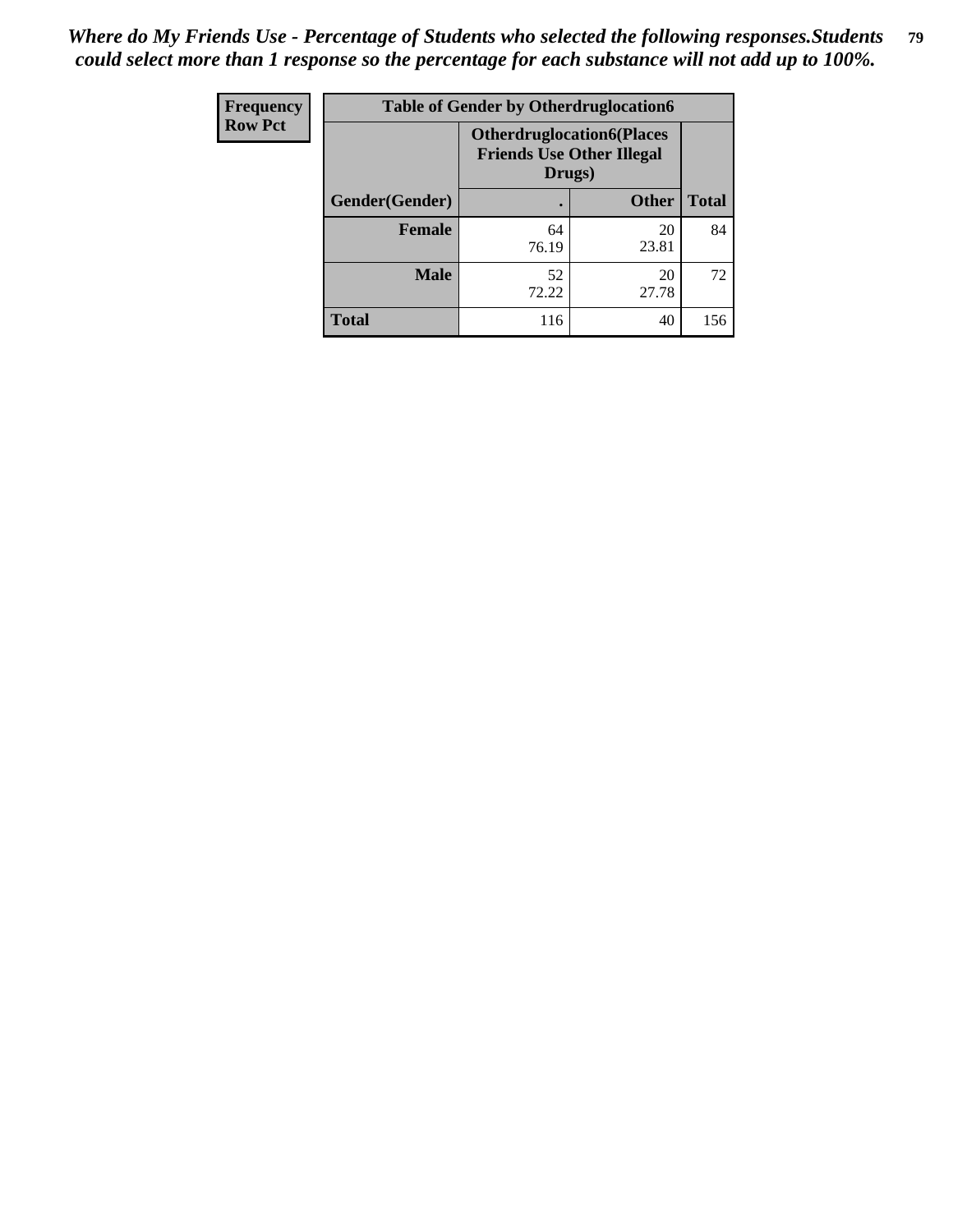***Where do My Friends Use - Percentage of Students who selected the following responses.Students could select more than 1 response so the percentage for each substance will not add up to 100%.***

| Frequency Row Pct | Table of Gender by Otherdruglocation6 | | |
|---|---|---|---|
| | Otherdruglocation6(Places Friends Use Other Illegal Drugs) | | |
| Gender(Gender) | . | Other | Total |
| Female | 64 76.19 | 20 23.81 | 84 |
| Male | 52 72.22 | 20 27.78 | 72 |
| Total | 116 | 40 | 156 |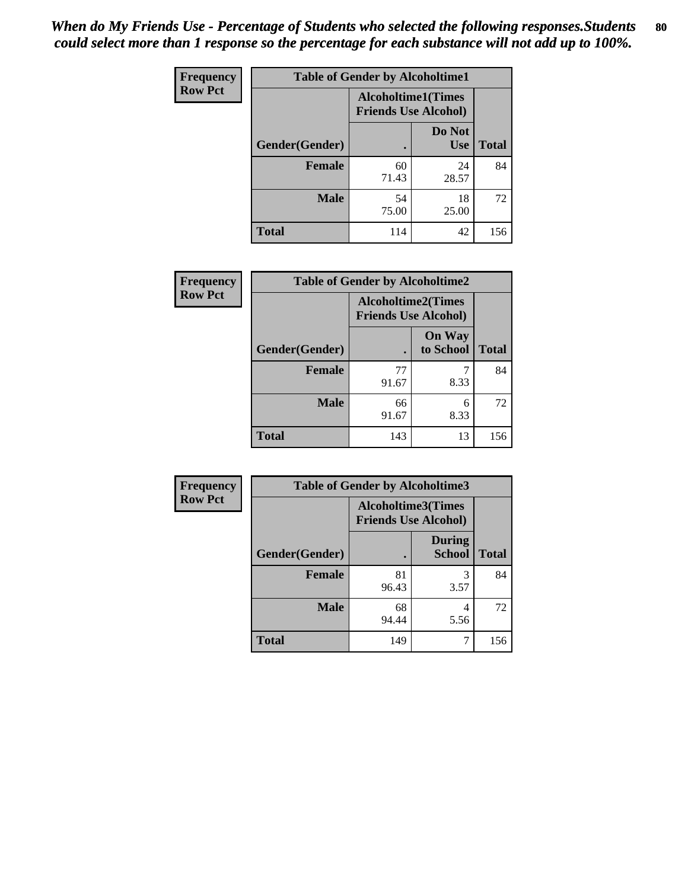*When do My Friends Use - Percentage of Students who selected the following responses.Students could select more than 1 response so the percentage for each substance will not add up to 100%.*

**Frequency**
**Row Pct**

| Table of Gender by Alcoholtime1 | | | |
|---|---|---|---|
| | Alcoholtime1(Times Friends Use Alcohol) | | |
| Gender(Gender) | . | Do Not Use | Total |
| **Female** | 60<br>71.43 | 24<br>28.57 | 84 |
| **Male** | 54<br>75.00 | 18<br>25.00 | 72 |
| **Total** | 114 | 42 | 156 |

**Frequency**
**Row Pct**

| Table of Gender by Alcoholtime2 | | | |
|---|---|---|---|
| | Alcoholtime2(Times Friends Use Alcohol) | | |
| Gender(Gender) | . | On Way to School | Total |
| **Female** | 77<br>91.67 | 7<br>8.33 | 84 |
| **Male** | 66<br>91.67 | 6<br>8.33 | 72 |
| **Total** | 143 | 13 | 156 |

**Frequency**
**Row Pct**

| Table of Gender by Alcoholtime3 | | | |
|---|---|---|---|
| | Alcoholtime3(Times Friends Use Alcohol) | | |
| Gender(Gender) | . | During School | Total |
| **Female** | 81<br>96.43 | 3<br>3.57 | 84 |
| **Male** | 68<br>94.44 | 4<br>5.56 | 72 |
| **Total** | 149 | 7 | 156 |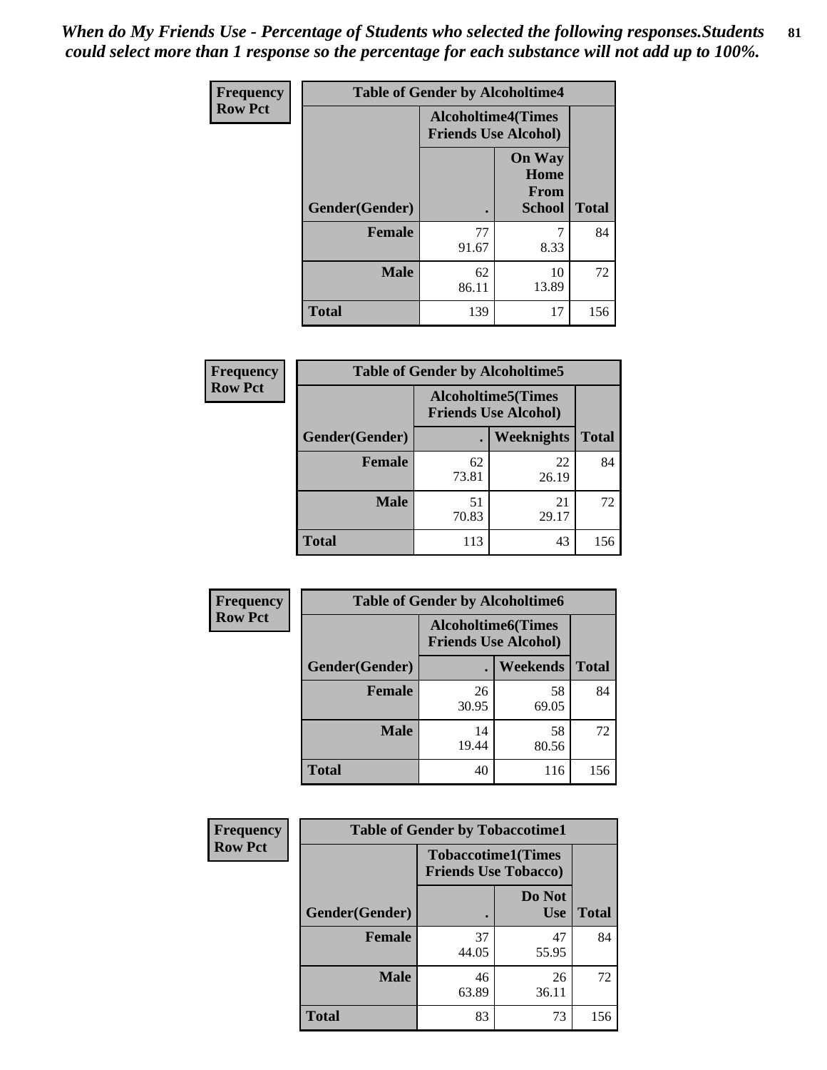*When do My Friends Use - Percentage of Students who selected the following responses.Students could select more than 1 response so the percentage for each substance will not add up to 100%.*

**Frequency**
**Row Pct**

| Table of Gender by Alcoholtime4 | | | |
|---|---|---|---|
| | Alcoholtime4(Times Friends Use Alcohol) | | |
| Gender(Gender) | . | On Way Home From School | Total |
| **Female** | 77<br>91.67 | 7<br>8.33 | 84 |
| **Male** | 62<br>86.11 | 10<br>13.89 | 72 |
| **Total** | 139 | 17 | 156 |

**Frequency**
**Row Pct**

| Table of Gender by Alcoholtime5 | | | |
|---|---|---|---|
| | Alcoholtime5(Times Friends Use Alcohol) | | |
| Gender(Gender) | . | Weeknights | Total |
| **Female** | 62<br>73.81 | 22<br>26.19 | 84 |
| **Male** | 51<br>70.83 | 21<br>29.17 | 72 |
| **Total** | 113 | 43 | 156 |

**Frequency**
**Row Pct**

| Table of Gender by Alcoholtime6 | | | |
|---|---|---|---|
| | Alcoholtime6(Times Friends Use Alcohol) | | |
| Gender(Gender) | . | Weekends | Total |
| **Female** | 26<br>30.95 | 58<br>69.05 | 84 |
| **Male** | 14<br>19.44 | 58<br>80.56 | 72 |
| **Total** | 40 | 116 | 156 |

**Frequency**
**Row Pct**

| Table of Gender by Tobaccotime1 | | | |
|---|---|---|---|
| | Tobaccotime1(Times Friends Use Tobacco) | | |
| Gender(Gender) | . | Do Not Use | Total |
| **Female** | 37<br>44.05 | 47<br>55.95 | 84 |
| **Male** | 46<br>63.89 | 26<br>36.11 | 72 |
| **Total** | 83 | 73 | 156 |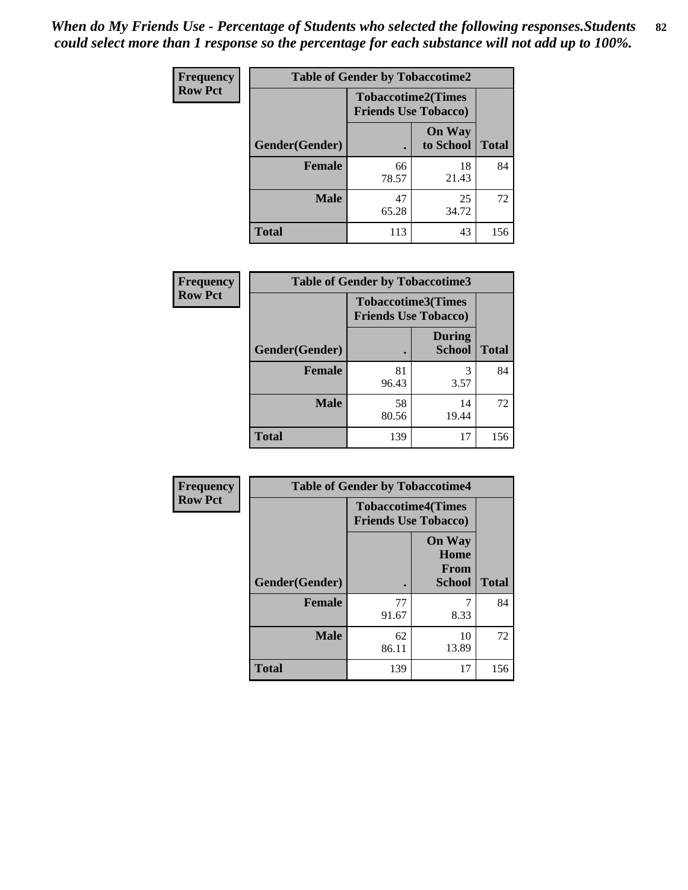*When do My Friends Use - Percentage of Students who selected the following responses.Students could select more than 1 response so the percentage for each substance will not add up to 100%.*

**Frequency**
**Row Pct**

| Table of Gender by Tobaccotime2 | | | |
|---|---|---|---|
| | Tobaccotime2(Times Friends Use Tobacco) | | |
| Gender(Gender) | . | On Way to School | Total |
| **Female** | 66<br>78.57 | 18<br>21.43 | 84 |
| **Male** | 47<br>65.28 | 25<br>34.72 | 72 |
| **Total** | 113 | 43 | 156 |

**Frequency**
**Row Pct**

| Table of Gender by Tobaccotime3 | | | |
|---|---|---|---|
| | Tobaccotime3(Times Friends Use Tobacco) | | |
| Gender(Gender) | . | During School | Total |
| **Female** | 81<br>96.43 | 3<br>3.57 | 84 |
| **Male** | 58<br>80.56 | 14<br>19.44 | 72 |
| **Total** | 139 | 17 | 156 |

**Frequency**
**Row Pct**

| Table of Gender by Tobaccotime4 | | | |
|---|---|---|---|
| | Tobaccotime4(Times Friends Use Tobacco) | | |
| Gender(Gender) | . | On Way Home From School | Total |
| **Female** | 77<br>91.67 | 7<br>8.33 | 84 |
| **Male** | 62<br>86.11 | 10<br>13.89 | 72 |
| **Total** | 139 | 17 | 156 |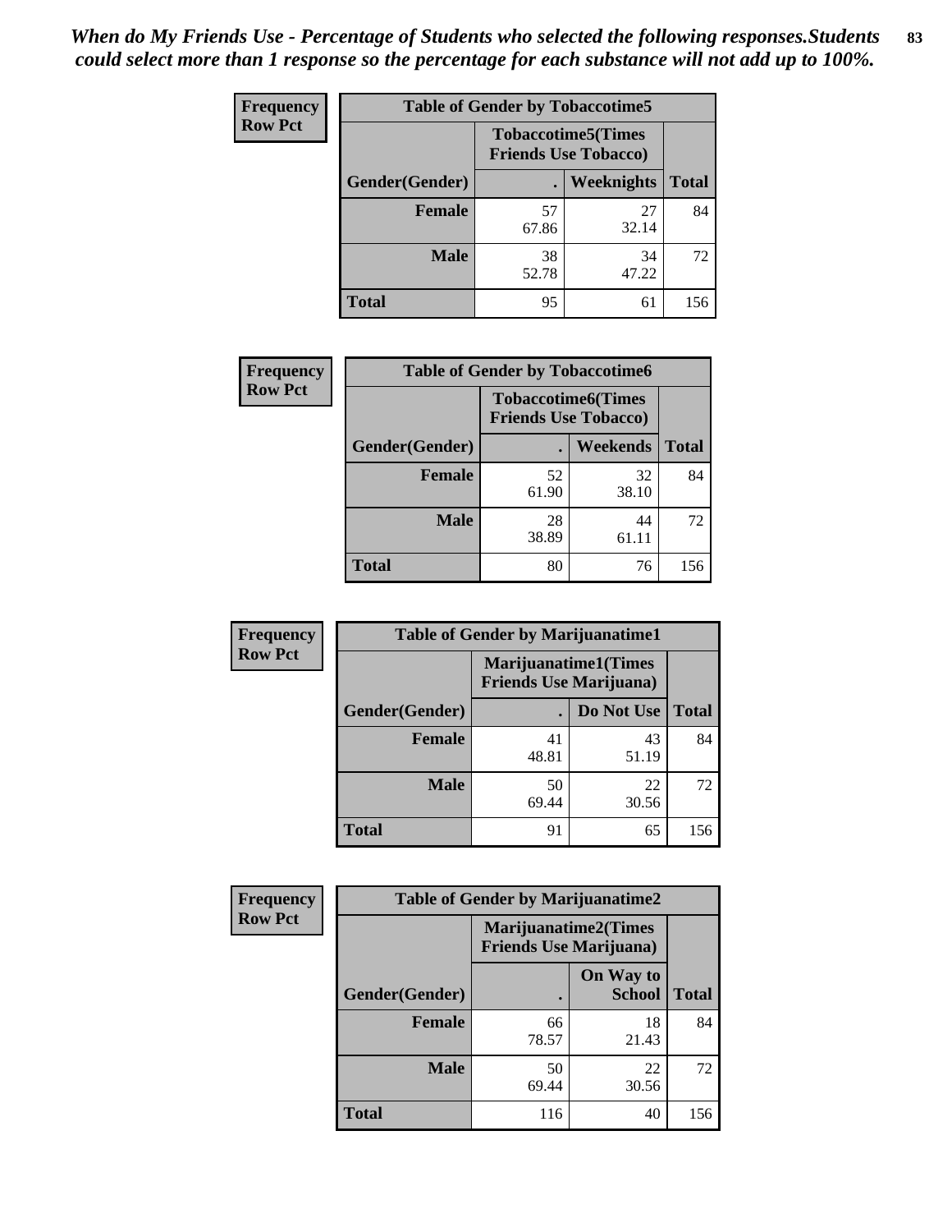*When do My Friends Use - Percentage of Students who selected the following responses.Students could select more than 1 response so the percentage for each substance will not add up to 100%.*

**Frequency / Row Pct**

| Table of Gender by Tobaccotime5 | | | |
|---|---|---|---|
| | Tobaccotime5(Times Friends Use Tobacco) | | |
| Gender(Gender) | . | Weeknights | Total |
| **Female** | 57<br>67.86 | 27<br>32.14 | 84 |
| **Male** | 38<br>52.78 | 34<br>47.22 | 72 |
| **Total** | 95 | 61 | 156 |

**Frequency / Row Pct**

| Table of Gender by Tobaccotime6 | | | |
|---|---|---|---|
| | Tobaccotime6(Times Friends Use Tobacco) | | |
| Gender(Gender) | . | Weekends | Total |
| **Female** | 52<br>61.90 | 32<br>38.10 | 84 |
| **Male** | 28<br>38.89 | 44<br>61.11 | 72 |
| **Total** | 80 | 76 | 156 |

**Frequency / Row Pct**

| Table of Gender by Marijuanatime1 | | | |
|---|---|---|---|
| | Marijuanatime1(Times Friends Use Marijuana) | | |
| Gender(Gender) | . | Do Not Use | Total |
| **Female** | 41<br>48.81 | 43<br>51.19 | 84 |
| **Male** | 50<br>69.44 | 22<br>30.56 | 72 |
| **Total** | 91 | 65 | 156 |

**Frequency / Row Pct**

| Table of Gender by Marijuanatime2 | | | |
|---|---|---|---|
| | Marijuanatime2(Times Friends Use Marijuana) | | |
| Gender(Gender) | . | On Way to School | Total |
| **Female** | 66<br>78.57 | 18<br>21.43 | 84 |
| **Male** | 50<br>69.44 | 22<br>30.56 | 72 |
| **Total** | 116 | 40 | 156 |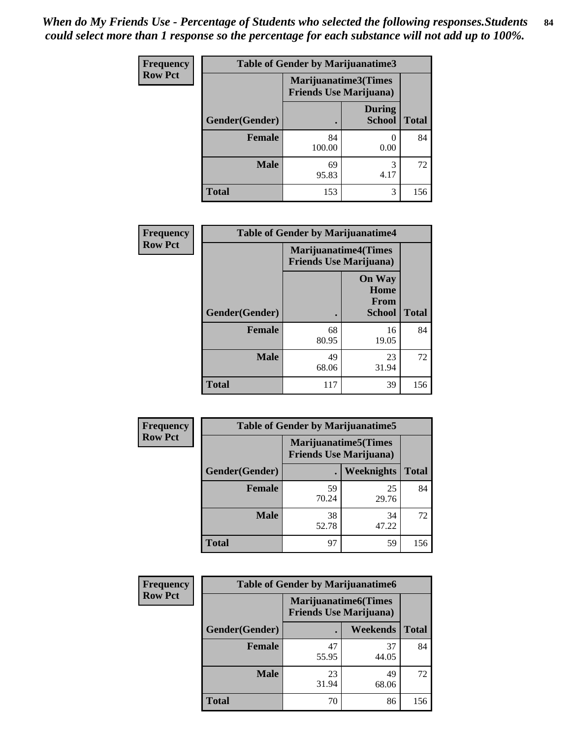*When do My Friends Use - Percentage of Students who selected the following responses.Students could select more than 1 response so the percentage for each substance will not add up to 100%.*

**Frequency**
**Row Pct**

| Table of Gender by Marijuanatime3 | | | |
|---|---|---|---|
| | Marijuanatime3(Times Friends Use Marijuana) | | |
| Gender(Gender) | . | During School | Total |
| Female | 84<br>100.00 | 0<br>0.00 | 84 |
| Male | 69<br>95.83 | 3<br>4.17 | 72 |
| Total | 153 | 3 | 156 |

**Frequency**
**Row Pct**

| Table of Gender by Marijuanatime4 | | | |
|---|---|---|---|
| | Marijuanatime4(Times Friends Use Marijuana) | | |
| Gender(Gender) | . | On Way Home From School | Total |
| Female | 68<br>80.95 | 16<br>19.05 | 84 |
| Male | 49<br>68.06 | 23<br>31.94 | 72 |
| Total | 117 | 39 | 156 |

**Frequency**
**Row Pct**

| Table of Gender by Marijuanatime5 | | | |
|---|---|---|---|
| | Marijuanatime5(Times Friends Use Marijuana) | | |
| Gender(Gender) | . | Weeknights | Total |
| Female | 59<br>70.24 | 25<br>29.76 | 84 |
| Male | 38<br>52.78 | 34<br>47.22 | 72 |
| Total | 97 | 59 | 156 |

**Frequency**
**Row Pct**

| Table of Gender by Marijuanatime6 | | | |
|---|---|---|---|
| | Marijuanatime6(Times Friends Use Marijuana) | | |
| Gender(Gender) | . | Weekends | Total |
| Female | 47<br>55.95 | 37<br>44.05 | 84 |
| Male | 23<br>31.94 | 49<br>68.06 | 72 |
| Total | 70 | 86 | 156 |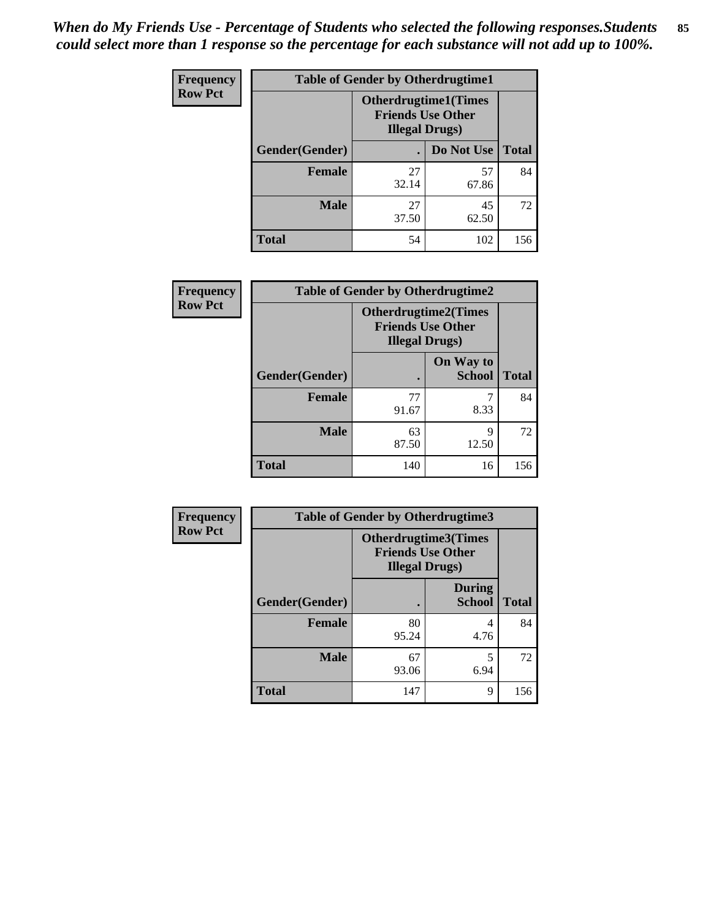*When do My Friends Use - Percentage of Students who selected the following responses.Students could select more than 1 response so the percentage for each substance will not add up to 100%.*

| Frequency Row Pct | Table of Gender by Otherdrugtime1 | | |
|---|---|---|---|
| | Otherdrugtime1(Times Friends Use Other Illegal Drugs) | | |
| Gender(Gender) | . | Do Not Use | Total |
| Female | 27<br>32.14 | 57<br>67.86 | 84 |
| Male | 27<br>37.50 | 45<br>62.50 | 72 |
| Total | 54 | 102 | 156 |

| Frequency Row Pct | Table of Gender by Otherdrugtime2 | | |
|---|---|---|---|
| | Otherdrugtime2(Times Friends Use Other Illegal Drugs) | | |
| Gender(Gender) | . | On Way to School | Total |
| Female | 77<br>91.67 | 7<br>8.33 | 84 |
| Male | 63<br>87.50 | 9<br>12.50 | 72 |
| Total | 140 | 16 | 156 |

| Frequency Row Pct | Table of Gender by Otherdrugtime3 | | |
|---|---|---|---|
| | Otherdrugtime3(Times Friends Use Other Illegal Drugs) | | |
| Gender(Gender) | . | During School | Total |
| Female | 80<br>95.24 | 4<br>4.76 | 84 |
| Male | 67<br>93.06 | 5<br>6.94 | 72 |
| Total | 147 | 9 | 156 |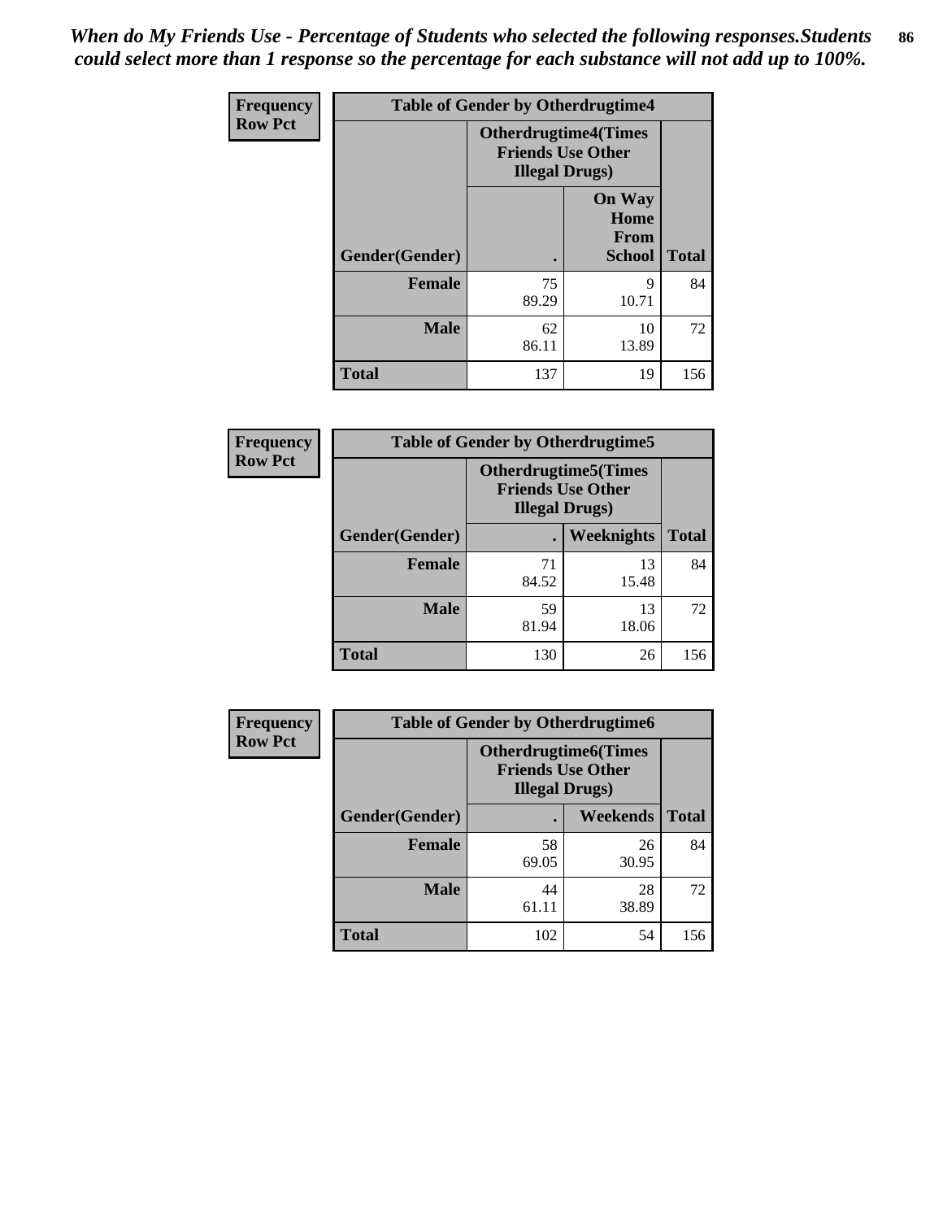*When do My Friends Use - Percentage of Students who selected the following responses.Students could select more than 1 response so the percentage for each substance will not add up to 100%.*

**Frequency**
**Row Pct**

| Table of Gender by Otherdrugtime4 | | | |
|---|---|---|---|
| | Otherdrugtime4(Times Friends Use Other Illegal Drugs) | | |
| Gender(Gender) | . | On Way Home From School | Total |
| **Female** | 75<br>89.29 | 9<br>10.71 | 84 |
| **Male** | 62<br>86.11 | 10<br>13.89 | 72 |
| **Total** | 137 | 19 | 156 |

**Frequency**
**Row Pct**

| Table of Gender by Otherdrugtime5 | | | |
|---|---|---|---|
| | Otherdrugtime5(Times Friends Use Other Illegal Drugs) | | |
| Gender(Gender) | . | Weeknights | Total |
| **Female** | 71<br>84.52 | 13<br>15.48 | 84 |
| **Male** | 59<br>81.94 | 13<br>18.06 | 72 |
| **Total** | 130 | 26 | 156 |

**Frequency**
**Row Pct**

| Table of Gender by Otherdrugtime6 | | | |
|---|---|---|---|
| | Otherdrugtime6(Times Friends Use Other Illegal Drugs) | | |
| Gender(Gender) | . | Weekends | Total |
| **Female** | 58<br>69.05 | 26<br>30.95 | 84 |
| **Male** | 44<br>61.11 | 28<br>38.89 | 72 |
| **Total** | 102 | 54 | 156 |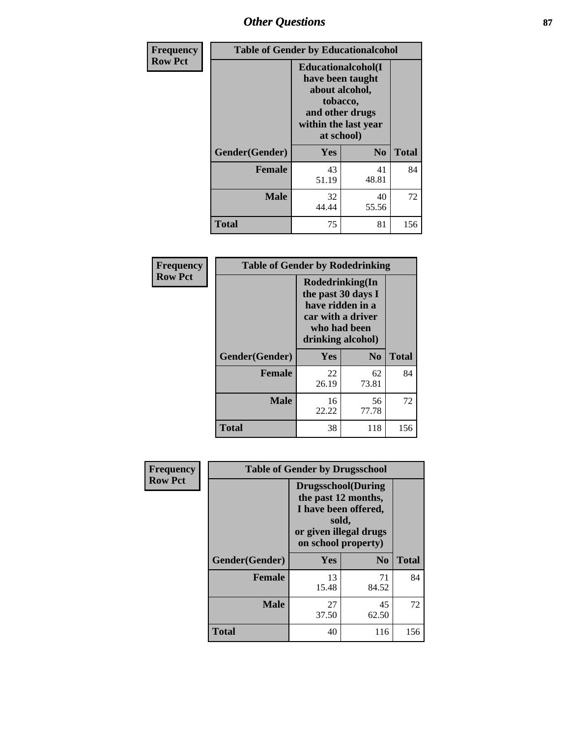| Frequency Row Pct | Table of Gender by Educationalcohol | | |
|---|---|---|---|
| | Educationalcohol(I have been taught about alcohol, tobacco, and other drugs within the last year at school) | | |
| Gender(Gender) | Yes | No | Total |
| Female | 43<br>51.19 | 41<br>48.81 | 84 |
| Male | 32<br>44.44 | 40<br>55.56 | 72 |
| Total | 75 | 81 | 156 |

| Frequency Row Pct | Table of Gender by Rodedrinking | | |
|---|---|---|---|
| | Rodedrinking(In the past 30 days I have ridden in a car with a driver who had been drinking alcohol) | | |
| Gender(Gender) | Yes | No | Total |
| Female | 22<br>26.19 | 62<br>73.81 | 84 |
| Male | 16<br>22.22 | 56<br>77.78 | 72 |
| Total | 38 | 118 | 156 |

| Frequency Row Pct | Table of Gender by Drugsschool | | |
|---|---|---|---|
| | Drugsschool(During the past 12 months, I have been offered, sold, or given illegal drugs on school property) | | |
| Gender(Gender) | Yes | No | Total |
| Female | 13<br>15.48 | 71<br>84.52 | 84 |
| Male | 27<br>37.50 | 45<br>62.50 | 72 |
| Total | 40 | 116 | 156 |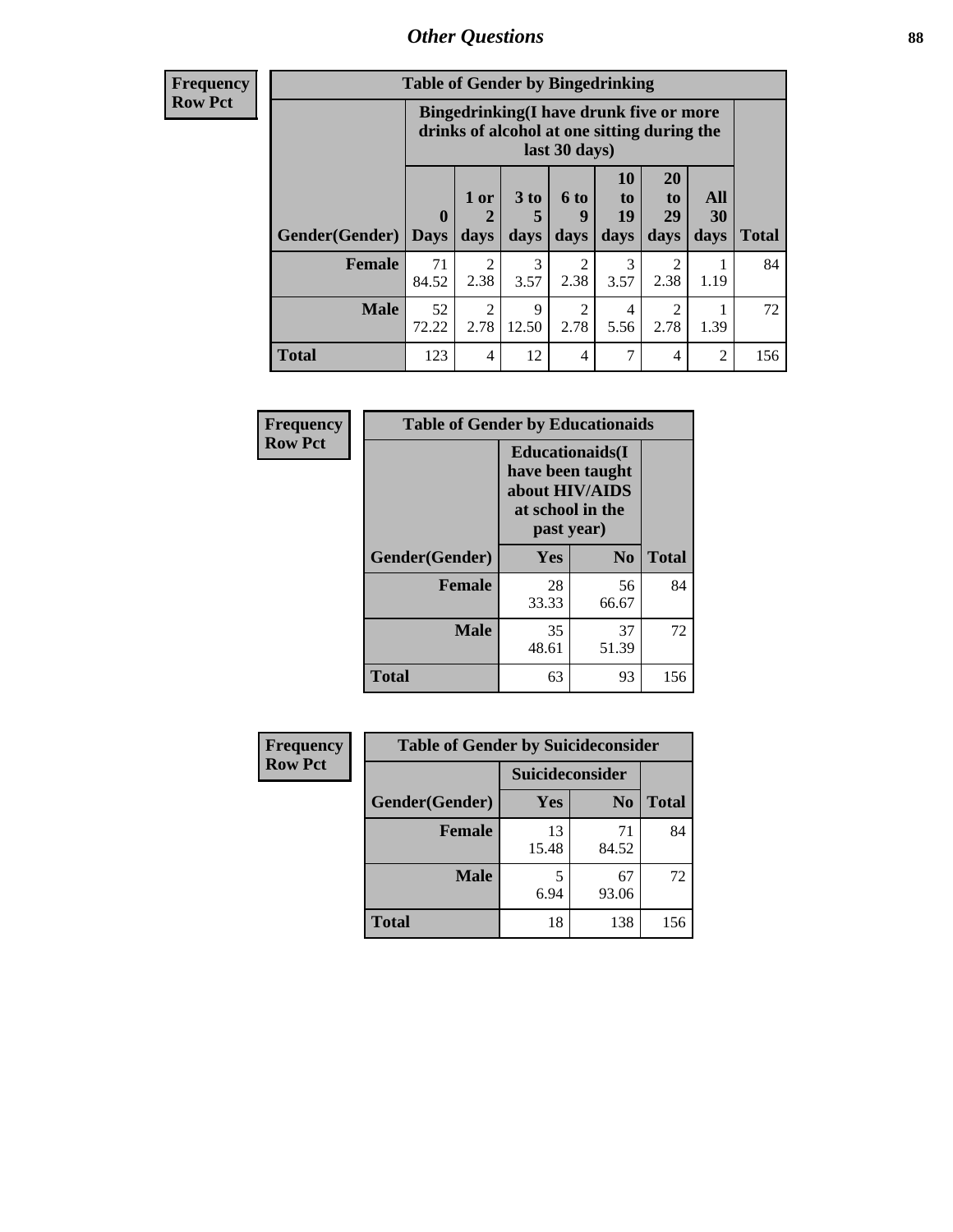## Other Questions

**Frequency**
**Row Pct**

**Table of Gender by Bingedrinking**

| Gender(Gender) | Bingedrinking(I have drunk five or more drinks of alcohol at one sitting during the last 30 days) | | | | | | | Total |
|---|---|---|---|---|---|---|---|---|
| | 0 Days | 1 or 2 days | 3 to 5 days | 6 to 9 days | 10 to 19 days | 20 to 29 days | All 30 days | |
| **Female** | 71<br>84.52 | 2<br>2.38 | 3<br>3.57 | 2<br>2.38 | 3<br>3.57 | 2<br>2.38 | 1<br>1.19 | 84 |
| **Male** | 52<br>72.22 | 2<br>2.78 | 9<br>12.50 | 2<br>2.78 | 4<br>5.56 | 2<br>2.78 | 1<br>1.39 | 72 |
| **Total** | 123 | 4 | 12 | 4 | 7 | 4 | 2 | 156 |

**Frequency**
**Row Pct**

**Table of Gender by Educationaids**

| Gender(Gender) | Educationaids(I have been taught about HIV/AIDS at school in the past year) | | Total |
|---|---|---|---|
| | Yes | No | |
| **Female** | 28<br>33.33 | 56<br>66.67 | 84 |
| **Male** | 35<br>48.61 | 37<br>51.39 | 72 |
| **Total** | 63 | 93 | 156 |

**Frequency**
**Row Pct**

**Table of Gender by Suicideconsider**

| Gender(Gender) | Suicideconsider | | Total |
|---|---|---|---|
| | Yes | No | |
| **Female** | 13<br>15.48 | 71<br>84.52 | 84 |
| **Male** | 5<br>6.94 | 67<br>93.06 | 72 |
| **Total** | 18 | 138 | 156 |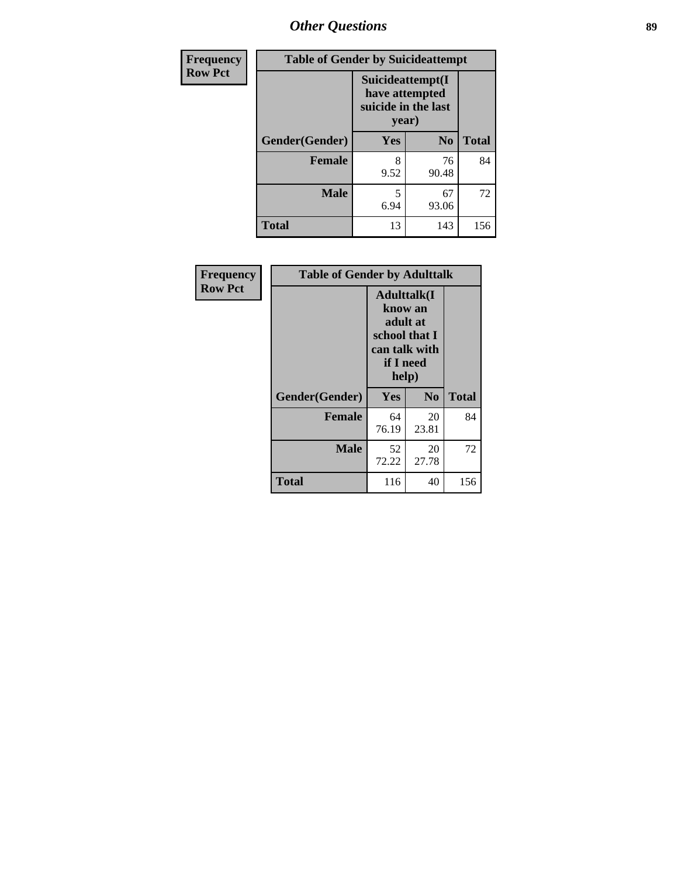| Frequency Row Pct | Table of Gender by Suicideattempt | | |
|---|---|---|---|
| | Suicideattempt(I have attempted suicide in the last year) | | |
| Gender(Gender) | Yes | No | Total |
| Female | 8<br>9.52 | 76<br>90.48 | 84 |
| Male | 5<br>6.94 | 67<br>93.06 | 72 |
| Total | 13 | 143 | 156 |

| Frequency Row Pct | Table of Gender by Adulttalk | | |
|---|---|---|---|
| | Adulttalk(I know an adult at school that I can talk with if I need help) | | |
| Gender(Gender) | Yes | No | Total |
| Female | 64<br>76.19 | 20<br>23.81 | 84 |
| Male | 52<br>72.22 | 20<br>27.78 | 72 |
| Total | 116 | 40 | 156 |